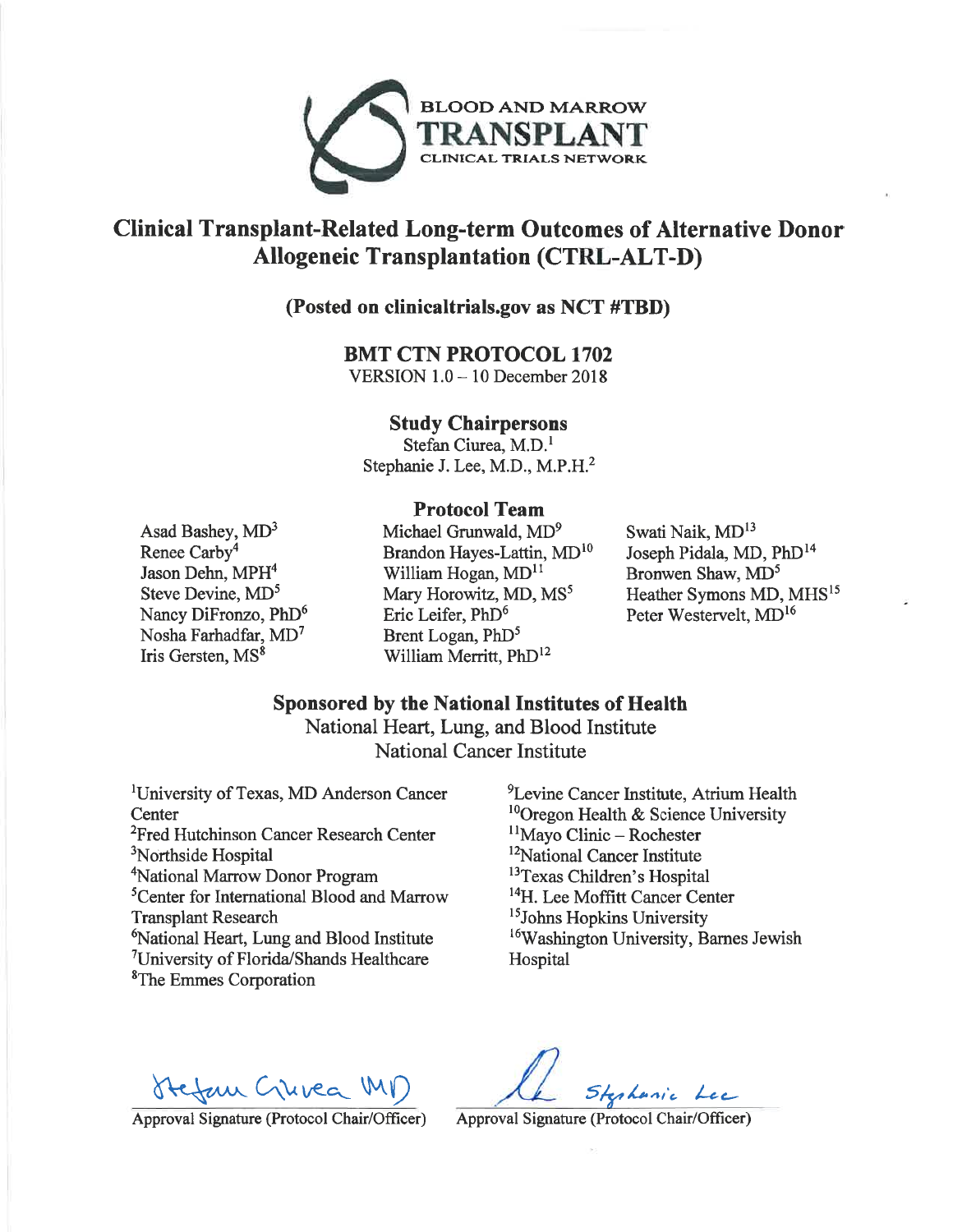BLOOD AND MARROW
**TRANSPLANT**
CLINICAL TRIALS NETWORK

# Clinical Transplant-Related Long-term Outcomes of Alternative Donor Allogeneic Transplantation (CTRL-ALT-D)

**(Posted on clinicaltrials.gov as NCT #TBD)**

**BMT CTN PROTOCOL 1702**

VERSION 1.0 – 10 December 2018

**Study Chairpersons**

Stefan Ciurea, M.D.[1]

Stephanie J. Lee, M.D., M.P.H.[2]

**Protocol Team**

Asad Bashey, MD[3]
Renee Carby[4]
Jason Dehn, MPH[4]
Steve Devine, MD[5]
Nancy DiFronzo, PhD[6]
Nosha Farhadfar, MD[7]
Iris Gersten, MS[8]
Michael Grunwald, MD[9]
Brandon Hayes-Lattin, MD[10]
William Hogan, MD[11]
Mary Horowitz, MD, MS[5]
Eric Leifer, PhD[6]
Brent Logan, PhD[5]
William Merritt, PhD[12]
Swati Naik, MD[13]
Joseph Pidala, MD, PhD[14]
Bronwen Shaw, MD[5]
Heather Symons MD, MHS[15]
Peter Westervelt, MD[16]

**Sponsored by the National Institutes of Health**

National Heart, Lung, and Blood Institute

National Cancer Institute

[1]University of Texas, MD Anderson Cancer Center
[2]Fred Hutchinson Cancer Research Center
[3]Northside Hospital
[4]National Marrow Donor Program
[5]Center for International Blood and Marrow Transplant Research
[6]National Heart, Lung and Blood Institute
[7]University of Florida/Shands Healthcare
[8]The Emmes Corporation
[9]Levine Cancer Institute, Atrium Health
[10]Oregon Health & Science University
[11]Mayo Clinic – Rochester
[12]National Cancer Institute
[13]Texas Children's Hospital
[14]H. Lee Moffitt Cancer Center
[15]Johns Hopkins University
[16]Washington University, Barnes Jewish Hospital

Stefan Ciurea MD
Approval Signature (Protocol Chair/Officer)

Stephanie Lee
Approval Signature (Protocol Chair/Officer)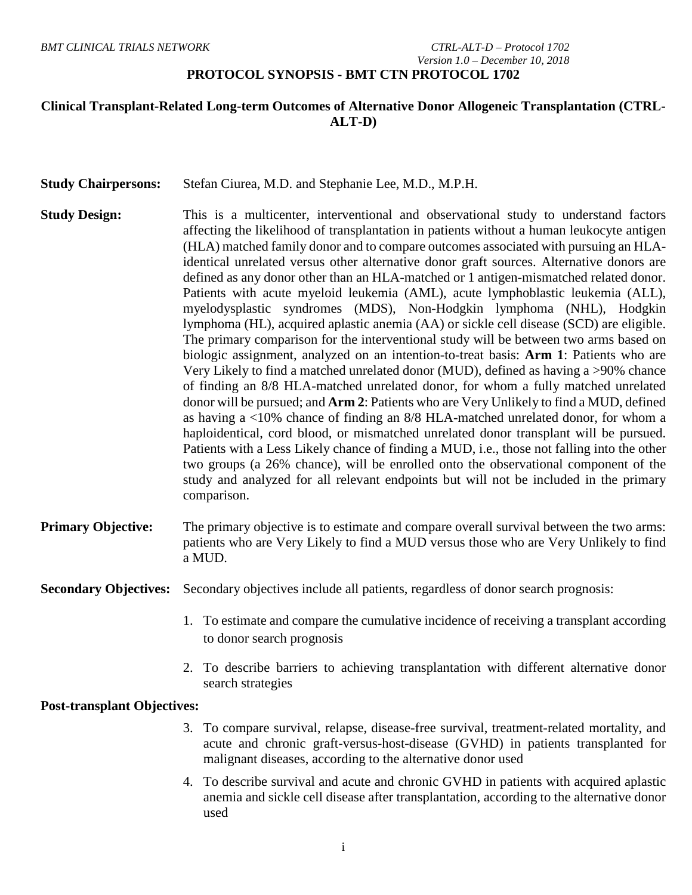# PROTOCOL SYNOPSIS - BMT CTN PROTOCOL 1702

## Clinical Transplant-Related Long-term Outcomes of Alternative Donor Allogeneic Transplantation (CTRL-ALT-D)

**Study Chairpersons:** Stefan Ciurea, M.D. and Stephanie Lee, M.D., M.P.H.

**Study Design:** This is a multicenter, interventional and observational study to understand factors affecting the likelihood of transplantation in patients without a human leukocyte antigen (HLA) matched family donor and to compare outcomes associated with pursuing an HLA-identical unrelated versus other alternative donor graft sources. Alternative donors are defined as any donor other than an HLA-matched or 1 antigen-mismatched related donor. Patients with acute myeloid leukemia (AML), acute lymphoblastic leukemia (ALL), myelodysplastic syndromes (MDS), Non-Hodgkin lymphoma (NHL), Hodgkin lymphoma (HL), acquired aplastic anemia (AA) or sickle cell disease (SCD) are eligible. The primary comparison for the interventional study will be between two arms based on biologic assignment, analyzed on an intention-to-treat basis: **Arm 1**: Patients who are Very Likely to find a matched unrelated donor (MUD), defined as having a >90% chance of finding an 8/8 HLA-matched unrelated donor, for whom a fully matched unrelated donor will be pursued; and **Arm 2**: Patients who are Very Unlikely to find a MUD, defined as having a <10% chance of finding an 8/8 HLA-matched unrelated donor, for whom a haploidentical, cord blood, or mismatched unrelated donor transplant will be pursued. Patients with a Less Likely chance of finding a MUD, i.e., those not falling into the other two groups (a 26% chance), will be enrolled onto the observational component of the study and analyzed for all relevant endpoints but will not be included in the primary comparison.

**Primary Objective:** The primary objective is to estimate and compare overall survival between the two arms: patients who are Very Likely to find a MUD versus those who are Very Unlikely to find a MUD.

**Secondary Objectives:** Secondary objectives include all patients, regardless of donor search prognosis:

1. To estimate and compare the cumulative incidence of receiving a transplant according to donor search prognosis
2. To describe barriers to achieving transplantation with different alternative donor search strategies

**Post-transplant Objectives:**

3. To compare survival, relapse, disease-free survival, treatment-related mortality, and acute and chronic graft-versus-host-disease (GVHD) in patients transplanted for malignant diseases, according to the alternative donor used
4. To describe survival and acute and chronic GVHD in patients with acquired aplastic anemia and sickle cell disease after transplantation, according to the alternative donor used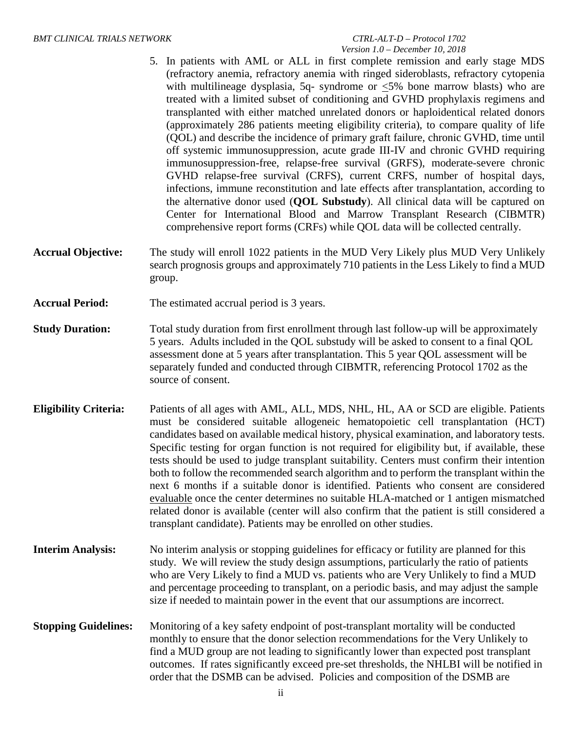5. In patients with AML or ALL in first complete remission and early stage MDS (refractory anemia, refractory anemia with ringed sideroblasts, refractory cytopenia with multilineage dysplasia, 5q- syndrome or $\leq$5% bone marrow blasts) who are treated with a limited subset of conditioning and GVHD prophylaxis regimens and transplanted with either matched unrelated donors or haploidentical related donors (approximately 286 patients meeting eligibility criteria), to compare quality of life (QOL) and describe the incidence of primary graft failure, chronic GVHD, time until off systemic immunosuppression, acute grade III-IV and chronic GVHD requiring immunosuppression-free, relapse-free survival (GRFS), moderate-severe chronic GVHD relapse-free survival (CRFS), current CRFS, number of hospital days, infections, immune reconstitution and late effects after transplantation, according to the alternative donor used (**QOL Substudy**). All clinical data will be captured on Center for International Blood and Marrow Transplant Research (CIBMTR) comprehensive report forms (CRFs) while QOL data will be collected centrally.

**Accrual Objective:** The study will enroll 1022 patients in the MUD Very Likely plus MUD Very Unlikely search prognosis groups and approximately 710 patients in the Less Likely to find a MUD group.

**Accrual Period:** The estimated accrual period is 3 years.

**Study Duration:** Total study duration from first enrollment through last follow-up will be approximately 5 years. Adults included in the QOL substudy will be asked to consent to a final QOL assessment done at 5 years after transplantation. This 5 year QOL assessment will be separately funded and conducted through CIBMTR, referencing Protocol 1702 as the source of consent.

**Eligibility Criteria:** Patients of all ages with AML, ALL, MDS, NHL, HL, AA or SCD are eligible. Patients must be considered suitable allogeneic hematopoietic cell transplantation (HCT) candidates based on available medical history, physical examination, and laboratory tests. Specific testing for organ function is not required for eligibility but, if available, these tests should be used to judge transplant suitability. Centers must confirm their intention both to follow the recommended search algorithm and to perform the transplant within the next 6 months if a suitable donor is identified. Patients who consent are considered evaluable once the center determines no suitable HLA-matched or 1 antigen mismatched related donor is available (center will also confirm that the patient is still considered a transplant candidate). Patients may be enrolled on other studies.

**Interim Analysis:** No interim analysis or stopping guidelines for efficacy or futility are planned for this study. We will review the study design assumptions, particularly the ratio of patients who are Very Likely to find a MUD vs. patients who are Very Unlikely to find a MUD and percentage proceeding to transplant, on a periodic basis, and may adjust the sample size if needed to maintain power in the event that our assumptions are incorrect.

**Stopping Guidelines:** Monitoring of a key safety endpoint of post-transplant mortality will be conducted monthly to ensure that the donor selection recommendations for the Very Unlikely to find a MUD group are not leading to significantly lower than expected post transplant outcomes. If rates significantly exceed pre-set thresholds, the NHLBI will be notified in order that the DSMB can be advised. Policies and composition of the DSMB are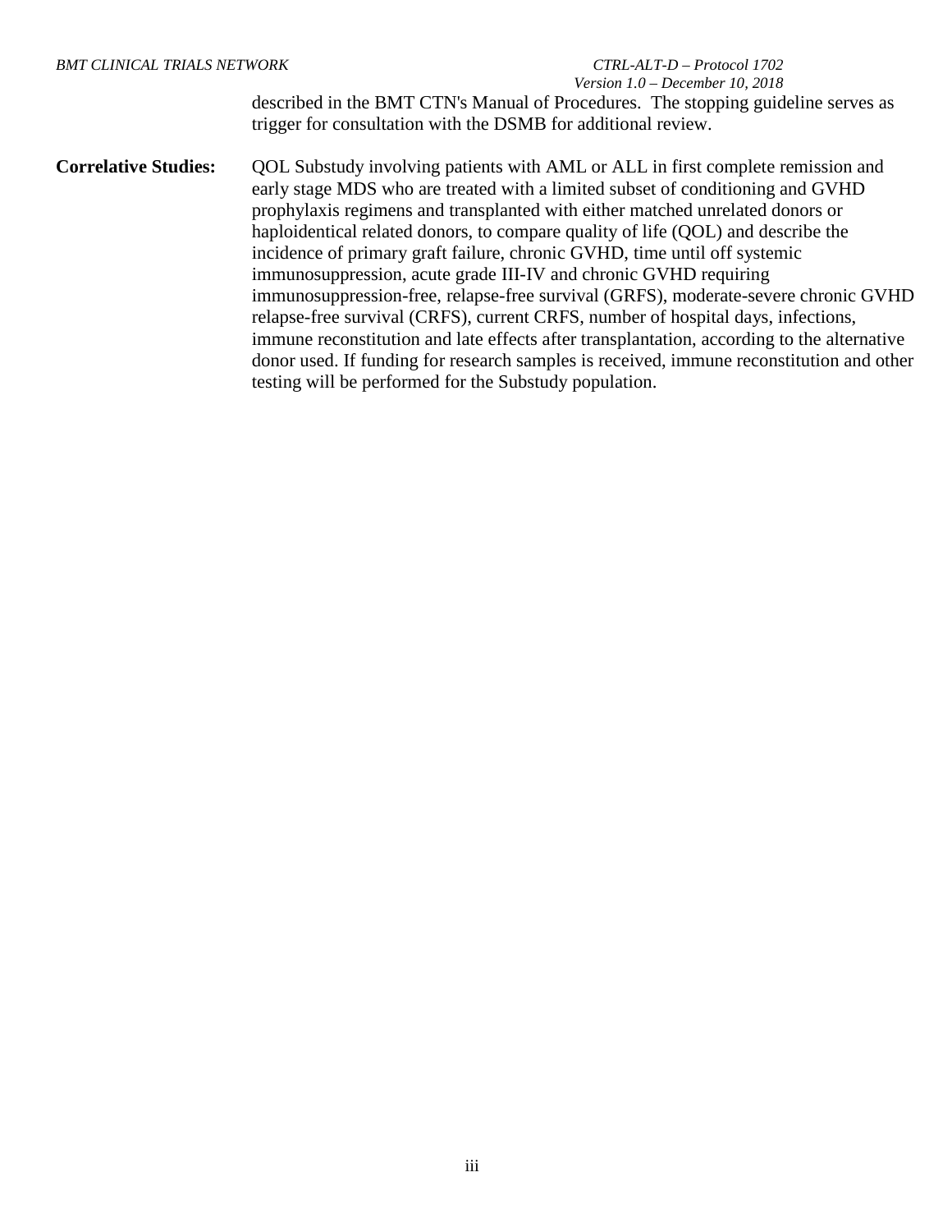described in the BMT CTN's Manual of Procedures. The stopping guideline serves as trigger for consultation with the DSMB for additional review.

**Correlative Studies:** QOL Substudy involving patients with AML or ALL in first complete remission and early stage MDS who are treated with a limited subset of conditioning and GVHD prophylaxis regimens and transplanted with either matched unrelated donors or haploidentical related donors, to compare quality of life (QOL) and describe the incidence of primary graft failure, chronic GVHD, time until off systemic immunosuppression, acute grade III-IV and chronic GVHD requiring immunosuppression-free, relapse-free survival (GRFS), moderate-severe chronic GVHD relapse-free survival (CRFS), current CRFS, number of hospital days, infections, immune reconstitution and late effects after transplantation, according to the alternative donor used. If funding for research samples is received, immune reconstitution and other testing will be performed for the Substudy population.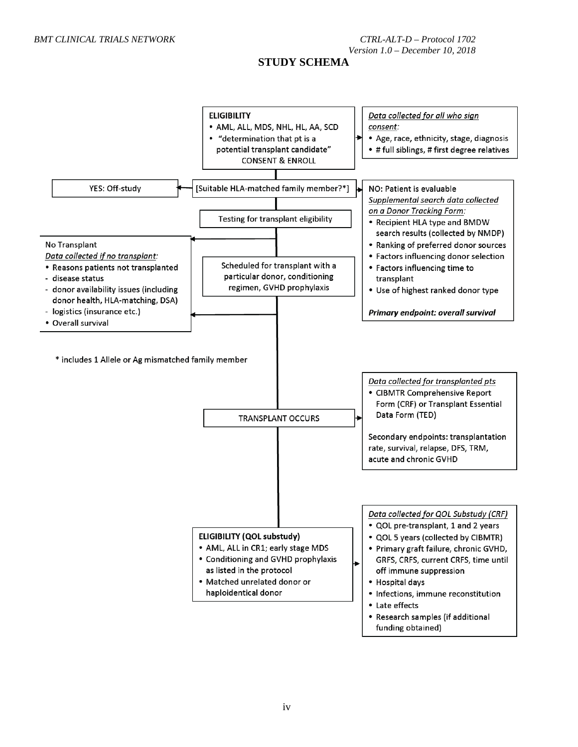# STUDY SCHEMA

**ELIGIBILITY**

- AML, ALL, MDS, NHL, HL, AA, SCD
- "determination that pt is a potential transplant candidate"

CONSENT & ENROLL

*Data collected for all who sign consent:*

- Age, race, ethnicity, stage, diagnosis
- # full siblings, # first degree relatives

[Suitable HLA-matched family member?*]

YES: Off-study

NO: Patient is evaluable

*Supplemental search data collected on a Donor Tracking Form:*

- Recipient HLA type and BMDW search results (collected by NMDP)
- Ranking of preferred donor sources
- Factors influencing donor selection
- Factors influencing time to transplant
- Use of highest ranked donor type

***Primary endpoint: overall survival***

Testing for transplant eligibility

Scheduled for transplant with a particular donor, conditioning regimen, GVHD prophylaxis

No Transplant

*Data collected if no transplant:*

- Reasons patients not transplanted
- disease status
- donor availability issues (including donor health, HLA-matching, DSA)
- logistics (insurance etc.)
- Overall survival

\* includes 1 Allele or Ag mismatched family member

TRANSPLANT OCCURS

*Data collected for transplanted pts*

- CIBMTR Comprehensive Report Form (CRF) or Transplant Essential Data Form (TED)

Secondary endpoints: transplantation rate, survival, relapse, DFS, TRM, acute and chronic GVHD

**ELIGIBILITY (QOL substudy)**

- AML, ALL in CR1; early stage MDS
- Conditioning and GVHD prophylaxis as listed in the protocol
- Matched unrelated donor or haploidentical donor

*Data collected for QOL Substudy (CRF)*

- QOL pre-transplant, 1 and 2 years
- QOL 5 years (collected by CIBMTR)
- Primary graft failure, chronic GVHD, GRFS, CRFS, current CRFS, time until off immune suppression
- Hospital days
- Infections, immune reconstitution
- Late effects
- Research samples (if additional funding obtained)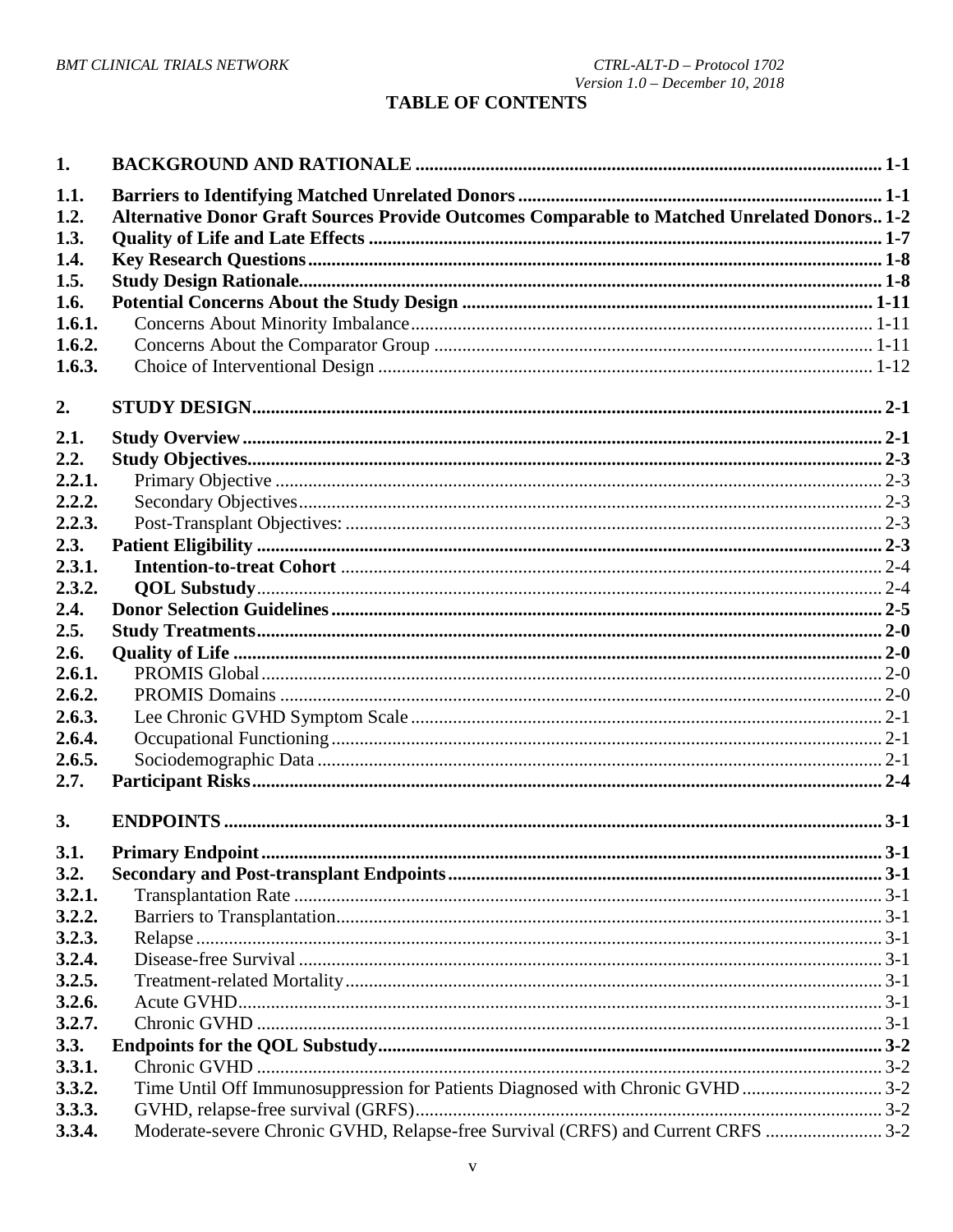# TABLE OF CONTENTS

| | | |
|---|---|---|
| **1.** | **BACKGROUND AND RATIONALE** | **1-1** |
| **1.1.** | **Barriers to Identifying Matched Unrelated Donors** | **1-1** |
| **1.2.** | **Alternative Donor Graft Sources Provide Outcomes Comparable to Matched Unrelated Donors** | **1-2** |
| **1.3.** | **Quality of Life and Late Effects** | **1-7** |
| **1.4.** | **Key Research Questions** | **1-8** |
| **1.5.** | **Study Design Rationale** | **1-8** |
| **1.6.** | **Potential Concerns About the Study Design** | **1-11** |
| **1.6.1.** | Concerns About Minority Imbalance | 1-11 |
| **1.6.2.** | Concerns About the Comparator Group | 1-11 |
| **1.6.3.** | Choice of Interventional Design | 1-12 |
| **2.** | **STUDY DESIGN** | **2-1** |
| **2.1.** | **Study Overview** | **2-1** |
| **2.2.** | **Study Objectives** | **2-3** |
| **2.2.1.** | Primary Objective | 2-3 |
| **2.2.2.** | Secondary Objectives | 2-3 |
| **2.2.3.** | Post-Transplant Objectives: | 2-3 |
| **2.3.** | **Patient Eligibility** | **2-3** |
| **2.3.1.** | **Intention-to-treat Cohort** | 2-4 |
| **2.3.2.** | **QOL Substudy** | 2-4 |
| **2.4.** | **Donor Selection Guidelines** | **2-5** |
| **2.5.** | **Study Treatments** | **2-0** |
| **2.6.** | **Quality of Life** | **2-0** |
| **2.6.1.** | PROMIS Global | 2-0 |
| **2.6.2.** | PROMIS Domains | 2-0 |
| **2.6.3.** | Lee Chronic GVHD Symptom Scale | 2-1 |
| **2.6.4.** | Occupational Functioning | 2-1 |
| **2.6.5.** | Sociodemographic Data | 2-1 |
| **2.7.** | **Participant Risks** | **2-4** |
| **3.** | **ENDPOINTS** | **3-1** |
| **3.1.** | **Primary Endpoint** | **3-1** |
| **3.2.** | **Secondary and Post-transplant Endpoints** | **3-1** |
| **3.2.1.** | Transplantation Rate | 3-1 |
| **3.2.2.** | Barriers to Transplantation | 3-1 |
| **3.2.3.** | Relapse | 3-1 |
| **3.2.4.** | Disease-free Survival | 3-1 |
| **3.2.5.** | Treatment-related Mortality | 3-1 |
| **3.2.6.** | Acute GVHD | 3-1 |
| **3.2.7.** | Chronic GVHD | 3-1 |
| **3.3.** | **Endpoints for the QOL Substudy** | **3-2** |
| **3.3.1.** | Chronic GVHD | 3-2 |
| **3.3.2.** | Time Until Off Immunosuppression for Patients Diagnosed with Chronic GVHD | 3-2 |
| **3.3.3.** | GVHD, relapse-free survival (GRFS) | 3-2 |
| **3.3.4.** | Moderate-severe Chronic GVHD, Relapse-free Survival (CRFS) and Current CRFS | 3-2 |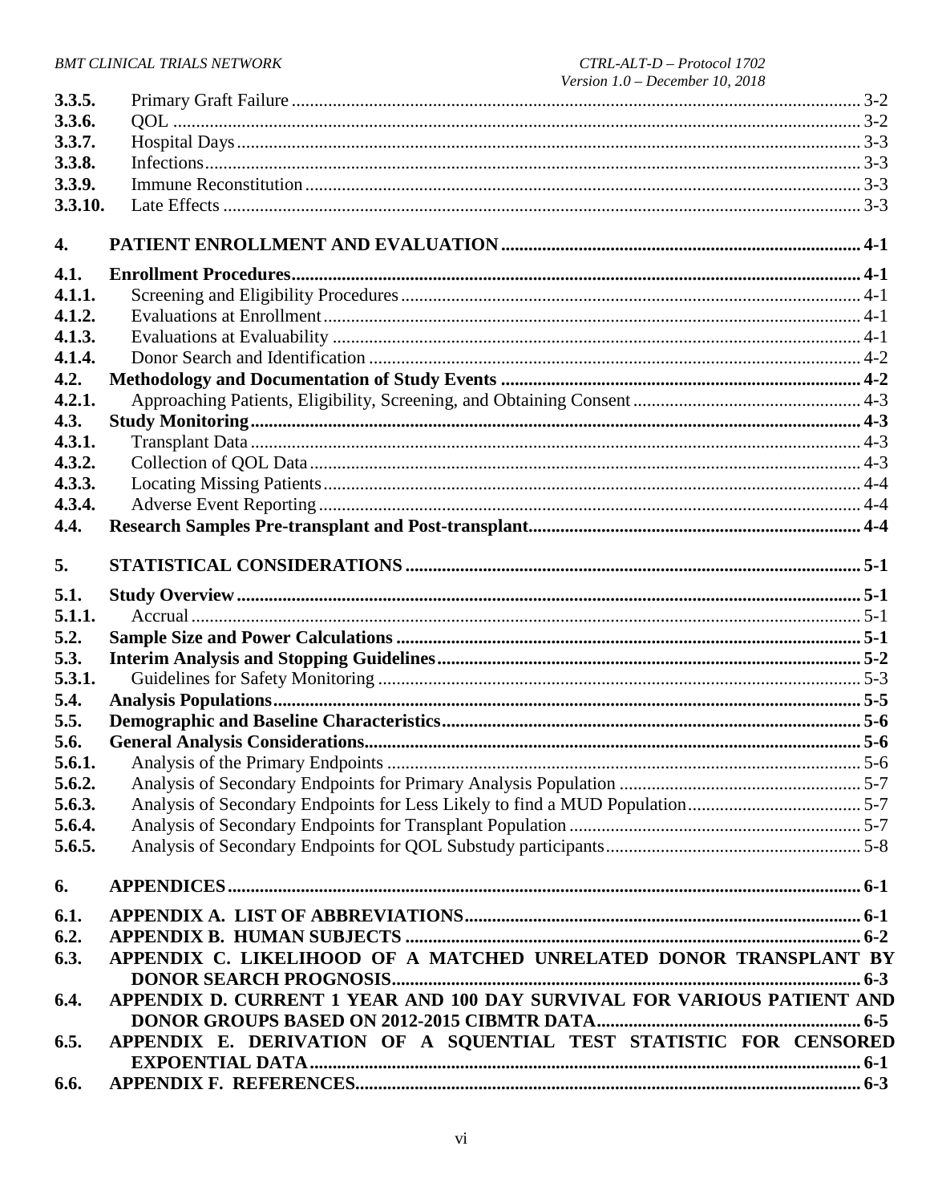| | | |
|---|---|---|
| 3.3.5. | Primary Graft Failure | 3-2 |
| 3.3.6. | QOL | 3-2 |
| 3.3.7. | Hospital Days | 3-3 |
| 3.3.8. | Infections | 3-3 |
| 3.3.9. | Immune Reconstitution | 3-3 |
| 3.3.10. | Late Effects | 3-3 |
| **4.** | **PATIENT ENROLLMENT AND EVALUATION** | **4-1** |
| **4.1.** | **Enrollment Procedures** | **4-1** |
| 4.1.1. | Screening and Eligibility Procedures | 4-1 |
| 4.1.2. | Evaluations at Enrollment | 4-1 |
| 4.1.3. | Evaluations at Evaluability | 4-1 |
| 4.1.4. | Donor Search and Identification | 4-2 |
| **4.2.** | **Methodology and Documentation of Study Events** | **4-2** |
| 4.2.1. | Approaching Patients, Eligibility, Screening, and Obtaining Consent | 4-3 |
| **4.3.** | **Study Monitoring** | **4-3** |
| 4.3.1. | Transplant Data | 4-3 |
| 4.3.2. | Collection of QOL Data | 4-3 |
| 4.3.3. | Locating Missing Patients | 4-4 |
| 4.3.4. | Adverse Event Reporting | 4-4 |
| **4.4.** | **Research Samples Pre-transplant and Post-transplant** | **4-4** |
| **5.** | **STATISTICAL CONSIDERATIONS** | **5-1** |
| **5.1.** | **Study Overview** | **5-1** |
| 5.1.1. | Accrual | 5-1 |
| **5.2.** | **Sample Size and Power Calculations** | **5-1** |
| **5.3.** | **Interim Analysis and Stopping Guidelines** | **5-2** |
| 5.3.1. | Guidelines for Safety Monitoring | 5-3 |
| **5.4.** | **Analysis Populations** | **5-5** |
| **5.5.** | **Demographic and Baseline Characteristics** | **5-6** |
| **5.6.** | **General Analysis Considerations** | **5-6** |
| 5.6.1. | Analysis of the Primary Endpoints | 5-6 |
| 5.6.2. | Analysis of Secondary Endpoints for Primary Analysis Population | 5-7 |
| 5.6.3. | Analysis of Secondary Endpoints for Less Likely to find a MUD Population | 5-7 |
| 5.6.4. | Analysis of Secondary Endpoints for Transplant Population | 5-7 |
| 5.6.5. | Analysis of Secondary Endpoints for QOL Substudy participants | 5-8 |
| **6.** | **APPENDICES** | **6-1** |
| **6.1.** | **APPENDIX A. LIST OF ABBREVIATIONS** | **6-1** |
| **6.2.** | **APPENDIX B. HUMAN SUBJECTS** | **6-2** |
| **6.3.** | **APPENDIX C. LIKELIHOOD OF A MATCHED UNRELATED DONOR TRANSPLANT BY DONOR SEARCH PROGNOSIS** | **6-3** |
| **6.4.** | **APPENDIX D. CURRENT 1 YEAR AND 100 DAY SURVIVAL FOR VARIOUS PATIENT AND DONOR GROUPS BASED ON 2012-2015 CIBMTR DATA** | **6-5** |
| **6.5.** | **APPENDIX E. DERIVATION OF A SQUENTIAL TEST STATISTIC FOR CENSORED EXPOENTIAL DATA** | **6-1** |
| **6.6.** | **APPENDIX F. REFERENCES** | **6-3** |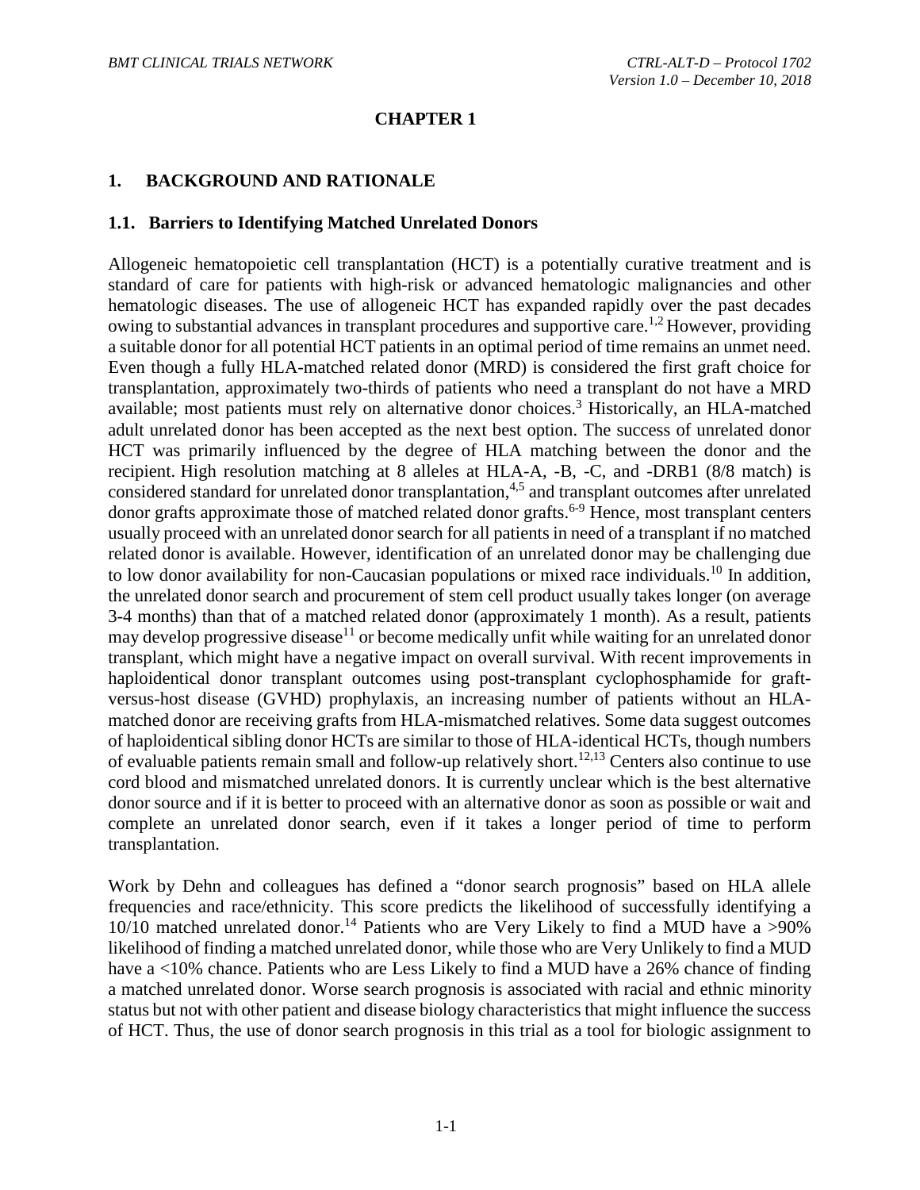# CHAPTER 1

## 1. BACKGROUND AND RATIONALE

### 1.1. Barriers to Identifying Matched Unrelated Donors

Allogeneic hematopoietic cell transplantation (HCT) is a potentially curative treatment and is standard of care for patients with high-risk or advanced hematologic malignancies and other hematologic diseases. The use of allogeneic HCT has expanded rapidly over the past decades owing to substantial advances in transplant procedures and supportive care.[1,2] However, providing a suitable donor for all potential HCT patients in an optimal period of time remains an unmet need. Even though a fully HLA-matched related donor (MRD) is considered the first graft choice for transplantation, approximately two-thirds of patients who need a transplant do not have a MRD available; most patients must rely on alternative donor choices.[3] Historically, an HLA-matched adult unrelated donor has been accepted as the next best option. The success of unrelated donor HCT was primarily influenced by the degree of HLA matching between the donor and the recipient. High resolution matching at 8 alleles at HLA-A, -B, -C, and -DRB1 (8/8 match) is considered standard for unrelated donor transplantation,[4,5] and transplant outcomes after unrelated donor grafts approximate those of matched related donor grafts.[6-9] Hence, most transplant centers usually proceed with an unrelated donor search for all patients in need of a transplant if no matched related donor is available. However, identification of an unrelated donor may be challenging due to low donor availability for non-Caucasian populations or mixed race individuals.[10] In addition, the unrelated donor search and procurement of stem cell product usually takes longer (on average 3-4 months) than that of a matched related donor (approximately 1 month). As a result, patients may develop progressive disease[11] or become medically unfit while waiting for an unrelated donor transplant, which might have a negative impact on overall survival. With recent improvements in haploidentical donor transplant outcomes using post-transplant cyclophosphamide for graft-versus-host disease (GVHD) prophylaxis, an increasing number of patients without an HLA-matched donor are receiving grafts from HLA-mismatched relatives. Some data suggest outcomes of haploidentical sibling donor HCTs are similar to those of HLA-identical HCTs, though numbers of evaluable patients remain small and follow-up relatively short.[12,13] Centers also continue to use cord blood and mismatched unrelated donors. It is currently unclear which is the best alternative donor source and if it is better to proceed with an alternative donor as soon as possible or wait and complete an unrelated donor search, even if it takes a longer period of time to perform transplantation.

Work by Dehn and colleagues has defined a "donor search prognosis" based on HLA allele frequencies and race/ethnicity. This score predicts the likelihood of successfully identifying a 10/10 matched unrelated donor.[14] Patients who are Very Likely to find a MUD have a >90% likelihood of finding a matched unrelated donor, while those who are Very Unlikely to find a MUD have a <10% chance. Patients who are Less Likely to find a MUD have a 26% chance of finding a matched unrelated donor. Worse search prognosis is associated with racial and ethnic minority status but not with other patient and disease biology characteristics that might influence the success of HCT. Thus, the use of donor search prognosis in this trial as a tool for biologic assignment to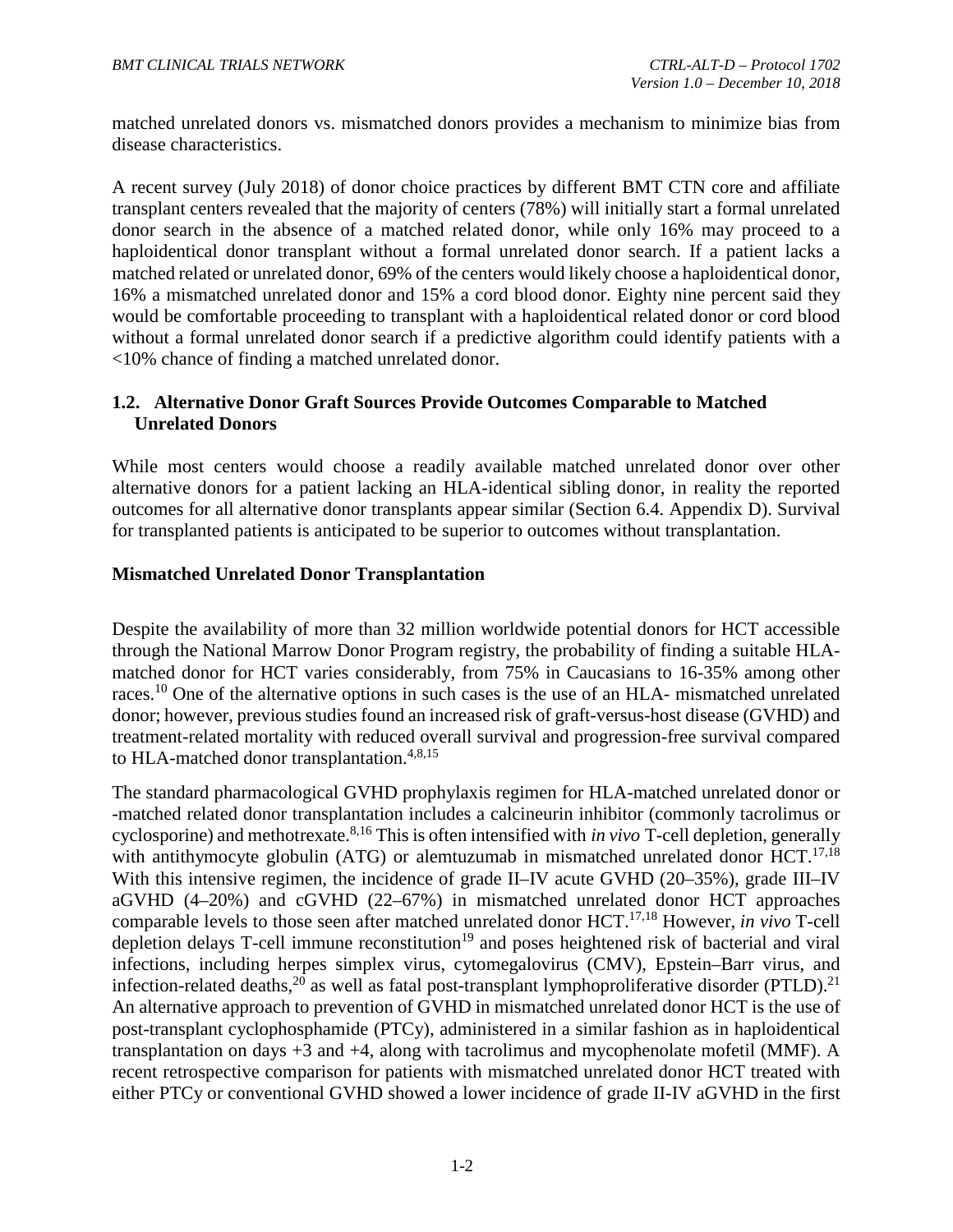matched unrelated donors vs. mismatched donors provides a mechanism to minimize bias from disease characteristics.

A recent survey (July 2018) of donor choice practices by different BMT CTN core and affiliate transplant centers revealed that the majority of centers (78%) will initially start a formal unrelated donor search in the absence of a matched related donor, while only 16% may proceed to a haploidentical donor transplant without a formal unrelated donor search. If a patient lacks a matched related or unrelated donor, 69% of the centers would likely choose a haploidentical donor, 16% a mismatched unrelated donor and 15% a cord blood donor. Eighty nine percent said they would be comfortable proceeding to transplant with a haploidentical related donor or cord blood without a formal unrelated donor search if a predictive algorithm could identify patients with a <10% chance of finding a matched unrelated donor.

## 1.2. Alternative Donor Graft Sources Provide Outcomes Comparable to Matched Unrelated Donors

While most centers would choose a readily available matched unrelated donor over other alternative donors for a patient lacking an HLA-identical sibling donor, in reality the reported outcomes for all alternative donor transplants appear similar (Section 6.4. Appendix D). Survival for transplanted patients is anticipated to be superior to outcomes without transplantation.

### Mismatched Unrelated Donor Transplantation

Despite the availability of more than 32 million worldwide potential donors for HCT accessible through the National Marrow Donor Program registry, the probability of finding a suitable HLA-matched donor for HCT varies considerably, from 75% in Caucasians to 16-35% among other races.[10] One of the alternative options in such cases is the use of an HLA- mismatched unrelated donor; however, previous studies found an increased risk of graft-versus-host disease (GVHD) and treatment-related mortality with reduced overall survival and progression-free survival compared to HLA-matched donor transplantation.[4,8,15]

The standard pharmacological GVHD prophylaxis regimen for HLA-matched unrelated donor or -matched related donor transplantation includes a calcineurin inhibitor (commonly tacrolimus or cyclosporine) and methotrexate.[8,16] This is often intensified with *in vivo* T-cell depletion, generally with antithymocyte globulin (ATG) or alemtuzumab in mismatched unrelated donor HCT.[17,18] With this intensive regimen, the incidence of grade II–IV acute GVHD (20–35%), grade III–IV aGVHD (4–20%) and cGVHD (22–67%) in mismatched unrelated donor HCT approaches comparable levels to those seen after matched unrelated donor HCT.[17,18] However, *in vivo* T-cell depletion delays T-cell immune reconstitution[19] and poses heightened risk of bacterial and viral infections, including herpes simplex virus, cytomegalovirus (CMV), Epstein–Barr virus, and infection-related deaths,[20] as well as fatal post-transplant lymphoproliferative disorder (PTLD).[21] An alternative approach to prevention of GVHD in mismatched unrelated donor HCT is the use of post-transplant cyclophosphamide (PTCy), administered in a similar fashion as in haploidentical transplantation on days +3 and +4, along with tacrolimus and mycophenolate mofetil (MMF). A recent retrospective comparison for patients with mismatched unrelated donor HCT treated with either PTCy or conventional GVHD showed a lower incidence of grade II-IV aGVHD in the first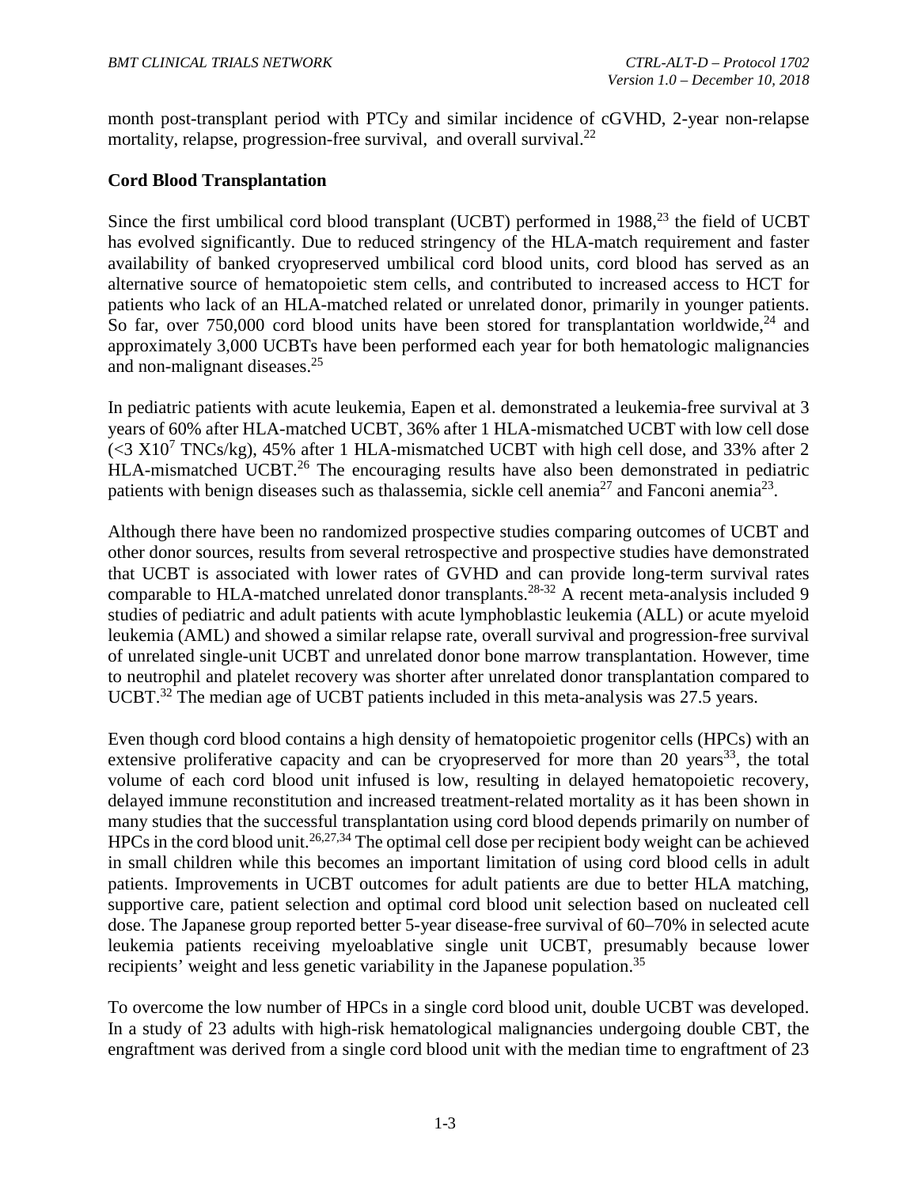month post-transplant period with PTCy and similar incidence of cGVHD, 2-year non-relapse mortality, relapse, progression-free survival, and overall survival.[22]

### Cord Blood Transplantation

Since the first umbilical cord blood transplant (UCBT) performed in 1988,[23] the field of UCBT has evolved significantly. Due to reduced stringency of the HLA-match requirement and faster availability of banked cryopreserved umbilical cord blood units, cord blood has served as an alternative source of hematopoietic stem cells, and contributed to increased access to HCT for patients who lack of an HLA-matched related or unrelated donor, primarily in younger patients. So far, over 750,000 cord blood units have been stored for transplantation worldwide,[24] and approximately 3,000 UCBTs have been performed each year for both hematologic malignancies and non-malignant diseases.[25]

In pediatric patients with acute leukemia, Eapen et al. demonstrated a leukemia-free survival at 3 years of 60% after HLA-matched UCBT, 36% after 1 HLA-mismatched UCBT with low cell dose ($<3 \times 10^7$ TNCs/kg), 45% after 1 HLA-mismatched UCBT with high cell dose, and 33% after 2 HLA-mismatched UCBT.[26] The encouraging results have also been demonstrated in pediatric patients with benign diseases such as thalassemia, sickle cell anemia[27] and Fanconi anemia[23].

Although there have been no randomized prospective studies comparing outcomes of UCBT and other donor sources, results from several retrospective and prospective studies have demonstrated that UCBT is associated with lower rates of GVHD and can provide long-term survival rates comparable to HLA-matched unrelated donor transplants.[28-32] A recent meta-analysis included 9 studies of pediatric and adult patients with acute lymphoblastic leukemia (ALL) or acute myeloid leukemia (AML) and showed a similar relapse rate, overall survival and progression-free survival of unrelated single-unit UCBT and unrelated donor bone marrow transplantation. However, time to neutrophil and platelet recovery was shorter after unrelated donor transplantation compared to UCBT.[32] The median age of UCBT patients included in this meta-analysis was 27.5 years.

Even though cord blood contains a high density of hematopoietic progenitor cells (HPCs) with an extensive proliferative capacity and can be cryopreserved for more than 20 years[33], the total volume of each cord blood unit infused is low, resulting in delayed hematopoietic recovery, delayed immune reconstitution and increased treatment-related mortality as it has been shown in many studies that the successful transplantation using cord blood depends primarily on number of HPCs in the cord blood unit.[26,27,34] The optimal cell dose per recipient body weight can be achieved in small children while this becomes an important limitation of using cord blood cells in adult patients. Improvements in UCBT outcomes for adult patients are due to better HLA matching, supportive care, patient selection and optimal cord blood unit selection based on nucleated cell dose. The Japanese group reported better 5-year disease-free survival of 60–70% in selected acute leukemia patients receiving myeloablative single unit UCBT, presumably because lower recipients' weight and less genetic variability in the Japanese population.[35]

To overcome the low number of HPCs in a single cord blood unit, double UCBT was developed. In a study of 23 adults with high-risk hematological malignancies undergoing double CBT, the engraftment was derived from a single cord blood unit with the median time to engraftment of 23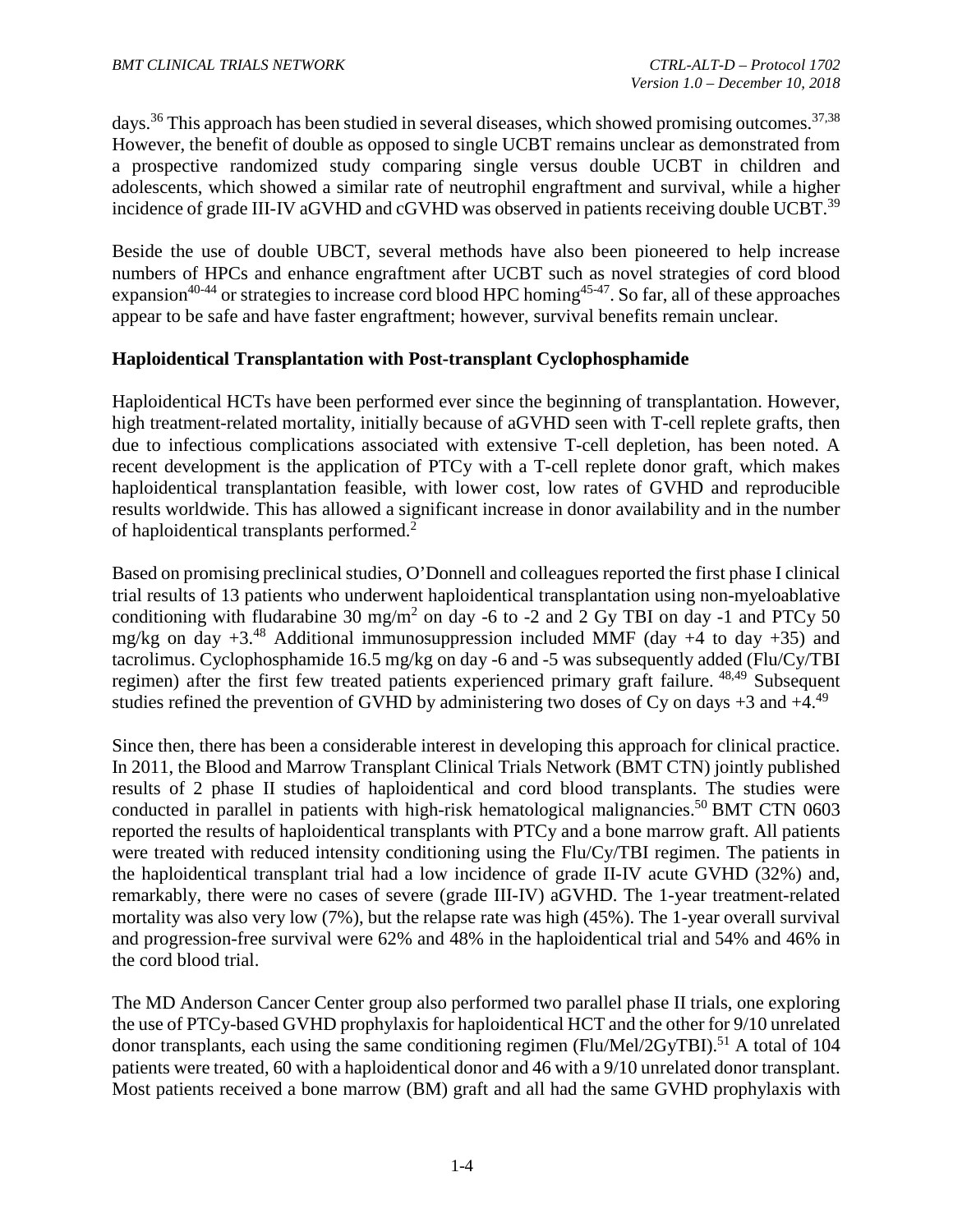days.[36] This approach has been studied in several diseases, which showed promising outcomes.[37,38] However, the benefit of double as opposed to single UCBT remains unclear as demonstrated from a prospective randomized study comparing single versus double UCBT in children and adolescents, which showed a similar rate of neutrophil engraftment and survival, while a higher incidence of grade III-IV aGVHD and cGVHD was observed in patients receiving double UCBT.[39]

Beside the use of double UBCT, several methods have also been pioneered to help increase numbers of HPCs and enhance engraftment after UCBT such as novel strategies of cord blood expansion[40-44] or strategies to increase cord blood HPC homing[45-47]. So far, all of these approaches appear to be safe and have faster engraftment; however, survival benefits remain unclear.

**Haploidentical Transplantation with Post-transplant Cyclophosphamide**

Haploidentical HCTs have been performed ever since the beginning of transplantation. However, high treatment-related mortality, initially because of aGVHD seen with T-cell replete grafts, then due to infectious complications associated with extensive T-cell depletion, has been noted. A recent development is the application of PTCy with a T-cell replete donor graft, which makes haploidentical transplantation feasible, with lower cost, low rates of GVHD and reproducible results worldwide. This has allowed a significant increase in donor availability and in the number of haploidentical transplants performed.[2]

Based on promising preclinical studies, O'Donnell and colleagues reported the first phase I clinical trial results of 13 patients who underwent haploidentical transplantation using non-myeloablative conditioning with fludarabine 30 mg/m$^2$ on day -6 to -2 and 2 Gy TBI on day -1 and PTCy 50 mg/kg on day +3.[48] Additional immunosuppression included MMF (day +4 to day +35) and tacrolimus. Cyclophosphamide 16.5 mg/kg on day -6 and -5 was subsequently added (Flu/Cy/TBI regimen) after the first few treated patients experienced primary graft failure.[48,49] Subsequent studies refined the prevention of GVHD by administering two doses of Cy on days +3 and +4.[49]

Since then, there has been a considerable interest in developing this approach for clinical practice. In 2011, the Blood and Marrow Transplant Clinical Trials Network (BMT CTN) jointly published results of 2 phase II studies of haploidentical and cord blood transplants. The studies were conducted in parallel in patients with high-risk hematological malignancies.[50] BMT CTN 0603 reported the results of haploidentical transplants with PTCy and a bone marrow graft. All patients were treated with reduced intensity conditioning using the Flu/Cy/TBI regimen. The patients in the haploidentical transplant trial had a low incidence of grade II-IV acute GVHD (32%) and, remarkably, there were no cases of severe (grade III-IV) aGVHD. The 1-year treatment-related mortality was also very low (7%), but the relapse rate was high (45%). The 1-year overall survival and progression-free survival were 62% and 48% in the haploidentical trial and 54% and 46% in the cord blood trial.

The MD Anderson Cancer Center group also performed two parallel phase II trials, one exploring the use of PTCy-based GVHD prophylaxis for haploidentical HCT and the other for 9/10 unrelated donor transplants, each using the same conditioning regimen (Flu/Mel/2GyTBI).[51] A total of 104 patients were treated, 60 with a haploidentical donor and 46 with a 9/10 unrelated donor transplant. Most patients received a bone marrow (BM) graft and all had the same GVHD prophylaxis with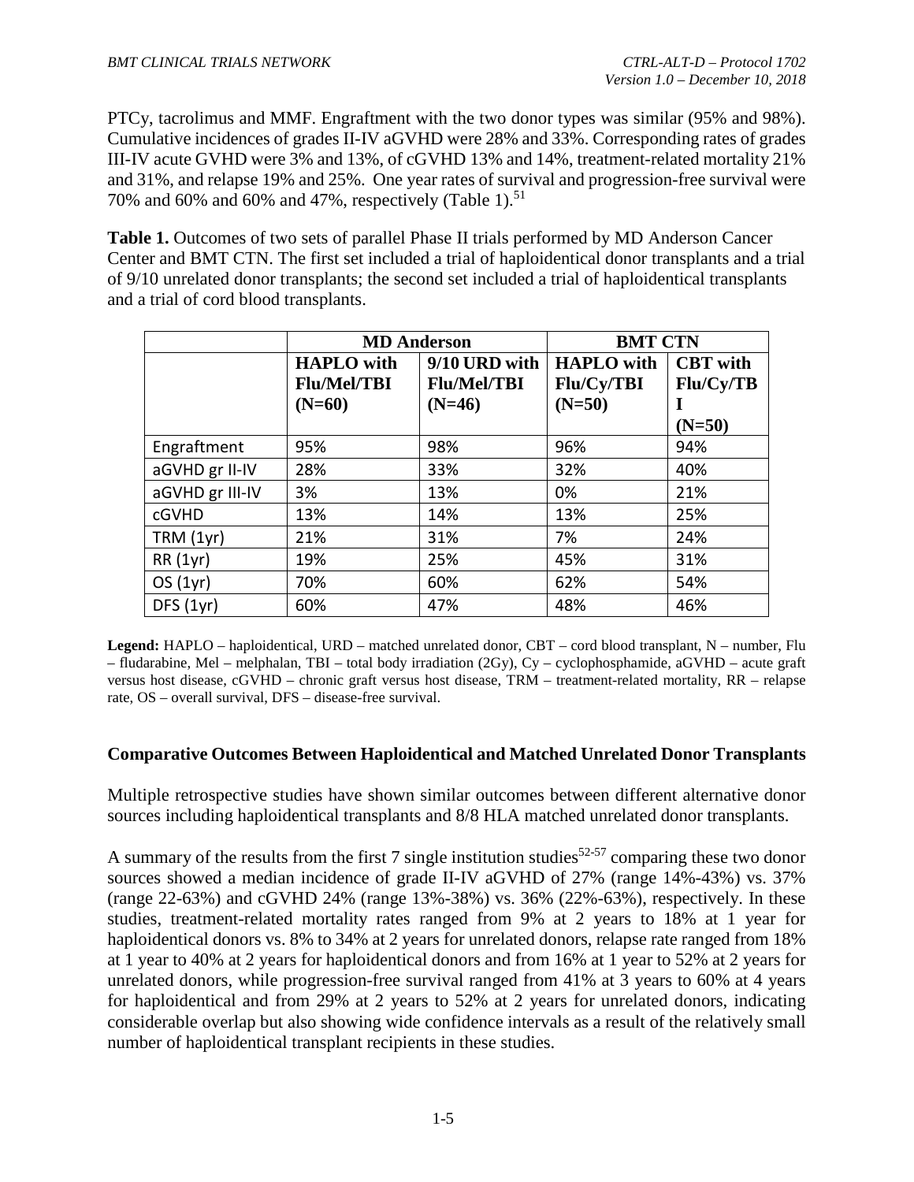PTCy, tacrolimus and MMF. Engraftment with the two donor types was similar (95% and 98%). Cumulative incidences of grades II-IV aGVHD were 28% and 33%. Corresponding rates of grades III-IV acute GVHD were 3% and 13%, of cGVHD 13% and 14%, treatment-related mortality 21% and 31%, and relapse 19% and 25%. One year rates of survival and progression-free survival were 70% and 60% and 60% and 47%, respectively (Table 1).[51]

**Table 1.** Outcomes of two sets of parallel Phase II trials performed by MD Anderson Cancer Center and BMT CTN. The first set included a trial of haploidentical donor transplants and a trial of 9/10 unrelated donor transplants; the second set included a trial of haploidentical transplants and a trial of cord blood transplants.

| | **MD Anderson** | | **BMT CTN** | |
|---|---|---|---|---|
| | **HAPLO with Flu/Mel/TBI (N=60)** | **9/10 URD with Flu/Mel/TBI (N=46)** | **HAPLO with Flu/Cy/TBI (N=50)** | **CBT with Flu/Cy/TBI (N=50)** |
| Engraftment | 95% | 98% | 96% | 94% |
| aGVHD gr II-IV | 28% | 33% | 32% | 40% |
| aGVHD gr III-IV | 3% | 13% | 0% | 21% |
| cGVHD | 13% | 14% | 13% | 25% |
| TRM (1yr) | 21% | 31% | 7% | 24% |
| RR (1yr) | 19% | 25% | 45% | 31% |
| OS (1yr) | 70% | 60% | 62% | 54% |
| DFS (1yr) | 60% | 47% | 48% | 46% |

**Legend:** HAPLO – haploidentical, URD – matched unrelated donor, CBT – cord blood transplant, N – number, Flu – fludarabine, Mel – melphalan, TBI – total body irradiation (2Gy), Cy – cyclophosphamide, aGVHD – acute graft versus host disease, cGVHD – chronic graft versus host disease, TRM – treatment-related mortality, RR – relapse rate, OS – overall survival, DFS – disease-free survival.

### Comparative Outcomes Between Haploidentical and Matched Unrelated Donor Transplants

Multiple retrospective studies have shown similar outcomes between different alternative donor sources including haploidentical transplants and 8/8 HLA matched unrelated donor transplants.

A summary of the results from the first 7 single institution studies[52-57] comparing these two donor sources showed a median incidence of grade II-IV aGVHD of 27% (range 14%-43%) vs. 37% (range 22-63%) and cGVHD 24% (range 13%-38%) vs. 36% (22%-63%), respectively. In these studies, treatment-related mortality rates ranged from 9% at 2 years to 18% at 1 year for haploidentical donors vs. 8% to 34% at 2 years for unrelated donors, relapse rate ranged from 18% at 1 year to 40% at 2 years for haploidentical donors and from 16% at 1 year to 52% at 2 years for unrelated donors, while progression-free survival ranged from 41% at 3 years to 60% at 4 years for haploidentical and from 29% at 2 years to 52% at 2 years for unrelated donors, indicating considerable overlap but also showing wide confidence intervals as a result of the relatively small number of haploidentical transplant recipients in these studies.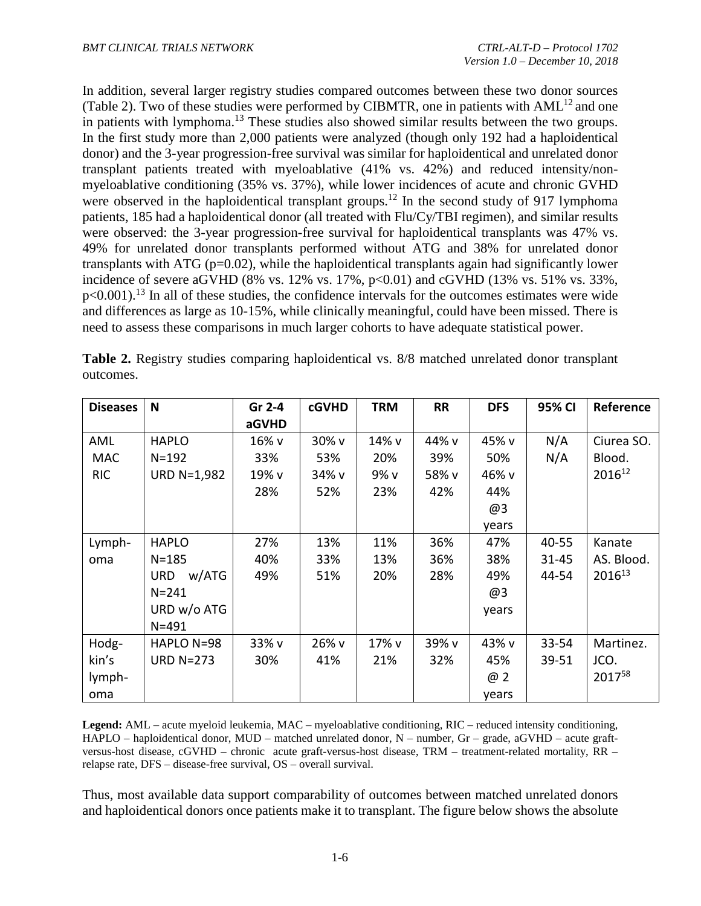In addition, several larger registry studies compared outcomes between these two donor sources (Table 2). Two of these studies were performed by CIBMTR, one in patients with AML[12] and one in patients with lymphoma.[13] These studies also showed similar results between the two groups. In the first study more than 2,000 patients were analyzed (though only 192 had a haploidentical donor) and the 3-year progression-free survival was similar for haploidentical and unrelated donor transplant patients treated with myeloablative (41% vs. 42%) and reduced intensity/non-myeloablative conditioning (35% vs. 37%), while lower incidences of acute and chronic GVHD were observed in the haploidentical transplant groups.[12] In the second study of 917 lymphoma patients, 185 had a haploidentical donor (all treated with Flu/Cy/TBI regimen), and similar results were observed: the 3-year progression-free survival for haploidentical transplants was 47% vs. 49% for unrelated donor transplants performed without ATG and 38% for unrelated donor transplants with ATG (p=0.02), while the haploidentical transplants again had significantly lower incidence of severe aGVHD (8% vs. 12% vs. 17%, p<0.01) and cGVHD (13% vs. 51% vs. 33%, p<0.001).[13] In all of these studies, the confidence intervals for the outcomes estimates were wide and differences as large as 10-15%, while clinically meaningful, could have been missed. There is need to assess these comparisons in much larger cohorts to have adequate statistical power.

**Table 2.** Registry studies comparing haploidentical vs. 8/8 matched unrelated donor transplant outcomes.

| Diseases | N | Gr 2-4 aGVHD | cGVHD | TRM | RR | DFS | 95% CI | Reference |
|---|---|---|---|---|---|---|---|---|
| AML<br>MAC<br>RIC | HAPLO N=192<br>URD N=1,982 | 16% v 33%<br>19% v 28% | 30% v 53%<br>34% v 52% | 14% v 20%<br>9% v 23% | 44% v 39%<br>58% v 42% | 45% v 50%<br>46% v 44%<br>@3 years | N/A<br>N/A | Ciurea SO. Blood. 2016[12] |
| Lymphoma | HAPLO N=185<br>URD w/ATG N=241<br>URD w/o ATG N=491 | 27%<br>40%<br>49% | 13%<br>33%<br>51% | 11%<br>13%<br>20% | 36%<br>36%<br>28% | 47%<br>38%<br>49%<br>@3 years | 40-55<br>31-45<br>44-54 | Kanate AS. Blood. 2016[13] |
| Hodgkin's lymphoma | HAPLO N=98<br>URD N=273 | 33% v 30% | 26% v 41% | 17% v 21% | 39% v 32% | 43% v 45%<br>@ 2 years | 33-54<br>39-51 | Martinez. JCO. 2017[58] |

**Legend:** AML – acute myeloid leukemia, MAC – myeloablative conditioning, RIC – reduced intensity conditioning, HAPLO – haploidentical donor, MUD – matched unrelated donor, N – number, Gr – grade, aGVHD – acute graft-versus-host disease, cGVHD – chronic acute graft-versus-host disease, TRM – treatment-related mortality, RR – relapse rate, DFS – disease-free survival, OS – overall survival.

Thus, most available data support comparability of outcomes between matched unrelated donors and haploidentical donors once patients make it to transplant. The figure below shows the absolute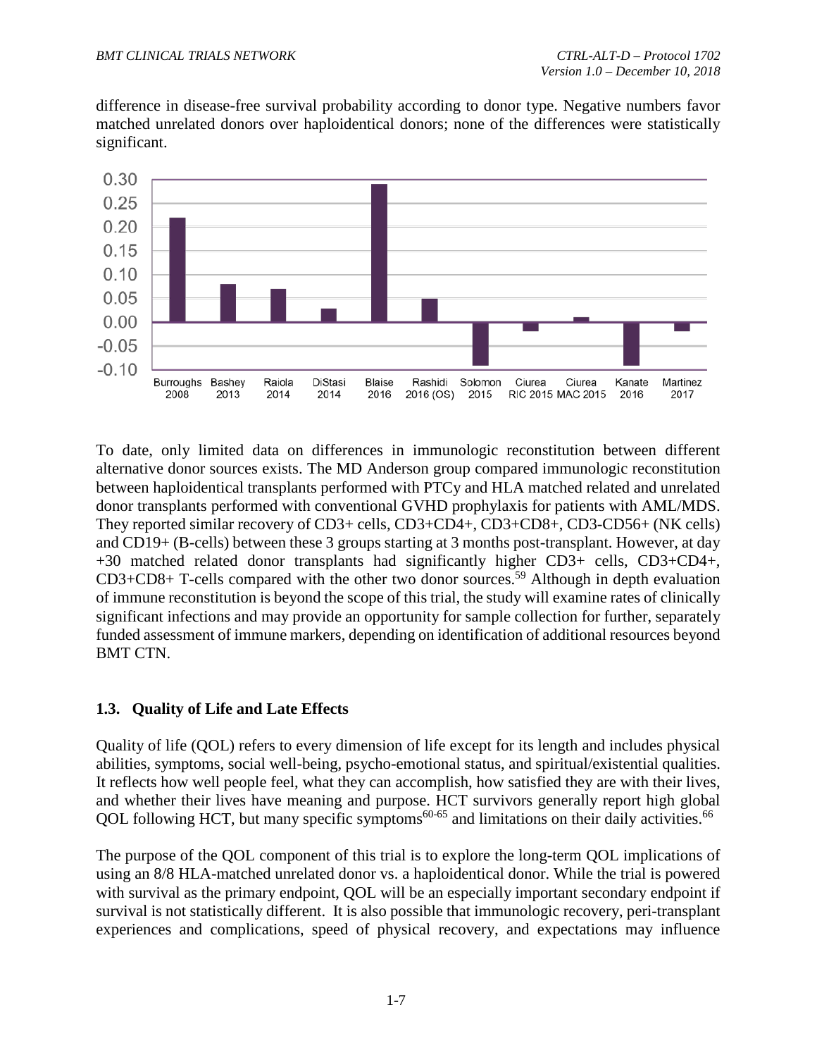difference in disease-free survival probability according to donor type. Negative numbers favor matched unrelated donors over haploidentical donors; none of the differences were statistically significant.

To date, only limited data on differences in immunologic reconstitution between different alternative donor sources exists. The MD Anderson group compared immunologic reconstitution between haploidentical transplants performed with PTCy and HLA matched related and unrelated donor transplants performed with conventional GVHD prophylaxis for patients with AML/MDS. They reported similar recovery of CD3+ cells, CD3+CD4+, CD3+CD8+, CD3-CD56+ (NK cells) and CD19+ (B-cells) between these 3 groups starting at 3 months post-transplant. However, at day +30 matched related donor transplants had significantly higher CD3+ cells, CD3+CD4+, CD3+CD8+ T-cells compared with the other two donor sources.[59] Although in depth evaluation of immune reconstitution is beyond the scope of this trial, the study will examine rates of clinically significant infections and may provide an opportunity for sample collection for further, separately funded assessment of immune markers, depending on identification of additional resources beyond BMT CTN.

### 1.3. Quality of Life and Late Effects

Quality of life (QOL) refers to every dimension of life except for its length and includes physical abilities, symptoms, social well-being, psycho-emotional status, and spiritual/existential qualities. It reflects how well people feel, what they can accomplish, how satisfied they are with their lives, and whether their lives have meaning and purpose. HCT survivors generally report high global QOL following HCT, but many specific symptoms[60-65] and limitations on their daily activities.[66]

The purpose of the QOL component of this trial is to explore the long-term QOL implications of using an 8/8 HLA-matched unrelated donor vs. a haploidentical donor. While the trial is powered with survival as the primary endpoint, QOL will be an especially important secondary endpoint if survival is not statistically different. It is also possible that immunologic recovery, peri-transplant experiences and complications, speed of physical recovery, and expectations may influence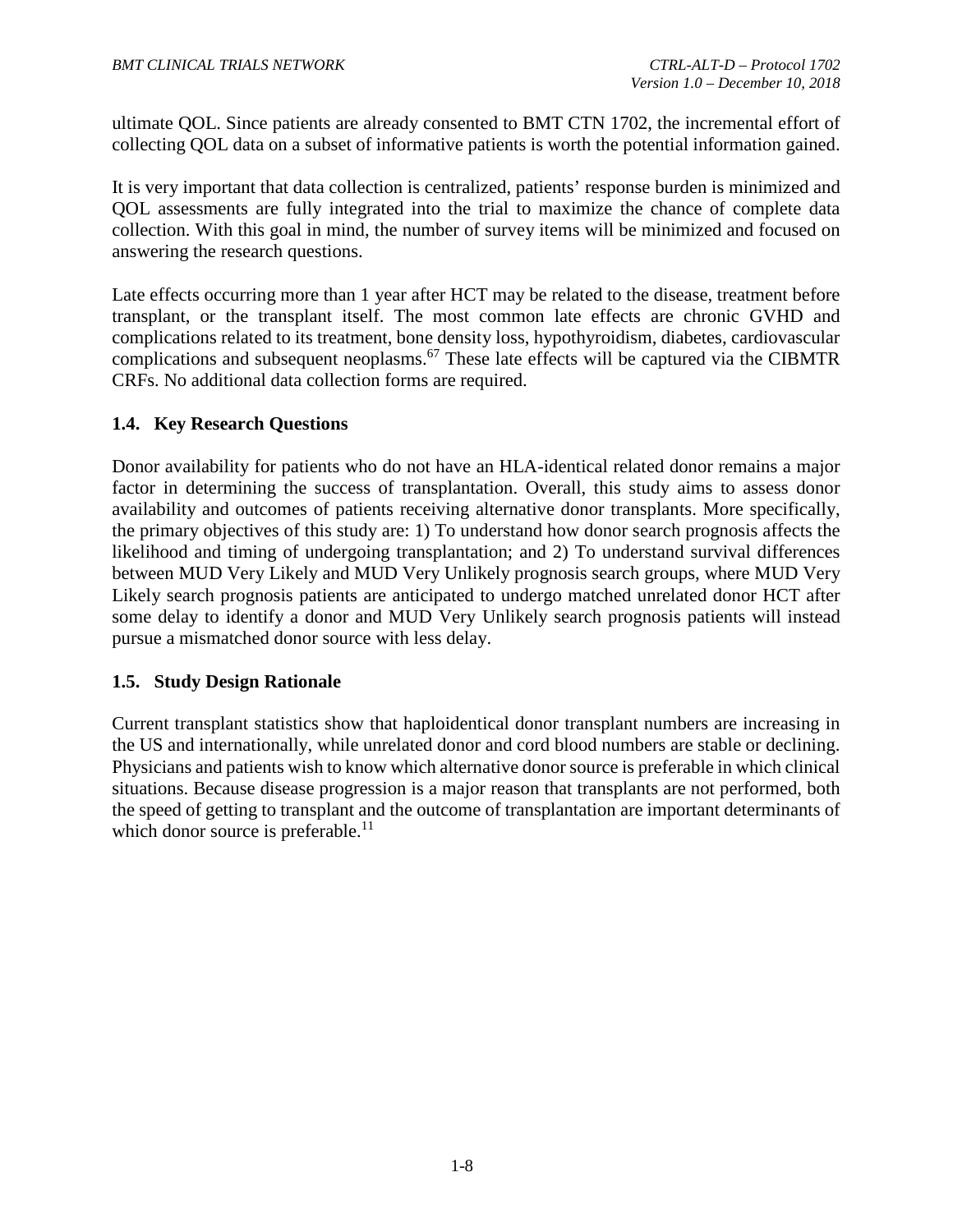ultimate QOL. Since patients are already consented to BMT CTN 1702, the incremental effort of collecting QOL data on a subset of informative patients is worth the potential information gained.

It is very important that data collection is centralized, patients' response burden is minimized and QOL assessments are fully integrated into the trial to maximize the chance of complete data collection. With this goal in mind, the number of survey items will be minimized and focused on answering the research questions.

Late effects occurring more than 1 year after HCT may be related to the disease, treatment before transplant, or the transplant itself. The most common late effects are chronic GVHD and complications related to its treatment, bone density loss, hypothyroidism, diabetes, cardiovascular complications and subsequent neoplasms.[67] These late effects will be captured via the CIBMTR CRFs. No additional data collection forms are required.

### 1.4. Key Research Questions

Donor availability for patients who do not have an HLA-identical related donor remains a major factor in determining the success of transplantation. Overall, this study aims to assess donor availability and outcomes of patients receiving alternative donor transplants. More specifically, the primary objectives of this study are: 1) To understand how donor search prognosis affects the likelihood and timing of undergoing transplantation; and 2) To understand survival differences between MUD Very Likely and MUD Very Unlikely prognosis search groups, where MUD Very Likely search prognosis patients are anticipated to undergo matched unrelated donor HCT after some delay to identify a donor and MUD Very Unlikely search prognosis patients will instead pursue a mismatched donor source with less delay.

### 1.5. Study Design Rationale

Current transplant statistics show that haploidentical donor transplant numbers are increasing in the US and internationally, while unrelated donor and cord blood numbers are stable or declining. Physicians and patients wish to know which alternative donor source is preferable in which clinical situations. Because disease progression is a major reason that transplants are not performed, both the speed of getting to transplant and the outcome of transplantation are important determinants of which donor source is preferable.[11]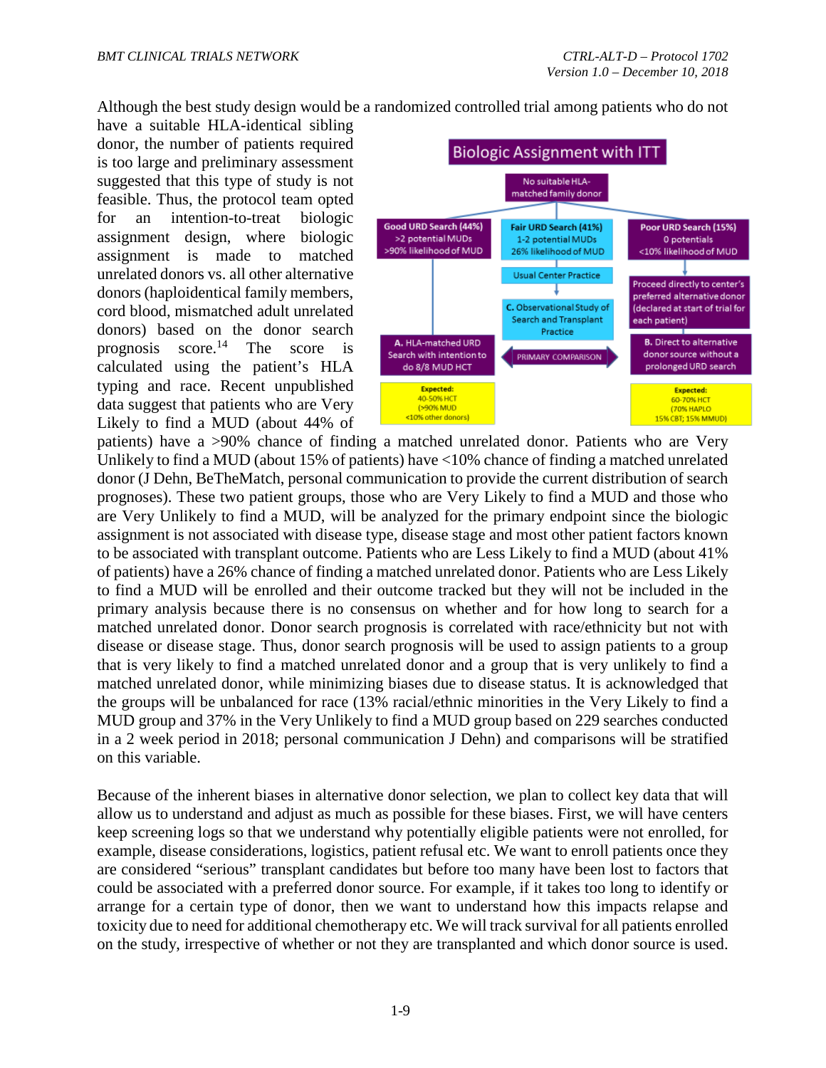Although the best study design would be a randomized controlled trial among patients who do not have a suitable HLA-identical sibling donor, the number of patients required is too large and preliminary assessment suggested that this type of study is not feasible. Thus, the protocol team opted for an intention-to-treat biologic assignment design, where biologic assignment is made to matched unrelated donors vs. all other alternative donors (haploidentical family members, cord blood, mismatched adult unrelated donors) based on the donor search prognosis score.[14] The score is calculated using the patient's HLA typing and race. Recent unpublished data suggest that patients who are Very Likely to find a MUD (about 44% of patients) have a >90% chance of finding a matched unrelated donor. Patients who are Very Unlikely to find a MUD (about 15% of patients) have <10% chance of finding a matched unrelated donor (J Dehn, BeTheMatch, personal communication to provide the current distribution of search prognoses). These two patient groups, those who are Very Likely to find a MUD and those who are Very Unlikely to find a MUD, will be analyzed for the primary endpoint since the biologic assignment is not associated with disease type, disease stage and most other patient factors known to be associated with transplant outcome. Patients who are Less Likely to find a MUD (about 41% of patients) have a 26% chance of finding a matched unrelated donor. Patients who are Less Likely to find a MUD will be enrolled and their outcome tracked but they will not be included in the primary analysis because there is no consensus on whether and for how long to search for a matched unrelated donor. Donor search prognosis is correlated with race/ethnicity but not with disease or disease stage. Thus, donor search prognosis will be used to assign patients to a group that is very likely to find a matched unrelated donor and a group that is very unlikely to find a matched unrelated donor, while minimizing biases due to disease status. It is acknowledged that the groups will be unbalanced for race (13% racial/ethnic minorities in the Very Likely to find a MUD group and 37% in the Very Unlikely to find a MUD group based on 229 searches conducted in a 2 week period in 2018; personal communication J Dehn) and comparisons will be stratified on this variable.

**Biologic Assignment with ITT**

- No suitable HLA-matched family donor
  - Good URD Search (44%): >2 potential MUDs, >90% likelihood of MUD
    - A. HLA-matched URD Search with intention to do 8/8 MUD HCT
    - Expected: 40-50% HCT (>90% MUD <10% other donors)
  - Fair URD Search (41%): 1-2 potential MUDs, 26% likelihood of MUD
    - Usual Center Practice
    - C. Observational Study of Search and Transplant Practice
  - Poor URD Search (15%): 0 potentials, <10% likelihood of MUD
    - Proceed directly to center's preferred alternative donor (declared at start of trial for each patient)
    - B. Direct to alternative donor source without a prolonged URD search
    - Expected: 60-70% HCT (70% HAPLO 15% CBT; 15% MMUD)
- A ↔ B: PRIMARY COMPARISON

Because of the inherent biases in alternative donor selection, we plan to collect key data that will allow us to understand and adjust as much as possible for these biases. First, we will have centers keep screening logs so that we understand why potentially eligible patients were not enrolled, for example, disease considerations, logistics, patient refusal etc. We want to enroll patients once they are considered "serious" transplant candidates but before too many have been lost to factors that could be associated with a preferred donor source. For example, if it takes too long to identify or arrange for a certain type of donor, then we want to understand how this impacts relapse and toxicity due to need for additional chemotherapy etc. We will track survival for all patients enrolled on the study, irrespective of whether or not they are transplanted and which donor source is used.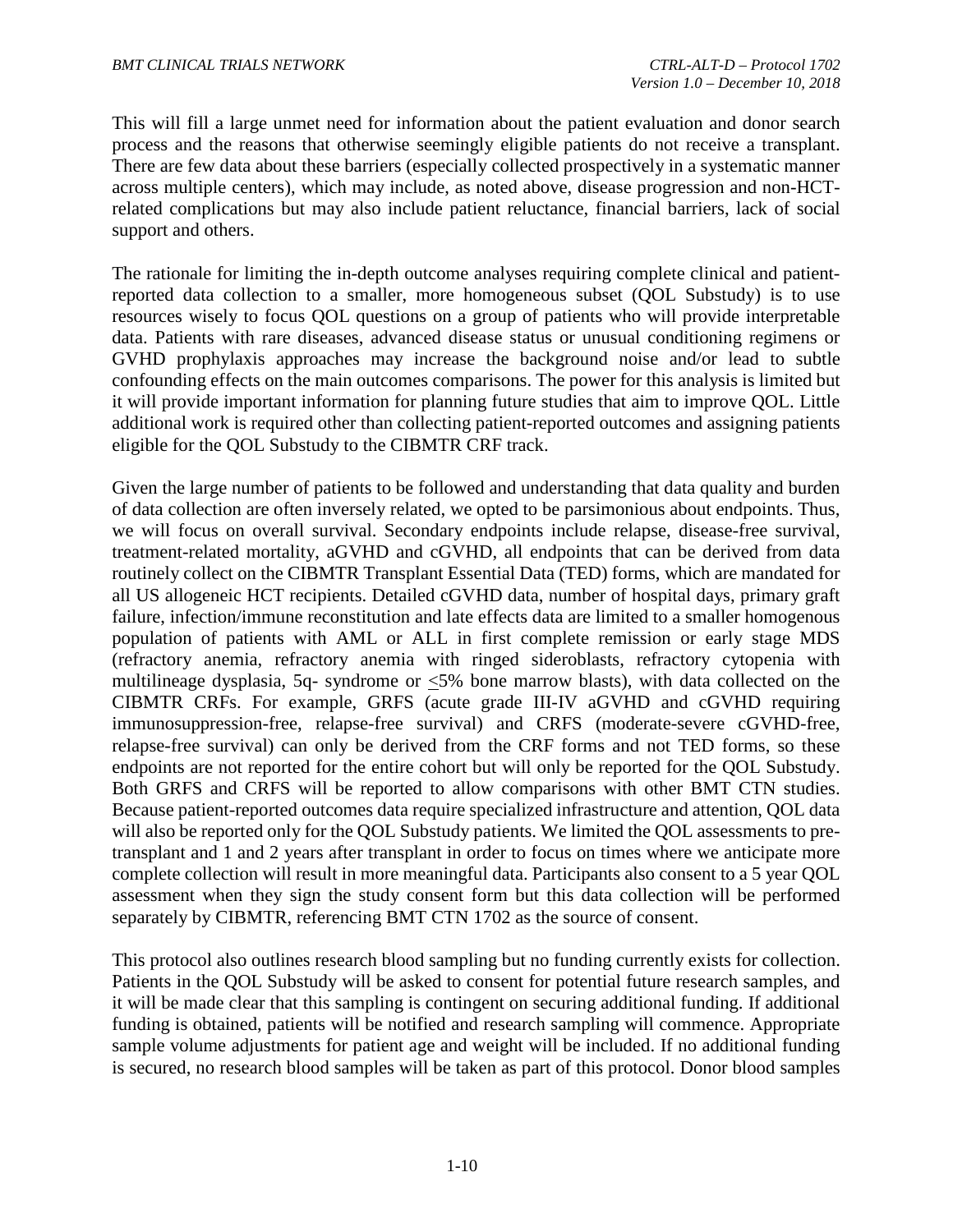This will fill a large unmet need for information about the patient evaluation and donor search process and the reasons that otherwise seemingly eligible patients do not receive a transplant. There are few data about these barriers (especially collected prospectively in a systematic manner across multiple centers), which may include, as noted above, disease progression and non-HCT-related complications but may also include patient reluctance, financial barriers, lack of social support and others.

The rationale for limiting the in-depth outcome analyses requiring complete clinical and patient-reported data collection to a smaller, more homogeneous subset (QOL Substudy) is to use resources wisely to focus QOL questions on a group of patients who will provide interpretable data. Patients with rare diseases, advanced disease status or unusual conditioning regimens or GVHD prophylaxis approaches may increase the background noise and/or lead to subtle confounding effects on the main outcomes comparisons. The power for this analysis is limited but it will provide important information for planning future studies that aim to improve QOL. Little additional work is required other than collecting patient-reported outcomes and assigning patients eligible for the QOL Substudy to the CIBMTR CRF track.

Given the large number of patients to be followed and understanding that data quality and burden of data collection are often inversely related, we opted to be parsimonious about endpoints. Thus, we will focus on overall survival. Secondary endpoints include relapse, disease-free survival, treatment-related mortality, aGVHD and cGVHD, all endpoints that can be derived from data routinely collect on the CIBMTR Transplant Essential Data (TED) forms, which are mandated for all US allogeneic HCT recipients. Detailed cGVHD data, number of hospital days, primary graft failure, infection/immune reconstitution and late effects data are limited to a smaller homogenous population of patients with AML or ALL in first complete remission or early stage MDS (refractory anemia, refractory anemia with ringed sideroblasts, refractory cytopenia with multilineage dysplasia, 5q- syndrome or $\leq$5% bone marrow blasts), with data collected on the CIBMTR CRFs. For example, GRFS (acute grade III-IV aGVHD and cGVHD requiring immunosuppression-free, relapse-free survival) and CRFS (moderate-severe cGVHD-free, relapse-free survival) can only be derived from the CRF forms and not TED forms, so these endpoints are not reported for the entire cohort but will only be reported for the QOL Substudy. Both GRFS and CRFS will be reported to allow comparisons with other BMT CTN studies. Because patient-reported outcomes data require specialized infrastructure and attention, QOL data will also be reported only for the QOL Substudy patients. We limited the QOL assessments to pre-transplant and 1 and 2 years after transplant in order to focus on times where we anticipate more complete collection will result in more meaningful data. Participants also consent to a 5 year QOL assessment when they sign the study consent form but this data collection will be performed separately by CIBMTR, referencing BMT CTN 1702 as the source of consent.

This protocol also outlines research blood sampling but no funding currently exists for collection. Patients in the QOL Substudy will be asked to consent for potential future research samples, and it will be made clear that this sampling is contingent on securing additional funding. If additional funding is obtained, patients will be notified and research sampling will commence. Appropriate sample volume adjustments for patient age and weight will be included. If no additional funding is secured, no research blood samples will be taken as part of this protocol. Donor blood samples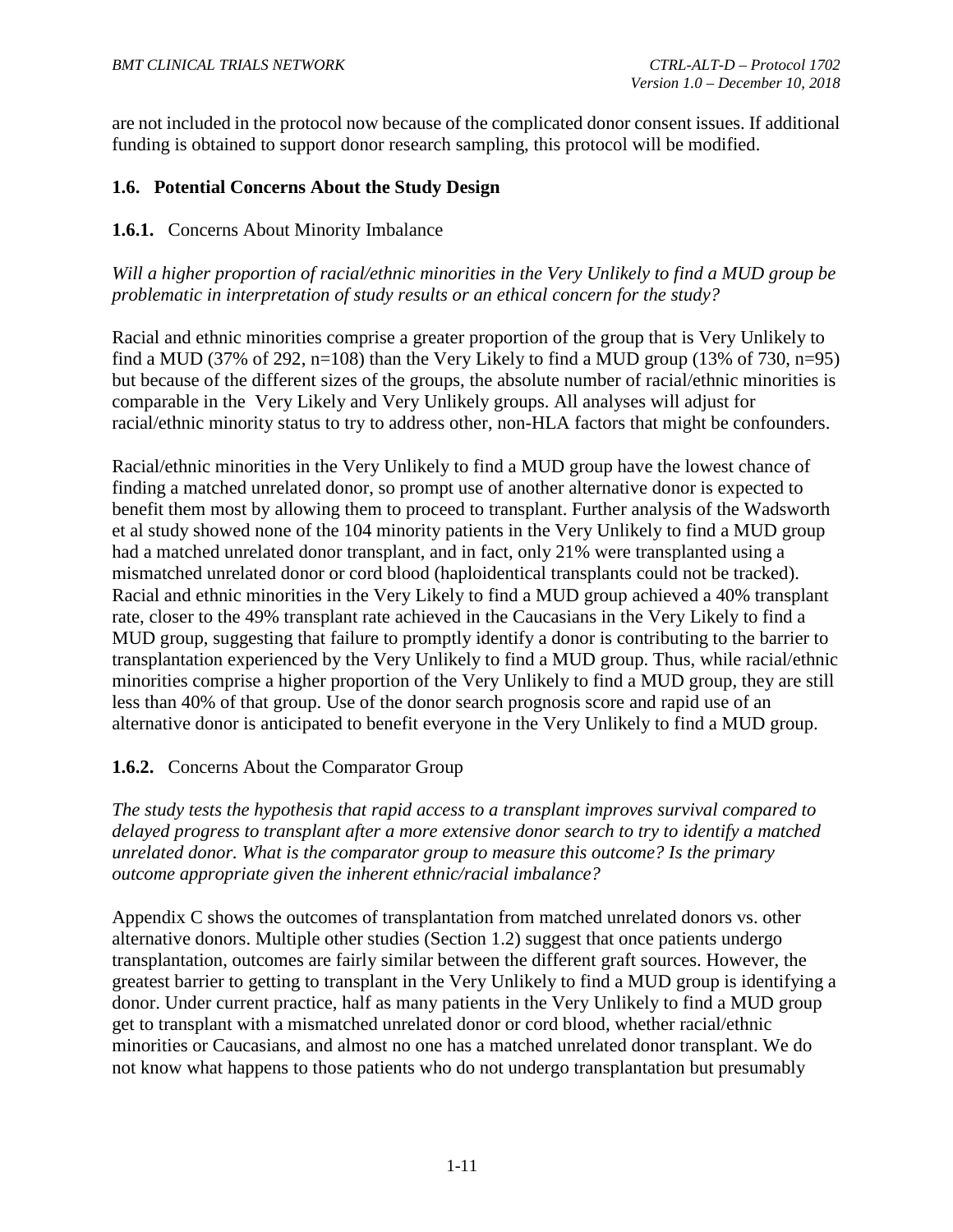are not included in the protocol now because of the complicated donor consent issues. If additional funding is obtained to support donor research sampling, this protocol will be modified.

## 1.6. Potential Concerns About the Study Design

### 1.6.1. Concerns About Minority Imbalance

*Will a higher proportion of racial/ethnic minorities in the Very Unlikely to find a MUD group be problematic in interpretation of study results or an ethical concern for the study?*

Racial and ethnic minorities comprise a greater proportion of the group that is Very Unlikely to find a MUD (37% of 292, n=108) than the Very Likely to find a MUD group (13% of 730, n=95) but because of the different sizes of the groups, the absolute number of racial/ethnic minorities is comparable in the Very Likely and Very Unlikely groups. All analyses will adjust for racial/ethnic minority status to try to address other, non-HLA factors that might be confounders.

Racial/ethnic minorities in the Very Unlikely to find a MUD group have the lowest chance of finding a matched unrelated donor, so prompt use of another alternative donor is expected to benefit them most by allowing them to proceed to transplant. Further analysis of the Wadsworth et al study showed none of the 104 minority patients in the Very Unlikely to find a MUD group had a matched unrelated donor transplant, and in fact, only 21% were transplanted using a mismatched unrelated donor or cord blood (haploidentical transplants could not be tracked). Racial and ethnic minorities in the Very Likely to find a MUD group achieved a 40% transplant rate, closer to the 49% transplant rate achieved in the Caucasians in the Very Likely to find a MUD group, suggesting that failure to promptly identify a donor is contributing to the barrier to transplantation experienced by the Very Unlikely to find a MUD group. Thus, while racial/ethnic minorities comprise a higher proportion of the Very Unlikely to find a MUD group, they are still less than 40% of that group. Use of the donor search prognosis score and rapid use of an alternative donor is anticipated to benefit everyone in the Very Unlikely to find a MUD group.

### 1.6.2. Concerns About the Comparator Group

*The study tests the hypothesis that rapid access to a transplant improves survival compared to delayed progress to transplant after a more extensive donor search to try to identify a matched unrelated donor. What is the comparator group to measure this outcome? Is the primary outcome appropriate given the inherent ethnic/racial imbalance?*

Appendix C shows the outcomes of transplantation from matched unrelated donors vs. other alternative donors. Multiple other studies (Section 1.2) suggest that once patients undergo transplantation, outcomes are fairly similar between the different graft sources. However, the greatest barrier to getting to transplant in the Very Unlikely to find a MUD group is identifying a donor. Under current practice, half as many patients in the Very Unlikely to find a MUD group get to transplant with a mismatched unrelated donor or cord blood, whether racial/ethnic minorities or Caucasians, and almost no one has a matched unrelated donor transplant. We do not know what happens to those patients who do not undergo transplantation but presumably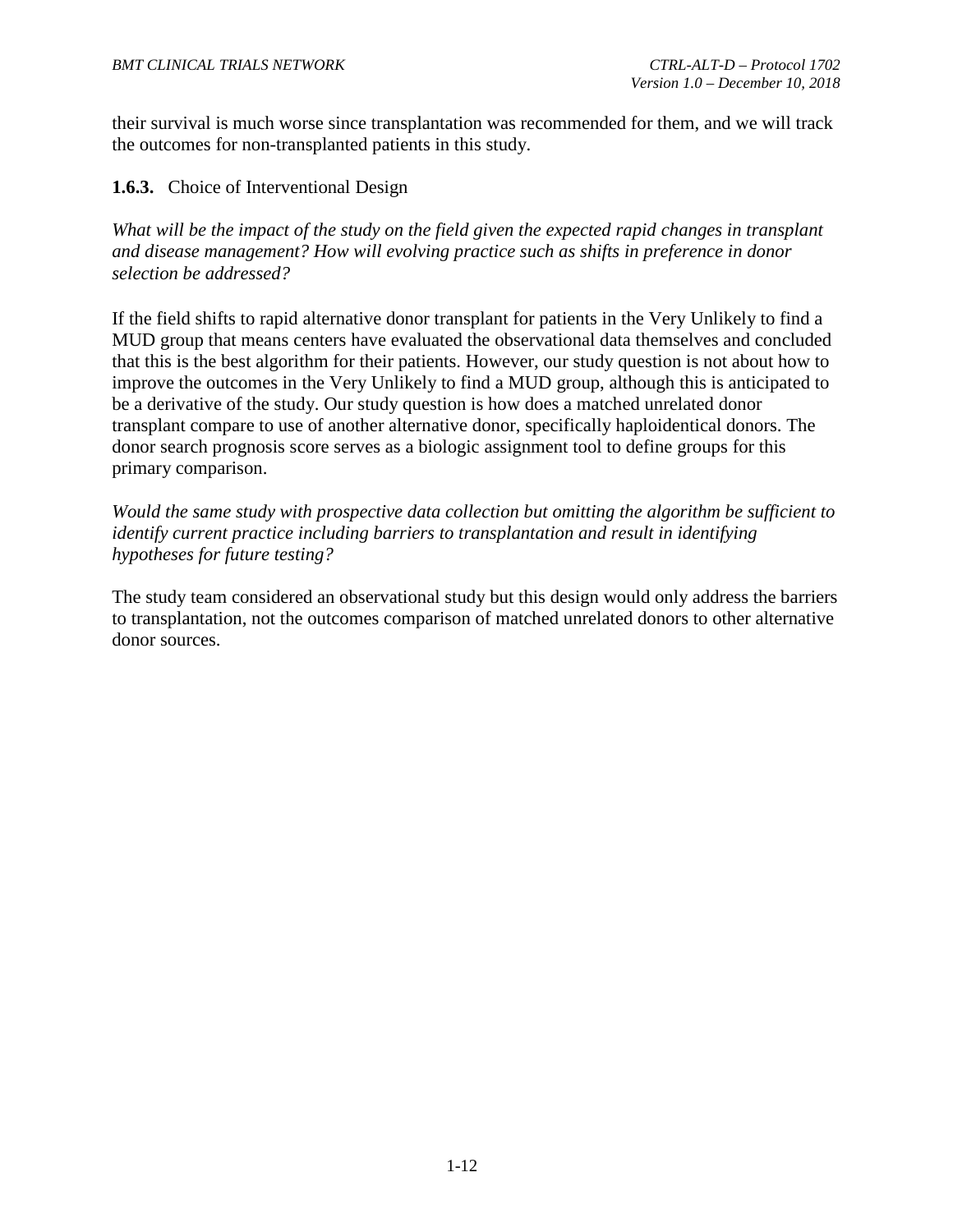their survival is much worse since transplantation was recommended for them, and we will track the outcomes for non-transplanted patients in this study.

### 1.6.3. Choice of Interventional Design

*What will be the impact of the study on the field given the expected rapid changes in transplant and disease management? How will evolving practice such as shifts in preference in donor selection be addressed?*

If the field shifts to rapid alternative donor transplant for patients in the Very Unlikely to find a MUD group that means centers have evaluated the observational data themselves and concluded that this is the best algorithm for their patients. However, our study question is not about how to improve the outcomes in the Very Unlikely to find a MUD group, although this is anticipated to be a derivative of the study. Our study question is how does a matched unrelated donor transplant compare to use of another alternative donor, specifically haploidentical donors. The donor search prognosis score serves as a biologic assignment tool to define groups for this primary comparison.

*Would the same study with prospective data collection but omitting the algorithm be sufficient to identify current practice including barriers to transplantation and result in identifying hypotheses for future testing?*

The study team considered an observational study but this design would only address the barriers to transplantation, not the outcomes comparison of matched unrelated donors to other alternative donor sources.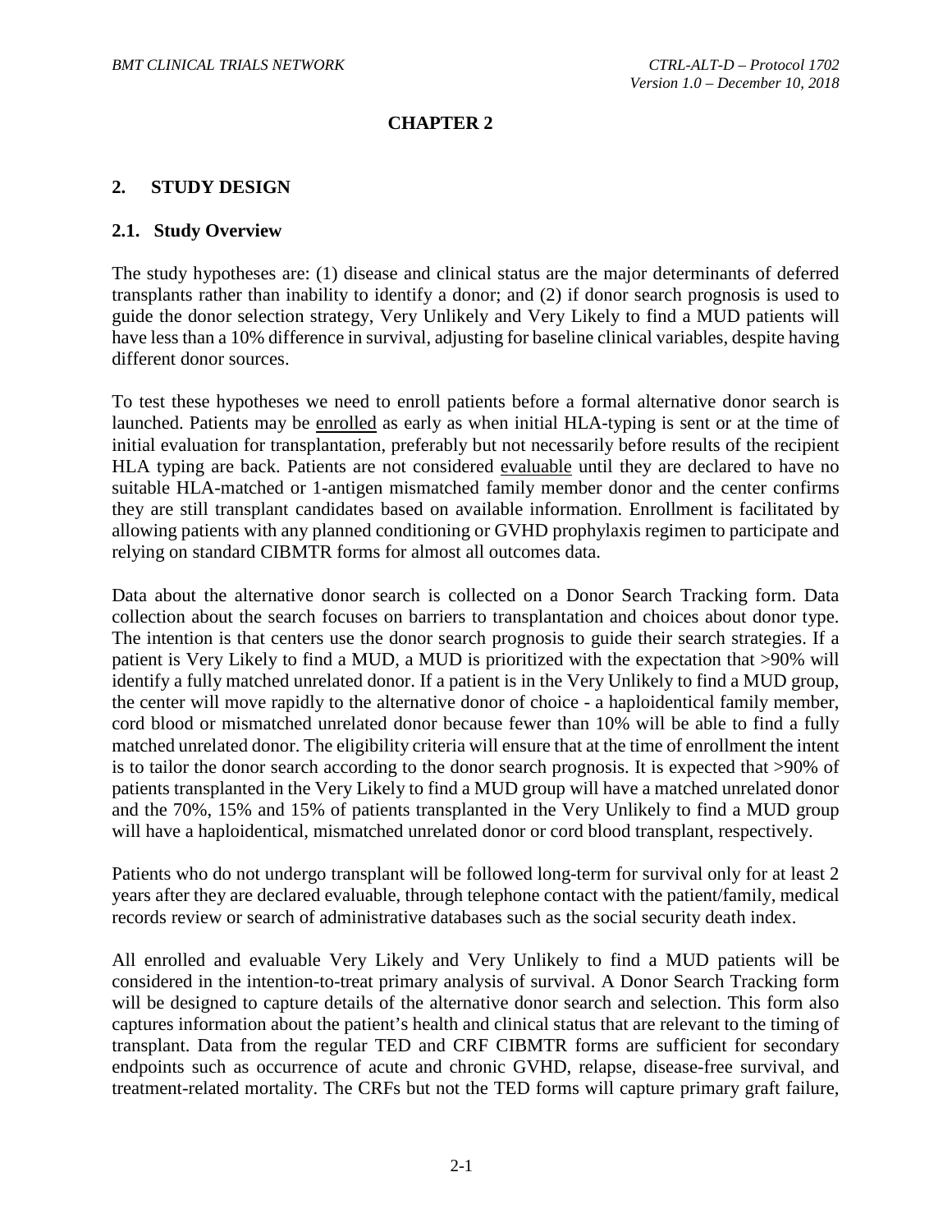# CHAPTER 2

## 2. STUDY DESIGN

### 2.1. Study Overview

The study hypotheses are: (1) disease and clinical status are the major determinants of deferred transplants rather than inability to identify a donor; and (2) if donor search prognosis is used to guide the donor selection strategy, Very Unlikely and Very Likely to find a MUD patients will have less than a 10% difference in survival, adjusting for baseline clinical variables, despite having different donor sources.

To test these hypotheses we need to enroll patients before a formal alternative donor search is launched. Patients may be enrolled as early as when initial HLA-typing is sent or at the time of initial evaluation for transplantation, preferably but not necessarily before results of the recipient HLA typing are back. Patients are not considered evaluable until they are declared to have no suitable HLA-matched or 1-antigen mismatched family member donor and the center confirms they are still transplant candidates based on available information. Enrollment is facilitated by allowing patients with any planned conditioning or GVHD prophylaxis regimen to participate and relying on standard CIBMTR forms for almost all outcomes data.

Data about the alternative donor search is collected on a Donor Search Tracking form. Data collection about the search focuses on barriers to transplantation and choices about donor type. The intention is that centers use the donor search prognosis to guide their search strategies. If a patient is Very Likely to find a MUD, a MUD is prioritized with the expectation that >90% will identify a fully matched unrelated donor. If a patient is in the Very Unlikely to find a MUD group, the center will move rapidly to the alternative donor of choice - a haploidentical family member, cord blood or mismatched unrelated donor because fewer than 10% will be able to find a fully matched unrelated donor. The eligibility criteria will ensure that at the time of enrollment the intent is to tailor the donor search according to the donor search prognosis. It is expected that >90% of patients transplanted in the Very Likely to find a MUD group will have a matched unrelated donor and the 70%, 15% and 15% of patients transplanted in the Very Unlikely to find a MUD group will have a haploidentical, mismatched unrelated donor or cord blood transplant, respectively.

Patients who do not undergo transplant will be followed long-term for survival only for at least 2 years after they are declared evaluable, through telephone contact with the patient/family, medical records review or search of administrative databases such as the social security death index.

All enrolled and evaluable Very Likely and Very Unlikely to find a MUD patients will be considered in the intention-to-treat primary analysis of survival. A Donor Search Tracking form will be designed to capture details of the alternative donor search and selection. This form also captures information about the patient's health and clinical status that are relevant to the timing of transplant. Data from the regular TED and CRF CIBMTR forms are sufficient for secondary endpoints such as occurrence of acute and chronic GVHD, relapse, disease-free survival, and treatment-related mortality. The CRFs but not the TED forms will capture primary graft failure,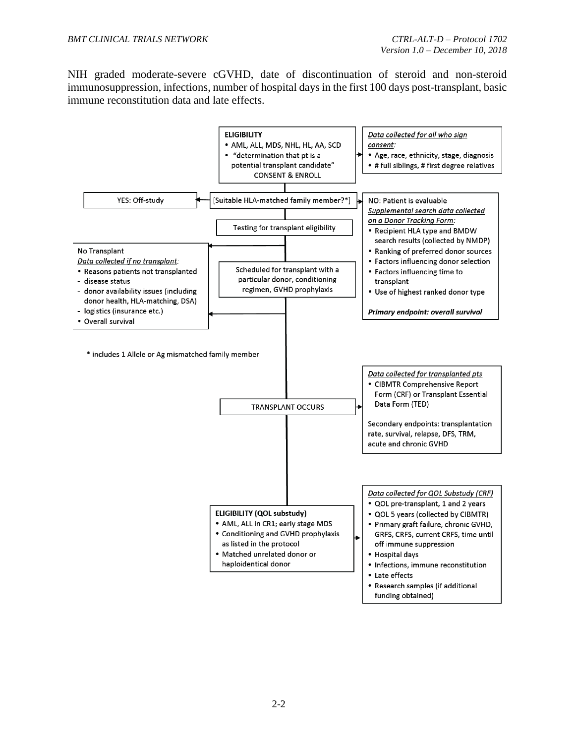NIH graded moderate-severe cGVHD, date of discontinuation of steroid and non-steroid immunosuppression, infections, number of hospital days in the first 100 days post-transplant, basic immune reconstitution data and late effects.

**ELIGIBILITY**
- AML, ALL, MDS, NHL, HL, AA, SCD
- "determination that pt is a potential transplant candidate"

CONSENT & ENROLL

*Data collected for all who sign consent:*
- Age, race, ethnicity, stage, diagnosis
- # full siblings, # first degree relatives

[Suitable HLA-matched family member?*]

YES: Off-study

NO: Patient is evaluable

*Supplemental search data collected on a Donor Tracking Form:*
- Recipient HLA type and BMDW search results (collected by NMDP)
- Ranking of preferred donor sources
- Factors influencing donor selection
- Factors influencing time to transplant
- Use of highest ranked donor type

***Primary endpoint: overall survival***

Testing for transplant eligibility

Scheduled for transplant with a particular donor, conditioning regimen, GVHD prophylaxis

No Transplant

*Data collected if no transplant:*
- Reasons patients not transplanted
  - disease status
  - donor availability issues (including donor health, HLA-matching, DSA)
  - logistics (insurance etc.)
- Overall survival

\* includes 1 Allele or Ag mismatched family member

TRANSPLANT OCCURS

*Data collected for transplanted pts*
- CIBMTR Comprehensive Report Form (CRF) or Transplant Essential Data Form (TED)

Secondary endpoints: transplantation rate, survival, relapse, DFS, TRM, acute and chronic GVHD

**ELIGIBILITY (QOL substudy)**
- AML, ALL in CR1; early stage MDS
- Conditioning and GVHD prophylaxis as listed in the protocol
- Matched unrelated donor or haploidentical donor

*Data collected for QOL Substudy (CRF)*
- QOL pre-transplant, 1 and 2 years
- QOL 5 years (collected by CIBMTR)
- Primary graft failure, chronic GVHD, GRFS, CRFS, current CRFS, time until off immune suppression
- Hospital days
- Infections, immune reconstitution
- Late effects
- Research samples (if additional funding obtained)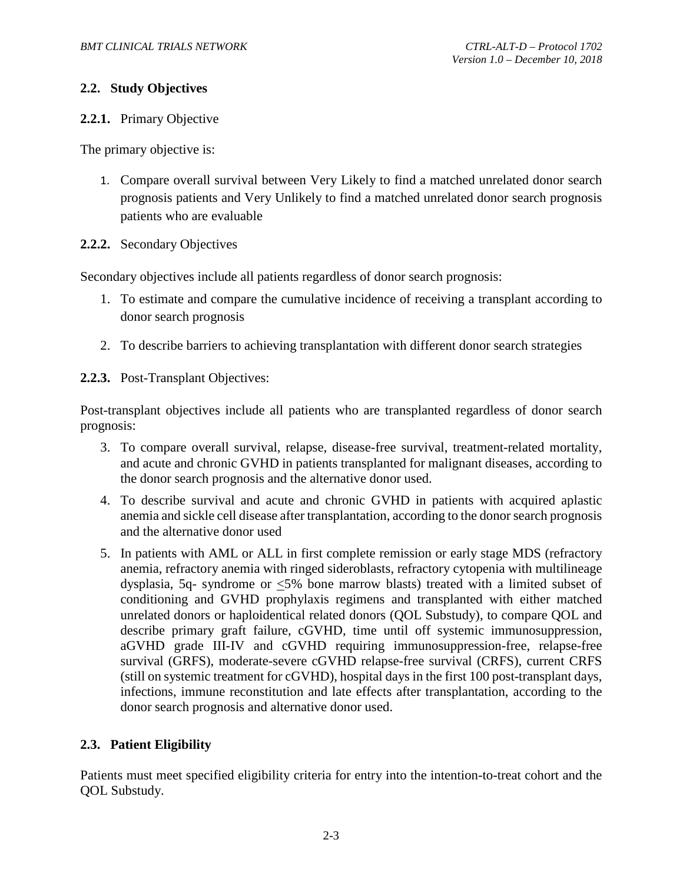## 2.2. Study Objectives

### 2.2.1. Primary Objective

The primary objective is:

1. Compare overall survival between Very Likely to find a matched unrelated donor search prognosis patients and Very Unlikely to find a matched unrelated donor search prognosis patients who are evaluable

### 2.2.2. Secondary Objectives

Secondary objectives include all patients regardless of donor search prognosis:

1. To estimate and compare the cumulative incidence of receiving a transplant according to donor search prognosis
2. To describe barriers to achieving transplantation with different donor search strategies

### 2.2.3. Post-Transplant Objectives:

Post-transplant objectives include all patients who are transplanted regardless of donor search prognosis:

3. To compare overall survival, relapse, disease-free survival, treatment-related mortality, and acute and chronic GVHD in patients transplanted for malignant diseases, according to the donor search prognosis and the alternative donor used.
4. To describe survival and acute and chronic GVHD in patients with acquired aplastic anemia and sickle cell disease after transplantation, according to the donor search prognosis and the alternative donor used
5. In patients with AML or ALL in first complete remission or early stage MDS (refractory anemia, refractory anemia with ringed sideroblasts, refractory cytopenia with multilineage dysplasia, 5q- syndrome or ≤5% bone marrow blasts) treated with a limited subset of conditioning and GVHD prophylaxis regimens and transplanted with either matched unrelated donors or haploidentical related donors (QOL Substudy), to compare QOL and describe primary graft failure, cGVHD, time until off systemic immunosuppression, aGVHD grade III-IV and cGVHD requiring immunosuppression-free, relapse-free survival (GRFS), moderate-severe cGVHD relapse-free survival (CRFS), current CRFS (still on systemic treatment for cGVHD), hospital days in the first 100 post-transplant days, infections, immune reconstitution and late effects after transplantation, according to the donor search prognosis and alternative donor used.

## 2.3. Patient Eligibility

Patients must meet specified eligibility criteria for entry into the intention-to-treat cohort and the QOL Substudy.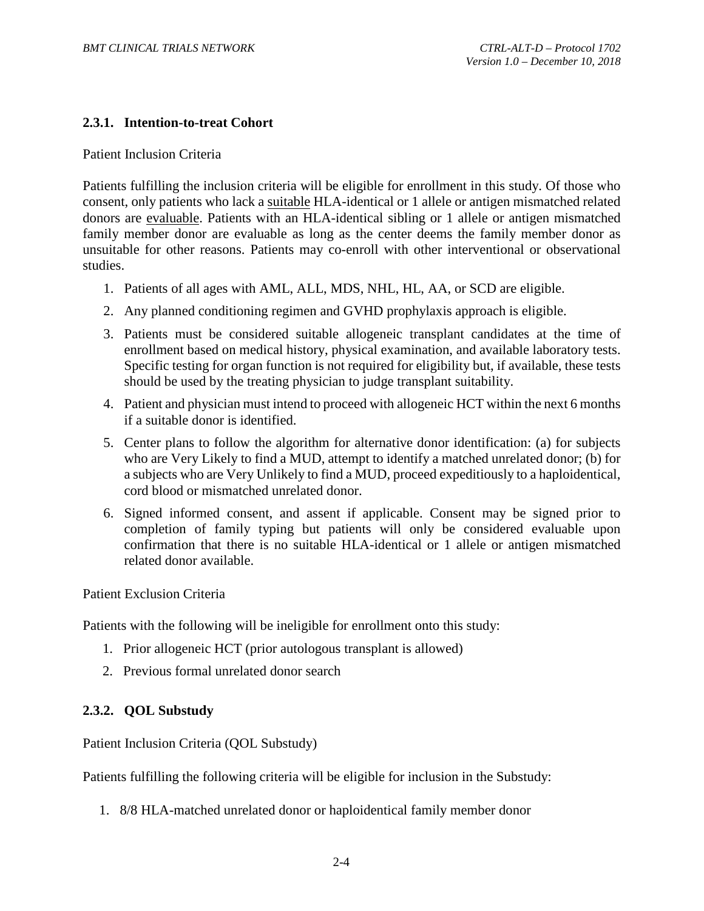### 2.3.1. Intention-to-treat Cohort

Patient Inclusion Criteria

Patients fulfilling the inclusion criteria will be eligible for enrollment in this study. Of those who consent, only patients who lack a suitable HLA-identical or 1 allele or antigen mismatched related donors are evaluable. Patients with an HLA-identical sibling or 1 allele or antigen mismatched family member donor are evaluable as long as the center deems the family member donor as unsuitable for other reasons. Patients may co-enroll with other interventional or observational studies.

1. Patients of all ages with AML, ALL, MDS, NHL, HL, AA, or SCD are eligible.
2. Any planned conditioning regimen and GVHD prophylaxis approach is eligible.
3. Patients must be considered suitable allogeneic transplant candidates at the time of enrollment based on medical history, physical examination, and available laboratory tests. Specific testing for organ function is not required for eligibility but, if available, these tests should be used by the treating physician to judge transplant suitability.
4. Patient and physician must intend to proceed with allogeneic HCT within the next 6 months if a suitable donor is identified.
5. Center plans to follow the algorithm for alternative donor identification: (a) for subjects who are Very Likely to find a MUD, attempt to identify a matched unrelated donor; (b) for a subjects who are Very Unlikely to find a MUD, proceed expeditiously to a haploidentical, cord blood or mismatched unrelated donor.
6. Signed informed consent, and assent if applicable. Consent may be signed prior to completion of family typing but patients will only be considered evaluable upon confirmation that there is no suitable HLA-identical or 1 allele or antigen mismatched related donor available.

Patient Exclusion Criteria

Patients with the following will be ineligible for enrollment onto this study:

1. Prior allogeneic HCT (prior autologous transplant is allowed)
2. Previous formal unrelated donor search

### 2.3.2. QOL Substudy

Patient Inclusion Criteria (QOL Substudy)

Patients fulfilling the following criteria will be eligible for inclusion in the Substudy:

1. 8/8 HLA-matched unrelated donor or haploidentical family member donor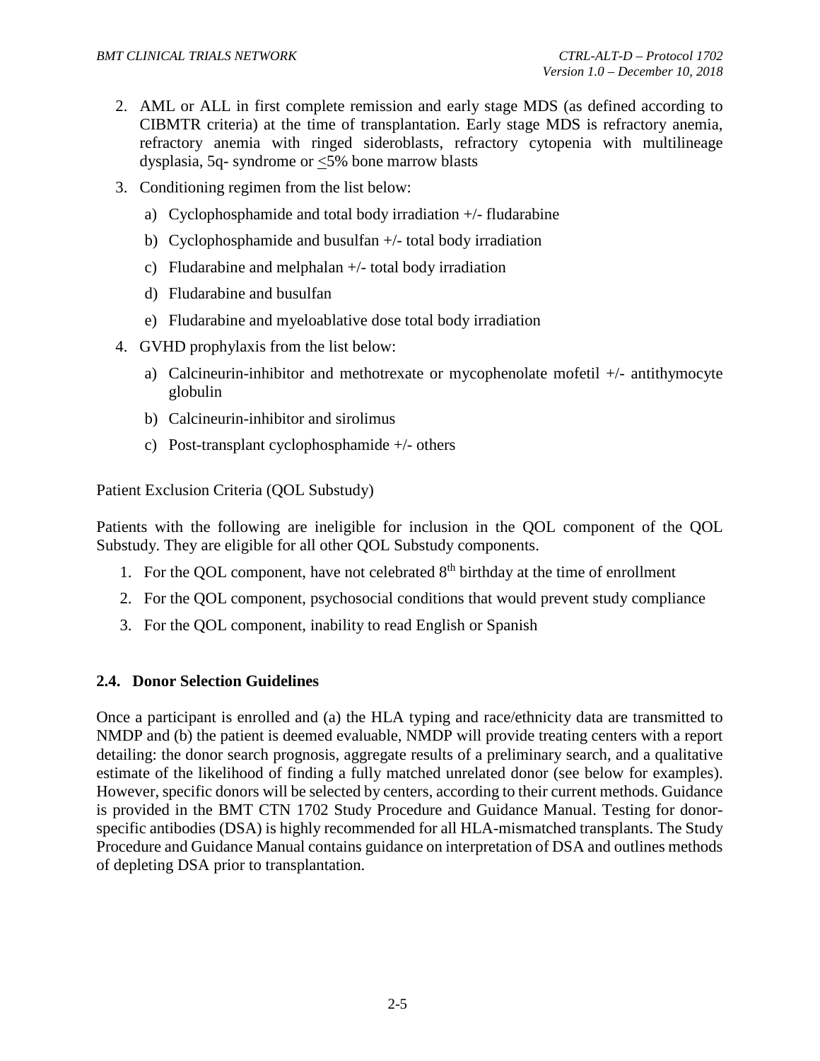2. AML or ALL in first complete remission and early stage MDS (as defined according to CIBMTR criteria) at the time of transplantation. Early stage MDS is refractory anemia, refractory anemia with ringed sideroblasts, refractory cytopenia with multilineage dysplasia, 5q- syndrome or $\leq$5% bone marrow blasts
3. Conditioning regimen from the list below:
   a) Cyclophosphamide and total body irradiation +/- fludarabine
   b) Cyclophosphamide and busulfan +/- total body irradiation
   c) Fludarabine and melphalan +/- total body irradiation
   d) Fludarabine and busulfan
   e) Fludarabine and myeloablative dose total body irradiation
4. GVHD prophylaxis from the list below:
   a) Calcineurin-inhibitor and methotrexate or mycophenolate mofetil +/- antithymocyte globulin
   b) Calcineurin-inhibitor and sirolimus
   c) Post-transplant cyclophosphamide +/- others

Patient Exclusion Criteria (QOL Substudy)

Patients with the following are ineligible for inclusion in the QOL component of the QOL Substudy. They are eligible for all other QOL Substudy components.

1. For the QOL component, have not celebrated 8$^{th}$ birthday at the time of enrollment
2. For the QOL component, psychosocial conditions that would prevent study compliance
3. For the QOL component, inability to read English or Spanish

### 2.4. Donor Selection Guidelines

Once a participant is enrolled and (a) the HLA typing and race/ethnicity data are transmitted to NMDP and (b) the patient is deemed evaluable, NMDP will provide treating centers with a report detailing: the donor search prognosis, aggregate results of a preliminary search, and a qualitative estimate of the likelihood of finding a fully matched unrelated donor (see below for examples). However, specific donors will be selected by centers, according to their current methods. Guidance is provided in the BMT CTN 1702 Study Procedure and Guidance Manual. Testing for donor-specific antibodies (DSA) is highly recommended for all HLA-mismatched transplants. The Study Procedure and Guidance Manual contains guidance on interpretation of DSA and outlines methods of depleting DSA prior to transplantation.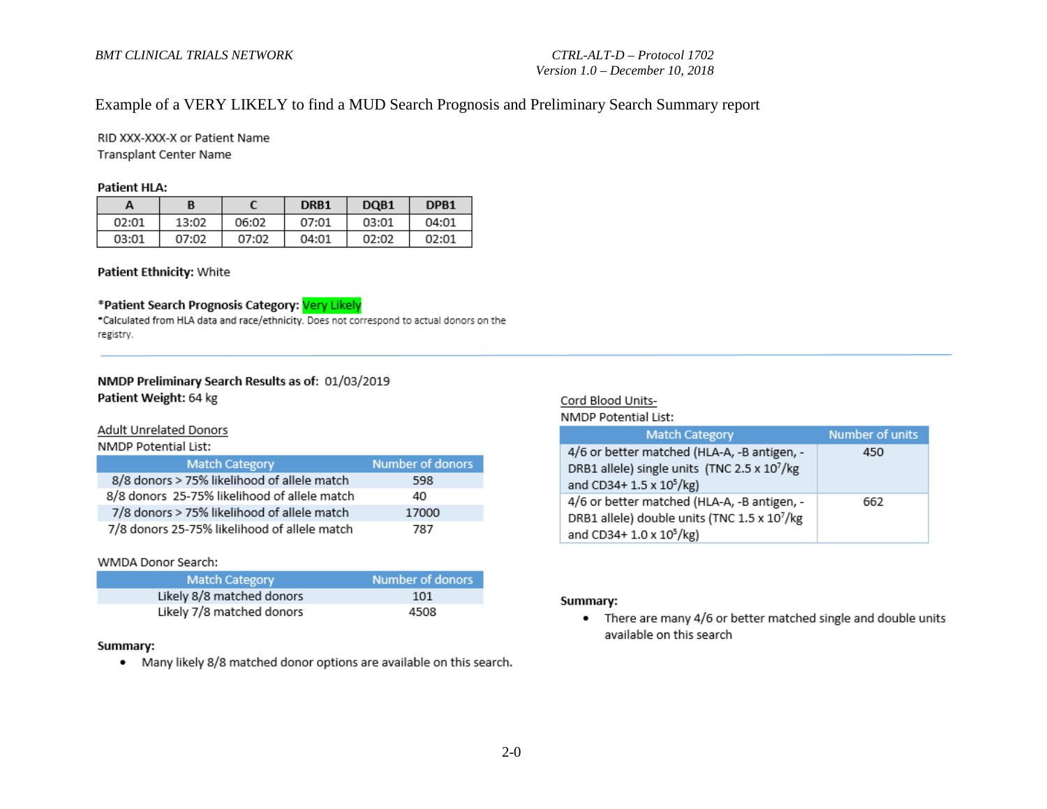Example of a VERY LIKELY to find a MUD Search Prognosis and Preliminary Search Summary report

RID XXX-XXX-X or Patient Name
Transplant Center Name

**Patient HLA:**

| A | B | C | DRB1 | DQB1 | DPB1 |
|---|---|---|---|---|---|
| 02:01 | 13:02 | 06:02 | 07:01 | 03:01 | 04:01 |
| 03:01 | 07:02 | 07:02 | 04:01 | 02:02 | 02:01 |

**Patient Ethnicity:** White

***Patient Search Prognosis Category:** Very Likely
*Calculated from HLA data and race/ethnicity. Does not correspond to actual donors on the registry.

---

**NMDP Preliminary Search Results as of:** 01/03/2019
**Patient Weight:** 64 kg

Adult Unrelated Donors
NMDP Potential List:

| Match Category | Number of donors |
|---|---|
| 8/8 donors > 75% likelihood of allele match | 598 |
| 8/8 donors 25-75% likelihood of allele match | 40 |
| 7/8 donors > 75% likelihood of allele match | 17000 |
| 7/8 donors 25-75% likelihood of allele match | 787 |

WMDA Donor Search:

| Match Category | Number of donors |
|---|---|
| Likely 8/8 matched donors | 101 |
| Likely 7/8 matched donors | 4508 |

**Summary:**

- Many likely 8/8 matched donor options are available on this search.

Cord Blood Units-
NMDP Potential List:

| Match Category | Number of units |
|---|---|
| 4/6 or better matched (HLA-A, -B antigen, -DRB1 allele) single units (TNC $2.5 \times 10^7$/kg and CD34+ $1.5 \times 10^5$/kg) | 450 |
| 4/6 or better matched (HLA-A, -B antigen, -DRB1 allele) double units (TNC $1.5 \times 10^7$/kg and CD34+ $1.0 \times 10^5$/kg) | 662 |

**Summary:**

- There are many 4/6 or better matched single and double units available on this search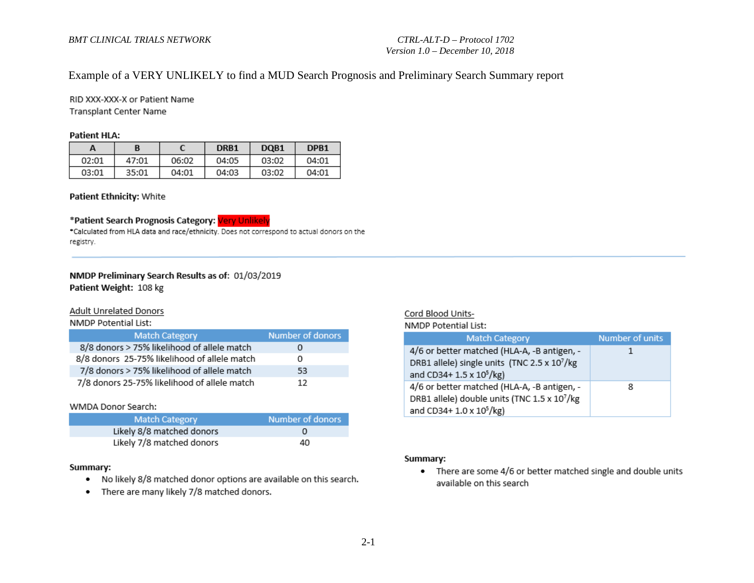Example of a VERY UNLIKELY to find a MUD Search Prognosis and Preliminary Search Summary report

RID XXX-XXX-X or Patient Name
Transplant Center Name

**Patient HLA:**

| A | B | C | DRB1 | DQB1 | DPB1 |
|---|---|---|---|---|---|
| 02:01 | 47:01 | 06:02 | 04:05 | 03:02 | 04:01 |
| 03:01 | 35:01 | 04:01 | 04:03 | 03:02 | 04:01 |

**Patient Ethnicity:** White

***Patient Search Prognosis Category:** Very Unlikely

*Calculated from HLA data and race/ethnicity. Does not correspond to actual donors on the registry.

---

**NMDP Preliminary Search Results as of:** 01/03/2019
**Patient Weight:** 108 kg

Adult Unrelated Donors
NMDP Potential List:

| Match Category | Number of donors |
|---|---|
| 8/8 donors > 75% likelihood of allele match | 0 |
| 8/8 donors 25-75% likelihood of allele match | 0 |
| 7/8 donors > 75% likelihood of allele match | 53 |
| 7/8 donors 25-75% likelihood of allele match | 12 |

WMDA Donor Search:

| Match Category | Number of donors |
|---|---|
| Likely 8/8 matched donors | 0 |
| Likely 7/8 matched donors | 40 |

**Summary:**

- No likely 8/8 matched donor options are available on this search.
- There are many likely 7/8 matched donors.

Cord Blood Units-
NMDP Potential List:

| Match Category | Number of units |
|---|---|
| 4/6 or better matched (HLA-A, -B antigen, -DRB1 allele) single units (TNC $2.5 \times 10^7$/kg and CD34+ $1.5 \times 10^5$/kg) | 1 |
| 4/6 or better matched (HLA-A, -B antigen, -DRB1 allele) double units (TNC $1.5 \times 10^7$/kg and CD34+ $1.0 \times 10^5$/kg) | 8 |

**Summary:**

- There are some 4/6 or better matched single and double units available on this search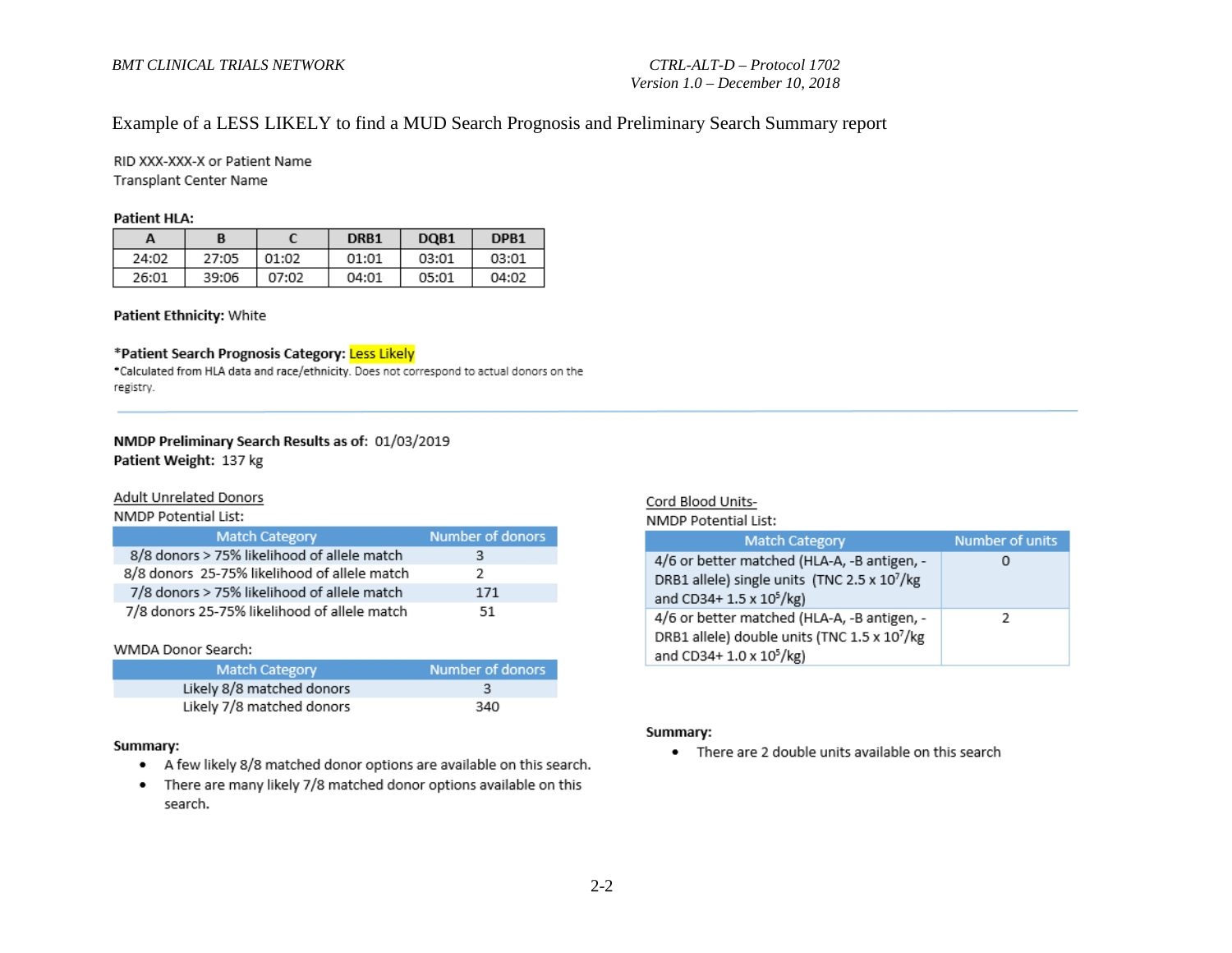Example of a LESS LIKELY to find a MUD Search Prognosis and Preliminary Search Summary report

RID XXX-XXX-X or Patient Name
Transplant Center Name

**Patient HLA:**

| A | B | C | DRB1 | DQB1 | DPB1 |
|---|---|---|---|---|---|
| 24:02 | 27:05 | 01:02 | 01:01 | 03:01 | 03:01 |
| 26:01 | 39:06 | 07:02 | 04:01 | 05:01 | 04:02 |

**Patient Ethnicity:** White

**\*Patient Search Prognosis Category:** Less Likely

*Calculated from HLA data and race/ethnicity. Does not correspond to actual donors on the registry.

---

**NMDP Preliminary Search Results as of:** 01/03/2019
**Patient Weight:** 137 kg

Adult Unrelated Donors
NMDP Potential List:

| Match Category | Number of donors |
|---|---|
| 8/8 donors > 75% likelihood of allele match | 3 |
| 8/8 donors 25-75% likelihood of allele match | 2 |
| 7/8 donors > 75% likelihood of allele match | 171 |
| 7/8 donors 25-75% likelihood of allele match | 51 |

WMDA Donor Search:

| Match Category | Number of donors |
|---|---|
| Likely 8/8 matched donors | 3 |
| Likely 7/8 matched donors | 340 |

**Summary:**

- A few likely 8/8 matched donor options are available on this search.
- There are many likely 7/8 matched donor options available on this search.

Cord Blood Units-
NMDP Potential List:

| Match Category | Number of units |
|---|---|
| 4/6 or better matched (HLA-A, -B antigen, -DRB1 allele) single units (TNC 2.5 x $10^7$/kg and CD34+ 1.5 x $10^5$/kg) | 0 |
| 4/6 or better matched (HLA-A, -B antigen, -DRB1 allele) double units (TNC 1.5 x $10^7$/kg and CD34+ 1.0 x $10^5$/kg) | 2 |

**Summary:**

- There are 2 double units available on this search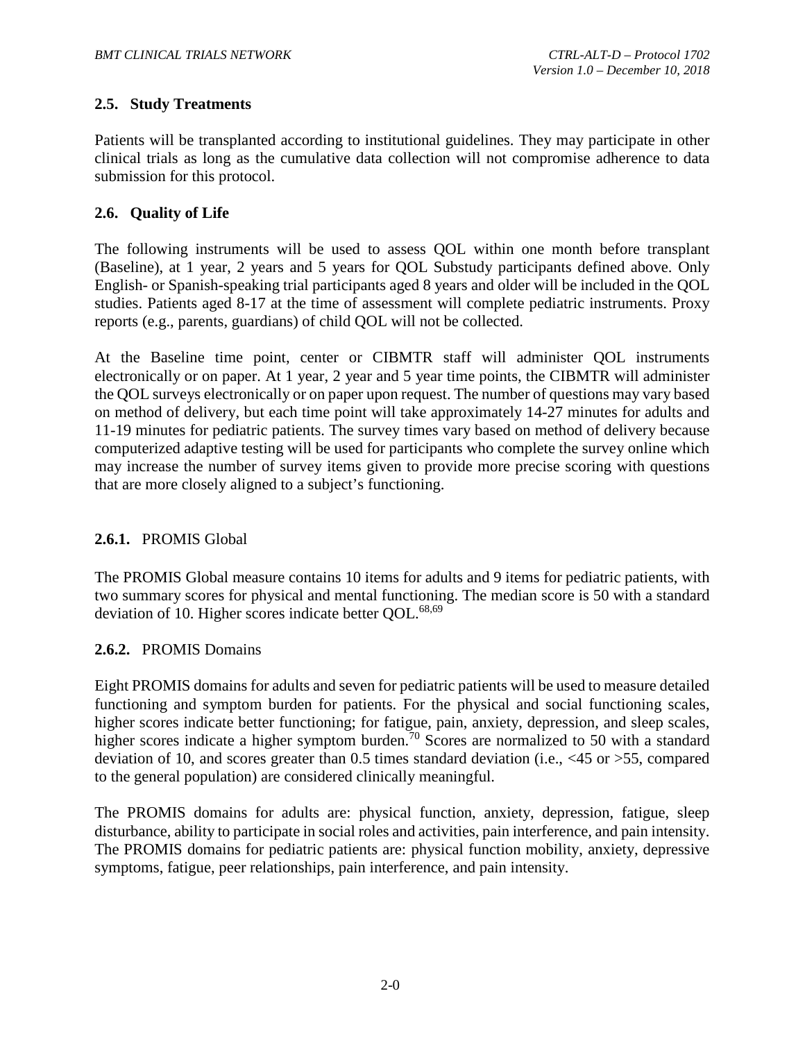## 2.5. Study Treatments

Patients will be transplanted according to institutional guidelines. They may participate in other clinical trials as long as the cumulative data collection will not compromise adherence to data submission for this protocol.

## 2.6. Quality of Life

The following instruments will be used to assess QOL within one month before transplant (Baseline), at 1 year, 2 years and 5 years for QOL Substudy participants defined above. Only English- or Spanish-speaking trial participants aged 8 years and older will be included in the QOL studies. Patients aged 8-17 at the time of assessment will complete pediatric instruments. Proxy reports (e.g., parents, guardians) of child QOL will not be collected.

At the Baseline time point, center or CIBMTR staff will administer QOL instruments electronically or on paper. At 1 year, 2 year and 5 year time points, the CIBMTR will administer the QOL surveys electronically or on paper upon request. The number of questions may vary based on method of delivery, but each time point will take approximately 14-27 minutes for adults and 11-19 minutes for pediatric patients. The survey times vary based on method of delivery because computerized adaptive testing will be used for participants who complete the survey online which may increase the number of survey items given to provide more precise scoring with questions that are more closely aligned to a subject's functioning.

### 2.6.1. PROMIS Global

The PROMIS Global measure contains 10 items for adults and 9 items for pediatric patients, with two summary scores for physical and mental functioning. The median score is 50 with a standard deviation of 10. Higher scores indicate better QOL.[68,69]

### 2.6.2. PROMIS Domains

Eight PROMIS domains for adults and seven for pediatric patients will be used to measure detailed functioning and symptom burden for patients. For the physical and social functioning scales, higher scores indicate better functioning; for fatigue, pain, anxiety, depression, and sleep scales, higher scores indicate a higher symptom burden.[70] Scores are normalized to 50 with a standard deviation of 10, and scores greater than 0.5 times standard deviation (i.e., <45 or >55, compared to the general population) are considered clinically meaningful.

The PROMIS domains for adults are: physical function, anxiety, depression, fatigue, sleep disturbance, ability to participate in social roles and activities, pain interference, and pain intensity. The PROMIS domains for pediatric patients are: physical function mobility, anxiety, depressive symptoms, fatigue, peer relationships, pain interference, and pain intensity.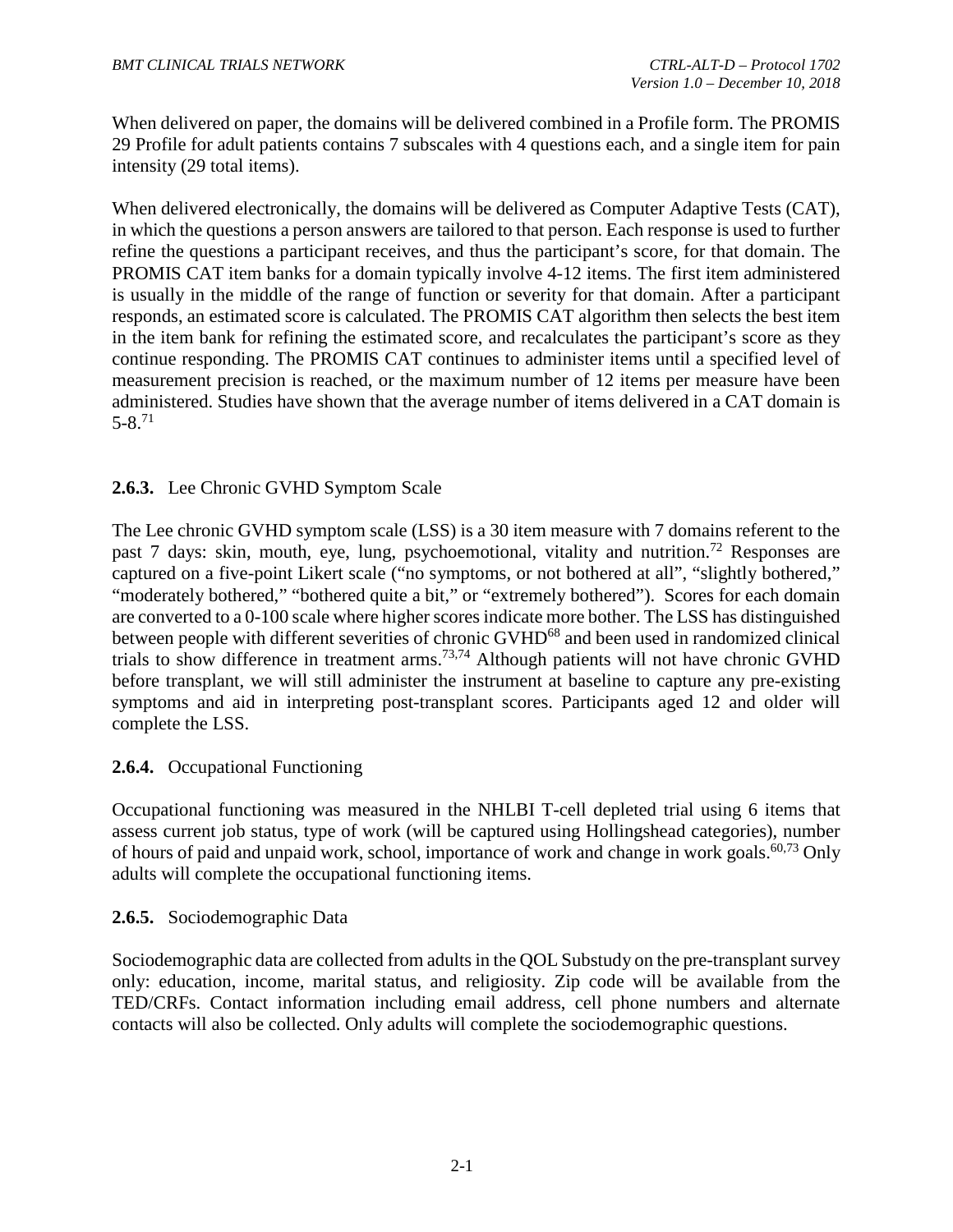When delivered on paper, the domains will be delivered combined in a Profile form. The PROMIS 29 Profile for adult patients contains 7 subscales with 4 questions each, and a single item for pain intensity (29 total items).

When delivered electronically, the domains will be delivered as Computer Adaptive Tests (CAT), in which the questions a person answers are tailored to that person. Each response is used to further refine the questions a participant receives, and thus the participant's score, for that domain. The PROMIS CAT item banks for a domain typically involve 4-12 items. The first item administered is usually in the middle of the range of function or severity for that domain. After a participant responds, an estimated score is calculated. The PROMIS CAT algorithm then selects the best item in the item bank for refining the estimated score, and recalculates the participant's score as they continue responding. The PROMIS CAT continues to administer items until a specified level of measurement precision is reached, or the maximum number of 12 items per measure have been administered. Studies have shown that the average number of items delivered in a CAT domain is 5-8.[71]

### 2.6.3. Lee Chronic GVHD Symptom Scale

The Lee chronic GVHD symptom scale (LSS) is a 30 item measure with 7 domains referent to the past 7 days: skin, mouth, eye, lung, psychoemotional, vitality and nutrition.[72] Responses are captured on a five-point Likert scale ("no symptoms, or not bothered at all", "slightly bothered," "moderately bothered," "bothered quite a bit," or "extremely bothered"). Scores for each domain are converted to a 0-100 scale where higher scores indicate more bother. The LSS has distinguished between people with different severities of chronic GVHD[68] and been used in randomized clinical trials to show difference in treatment arms.[73,74] Although patients will not have chronic GVHD before transplant, we will still administer the instrument at baseline to capture any pre-existing symptoms and aid in interpreting post-transplant scores. Participants aged 12 and older will complete the LSS.

### 2.6.4. Occupational Functioning

Occupational functioning was measured in the NHLBI T-cell depleted trial using 6 items that assess current job status, type of work (will be captured using Hollingshead categories), number of hours of paid and unpaid work, school, importance of work and change in work goals.[60,73] Only adults will complete the occupational functioning items.

### 2.6.5. Sociodemographic Data

Sociodemographic data are collected from adults in the QOL Substudy on the pre-transplant survey only: education, income, marital status, and religiosity. Zip code will be available from the TED/CRFs. Contact information including email address, cell phone numbers and alternate contacts will also be collected. Only adults will complete the sociodemographic questions.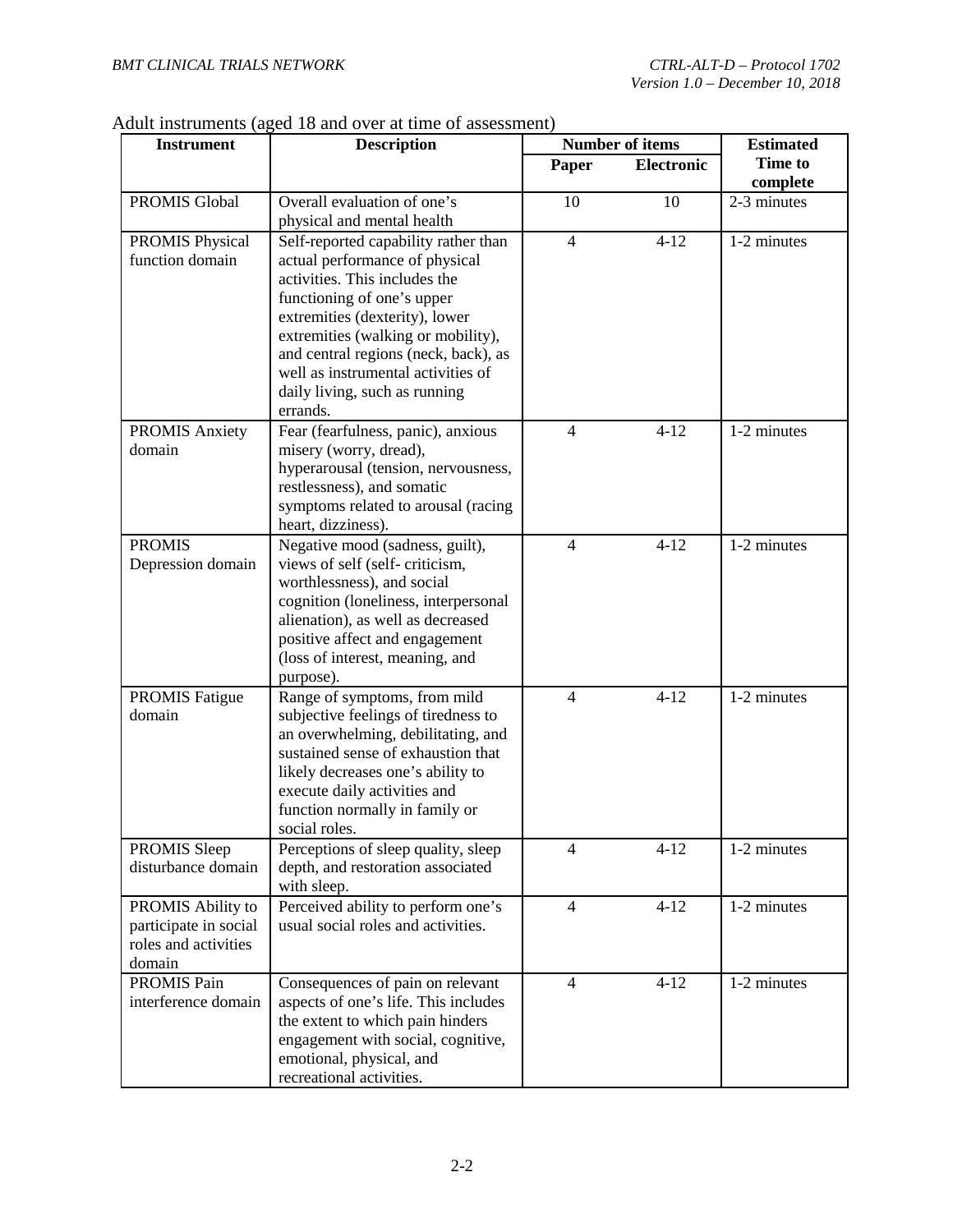Adult instruments (aged 18 and over at time of assessment)

| Instrument | Description | Number of items | | Estimated Time to complete |
|---|---|---|---|---|
| | | Paper | Electronic | |
| PROMIS Global | Overall evaluation of one's physical and mental health | 10 | 10 | 2-3 minutes |
| PROMIS Physical function domain | Self-reported capability rather than actual performance of physical activities. This includes the functioning of one's upper extremities (dexterity), lower extremities (walking or mobility), and central regions (neck, back), as well as instrumental activities of daily living, such as running errands. | 4 | 4-12 | 1-2 minutes |
| PROMIS Anxiety domain | Fear (fearfulness, panic), anxious misery (worry, dread), hyperarousal (tension, nervousness, restlessness), and somatic symptoms related to arousal (racing heart, dizziness). | 4 | 4-12 | 1-2 minutes |
| PROMIS Depression domain | Negative mood (sadness, guilt), views of self (self- criticism, worthlessness), and social cognition (loneliness, interpersonal alienation), as well as decreased positive affect and engagement (loss of interest, meaning, and purpose). | 4 | 4-12 | 1-2 minutes |
| PROMIS Fatigue domain | Range of symptoms, from mild subjective feelings of tiredness to an overwhelming, debilitating, and sustained sense of exhaustion that likely decreases one's ability to execute daily activities and function normally in family or social roles. | 4 | 4-12 | 1-2 minutes |
| PROMIS Sleep disturbance domain | Perceptions of sleep quality, sleep depth, and restoration associated with sleep. | 4 | 4-12 | 1-2 minutes |
| PROMIS Ability to participate in social roles and activities domain | Perceived ability to perform one's usual social roles and activities. | 4 | 4-12 | 1-2 minutes |
| PROMIS Pain interference domain | Consequences of pain on relevant aspects of one's life. This includes the extent to which pain hinders engagement with social, cognitive, emotional, physical, and recreational activities. | 4 | 4-12 | 1-2 minutes |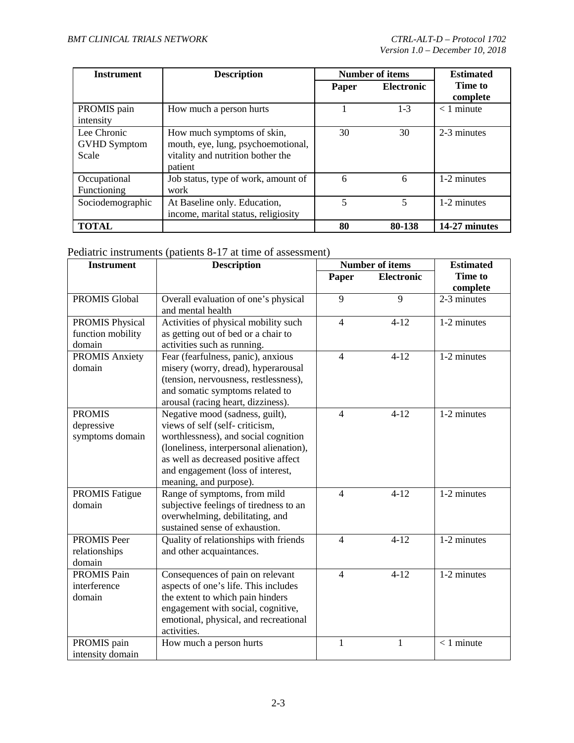| Instrument | Description | Number of items | | Estimated Time to complete |
| --- | --- | --- | --- | --- |
| | | Paper | Electronic | |
| PROMIS pain intensity | How much a person hurts | 1 | 1-3 | < 1 minute |
| Lee Chronic GVHD Symptom Scale | How much symptoms of skin, mouth, eye, lung, psychoemotional, vitality and nutrition bother the patient | 30 | 30 | 2-3 minutes |
| Occupational Functioning | Job status, type of work, amount of work | 6 | 6 | 1-2 minutes |
| Sociodemographic | At Baseline only. Education, income, marital status, religiosity | 5 | 5 | 1-2 minutes |
| **TOTAL** | | **80** | **80-138** | **14-27 minutes** |

Pediatric instruments (patients 8-17 at time of assessment)

| Instrument | Description | Number of items | | Estimated Time to complete |
| --- | --- | --- | --- | --- |
| | | Paper | Electronic | |
| PROMIS Global | Overall evaluation of one's physical and mental health | 9 | 9 | 2-3 minutes |
| PROMIS Physical function mobility domain | Activities of physical mobility such as getting out of bed or a chair to activities such as running. | 4 | 4-12 | 1-2 minutes |
| PROMIS Anxiety domain | Fear (fearfulness, panic), anxious misery (worry, dread), hyperarousal (tension, nervousness, restlessness), and somatic symptoms related to arousal (racing heart, dizziness). | 4 | 4-12 | 1-2 minutes |
| PROMIS depressive symptoms domain | Negative mood (sadness, guilt), views of self (self- criticism, worthlessness), and social cognition (loneliness, interpersonal alienation), as well as decreased positive affect and engagement (loss of interest, meaning, and purpose). | 4 | 4-12 | 1-2 minutes |
| PROMIS Fatigue domain | Range of symptoms, from mild subjective feelings of tiredness to an overwhelming, debilitating, and sustained sense of exhaustion. | 4 | 4-12 | 1-2 minutes |
| PROMIS Peer relationships domain | Quality of relationships with friends and other acquaintances. | 4 | 4-12 | 1-2 minutes |
| PROMIS Pain interference domain | Consequences of pain on relevant aspects of one's life. This includes the extent to which pain hinders engagement with social, cognitive, emotional, physical, and recreational activities. | 4 | 4-12 | 1-2 minutes |
| PROMIS pain intensity domain | How much a person hurts | 1 | 1 | < 1 minute |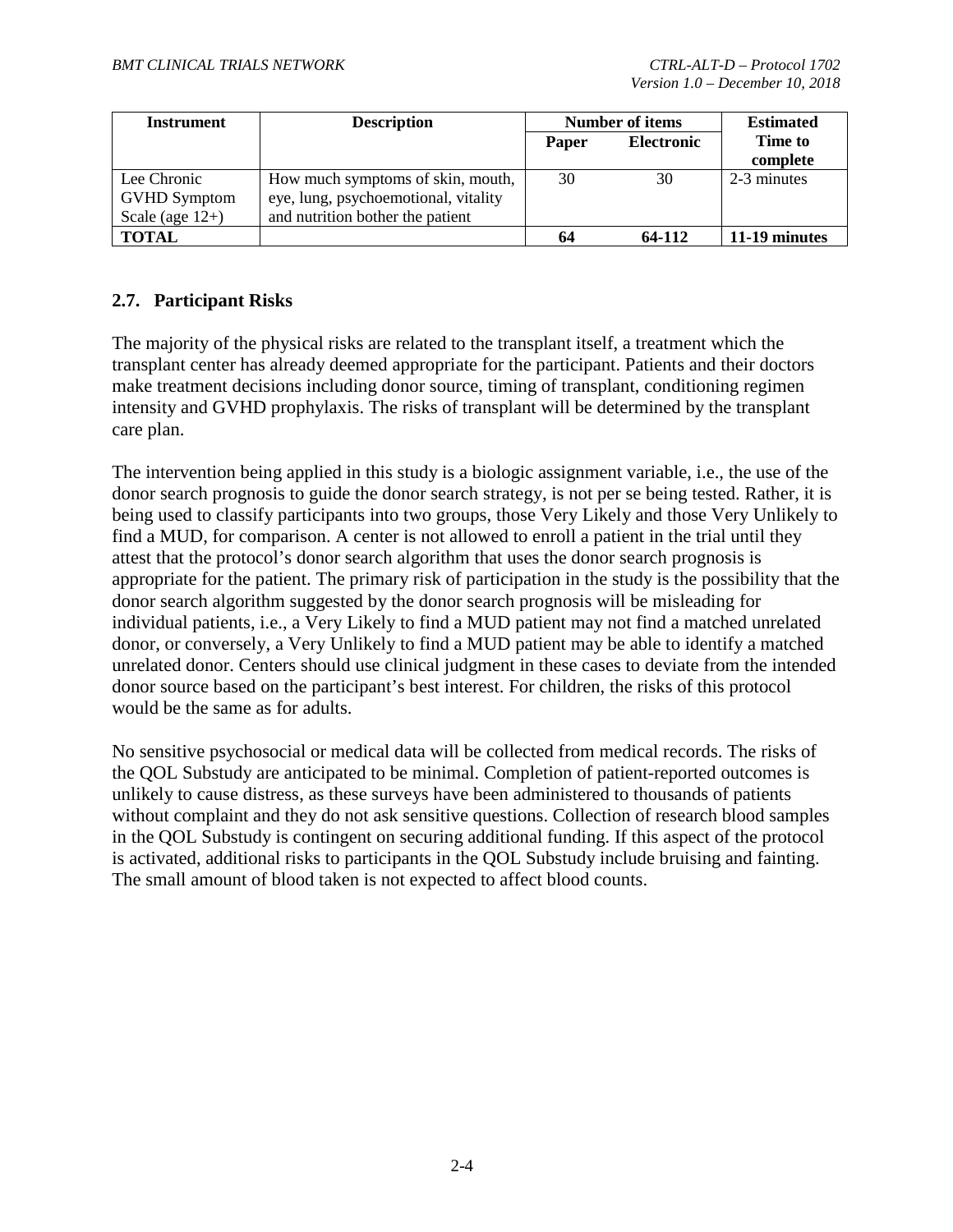| Instrument | Description | Number of items | | Estimated Time to complete |
|---|---|---|---|---|
| | | Paper | Electronic | |
| Lee Chronic GVHD Symptom Scale (age 12+) | How much symptoms of skin, mouth, eye, lung, psychoemotional, vitality and nutrition bother the patient | 30 | 30 | 2-3 minutes |
| **TOTAL** | | **64** | **64-112** | **11-19 minutes** |

## 2.7. Participant Risks

The majority of the physical risks are related to the transplant itself, a treatment which the transplant center has already deemed appropriate for the participant. Patients and their doctors make treatment decisions including donor source, timing of transplant, conditioning regimen intensity and GVHD prophylaxis. The risks of transplant will be determined by the transplant care plan.

The intervention being applied in this study is a biologic assignment variable, i.e., the use of the donor search prognosis to guide the donor search strategy, is not per se being tested. Rather, it is being used to classify participants into two groups, those Very Likely and those Very Unlikely to find a MUD, for comparison. A center is not allowed to enroll a patient in the trial until they attest that the protocol's donor search algorithm that uses the donor search prognosis is appropriate for the patient. The primary risk of participation in the study is the possibility that the donor search algorithm suggested by the donor search prognosis will be misleading for individual patients, i.e., a Very Likely to find a MUD patient may not find a matched unrelated donor, or conversely, a Very Unlikely to find a MUD patient may be able to identify a matched unrelated donor. Centers should use clinical judgment in these cases to deviate from the intended donor source based on the participant's best interest. For children, the risks of this protocol would be the same as for adults.

No sensitive psychosocial or medical data will be collected from medical records. The risks of the QOL Substudy are anticipated to be minimal. Completion of patient-reported outcomes is unlikely to cause distress, as these surveys have been administered to thousands of patients without complaint and they do not ask sensitive questions. Collection of research blood samples in the QOL Substudy is contingent on securing additional funding. If this aspect of the protocol is activated, additional risks to participants in the QOL Substudy include bruising and fainting. The small amount of blood taken is not expected to affect blood counts.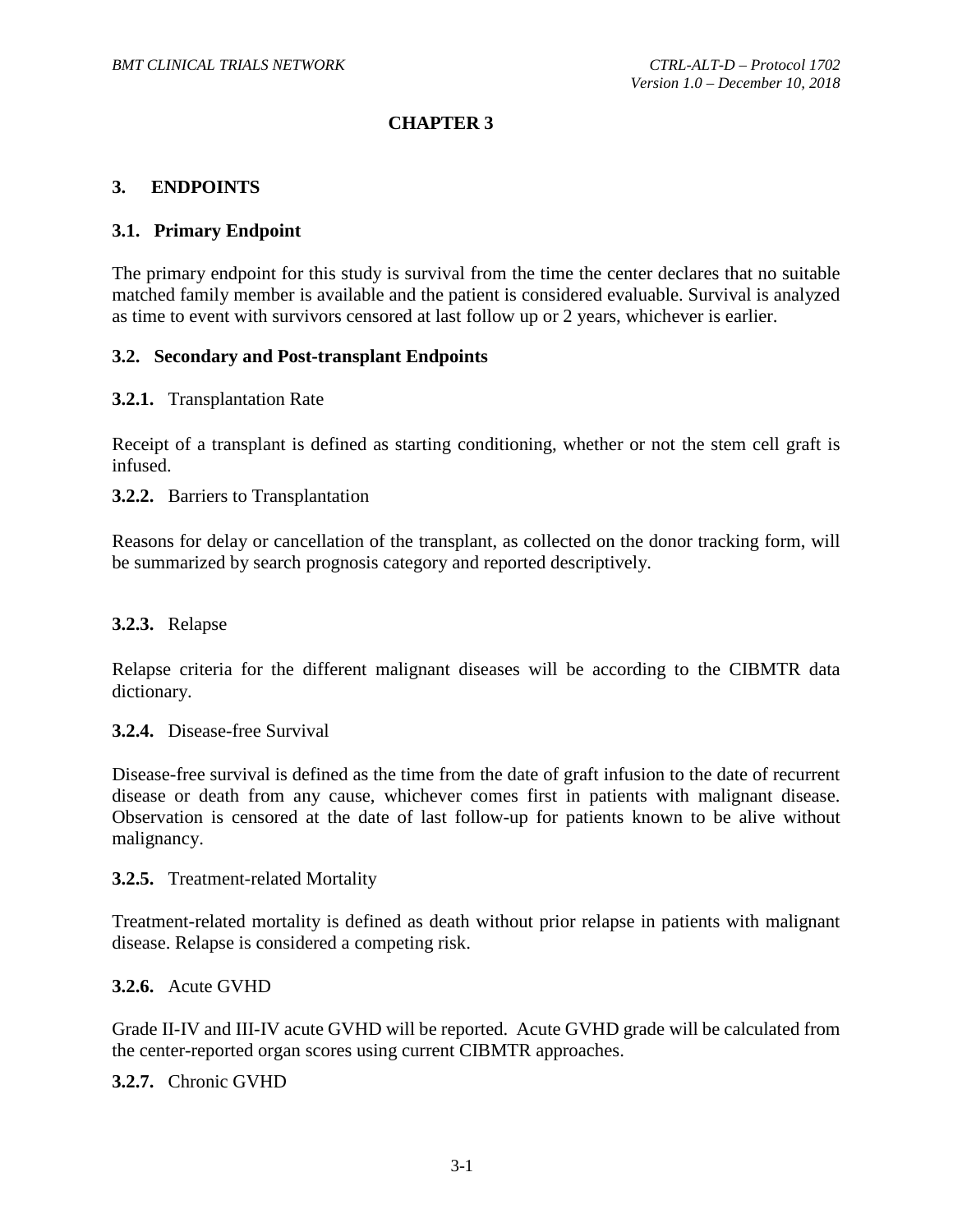# CHAPTER 3

## 3. ENDPOINTS

### 3.1. Primary Endpoint

The primary endpoint for this study is survival from the time the center declares that no suitable matched family member is available and the patient is considered evaluable. Survival is analyzed as time to event with survivors censored at last follow up or 2 years, whichever is earlier.

### 3.2. Secondary and Post-transplant Endpoints

**3.2.1.** Transplantation Rate

Receipt of a transplant is defined as starting conditioning, whether or not the stem cell graft is infused.

**3.2.2.** Barriers to Transplantation

Reasons for delay or cancellation of the transplant, as collected on the donor tracking form, will be summarized by search prognosis category and reported descriptively.

**3.2.3.** Relapse

Relapse criteria for the different malignant diseases will be according to the CIBMTR data dictionary.

**3.2.4.** Disease-free Survival

Disease-free survival is defined as the time from the date of graft infusion to the date of recurrent disease or death from any cause, whichever comes first in patients with malignant disease. Observation is censored at the date of last follow-up for patients known to be alive without malignancy.

**3.2.5.** Treatment-related Mortality

Treatment-related mortality is defined as death without prior relapse in patients with malignant disease. Relapse is considered a competing risk.

**3.2.6.** Acute GVHD

Grade II-IV and III-IV acute GVHD will be reported. Acute GVHD grade will be calculated from the center-reported organ scores using current CIBMTR approaches.

**3.2.7.** Chronic GVHD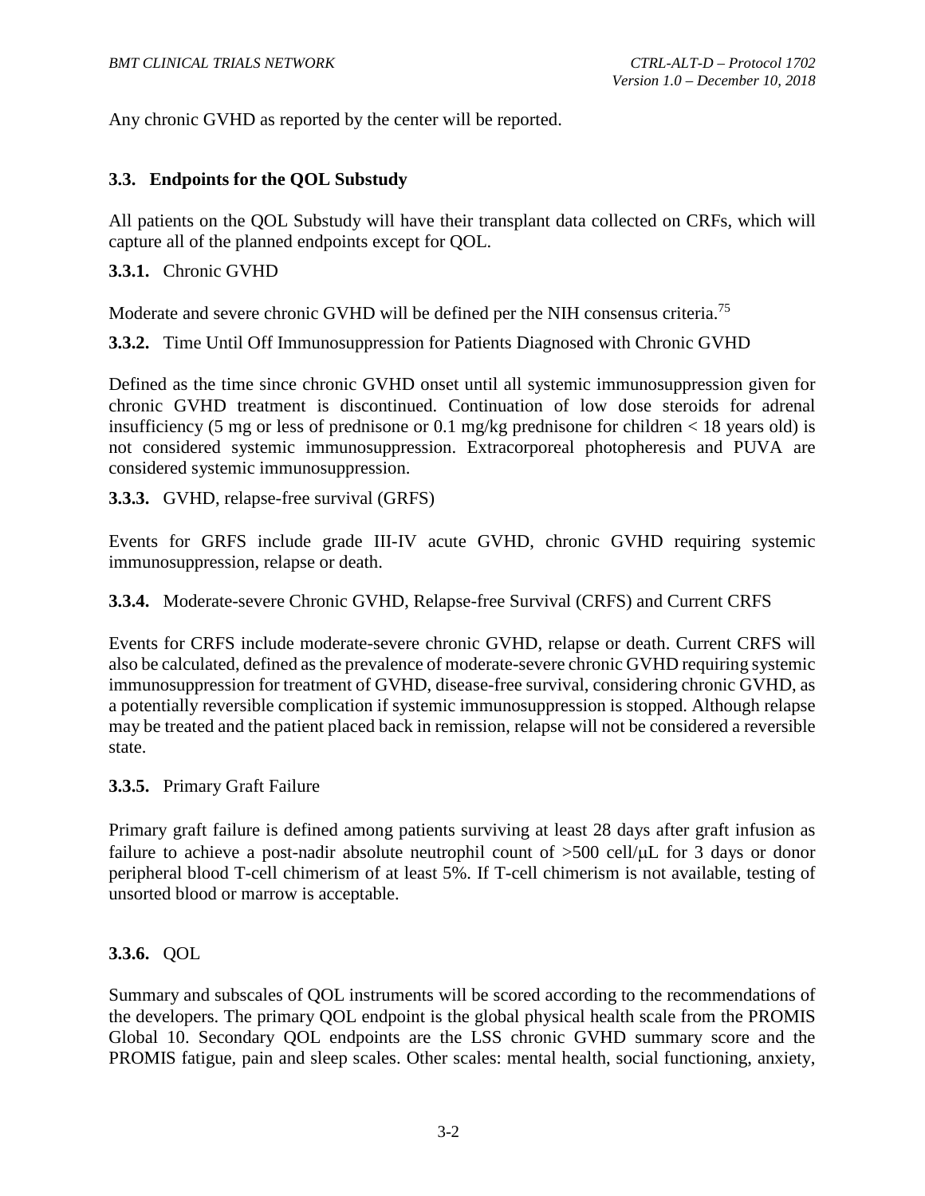Any chronic GVHD as reported by the center will be reported.

## 3.3. Endpoints for the QOL Substudy

All patients on the QOL Substudy will have their transplant data collected on CRFs, which will capture all of the planned endpoints except for QOL.

**3.3.1.** Chronic GVHD

Moderate and severe chronic GVHD will be defined per the NIH consensus criteria.[75]

**3.3.2.** Time Until Off Immunosuppression for Patients Diagnosed with Chronic GVHD

Defined as the time since chronic GVHD onset until all systemic immunosuppression given for chronic GVHD treatment is discontinued. Continuation of low dose steroids for adrenal insufficiency (5 mg or less of prednisone or 0.1 mg/kg prednisone for children < 18 years old) is not considered systemic immunosuppression. Extracorporeal photopheresis and PUVA are considered systemic immunosuppression.

**3.3.3.** GVHD, relapse-free survival (GRFS)

Events for GRFS include grade III-IV acute GVHD, chronic GVHD requiring systemic immunosuppression, relapse or death.

**3.3.4.** Moderate-severe Chronic GVHD, Relapse-free Survival (CRFS) and Current CRFS

Events for CRFS include moderate-severe chronic GVHD, relapse or death. Current CRFS will also be calculated, defined as the prevalence of moderate-severe chronic GVHD requiring systemic immunosuppression for treatment of GVHD, disease-free survival, considering chronic GVHD, as a potentially reversible complication if systemic immunosuppression is stopped. Although relapse may be treated and the patient placed back in remission, relapse will not be considered a reversible state.

**3.3.5.** Primary Graft Failure

Primary graft failure is defined among patients surviving at least 28 days after graft infusion as failure to achieve a post-nadir absolute neutrophil count of >500 cell/μL for 3 days or donor peripheral blood T-cell chimerism of at least 5%. If T-cell chimerism is not available, testing of unsorted blood or marrow is acceptable.

**3.3.6.** QOL

Summary and subscales of QOL instruments will be scored according to the recommendations of the developers. The primary QOL endpoint is the global physical health scale from the PROMIS Global 10. Secondary QOL endpoints are the LSS chronic GVHD summary score and the PROMIS fatigue, pain and sleep scales. Other scales: mental health, social functioning, anxiety,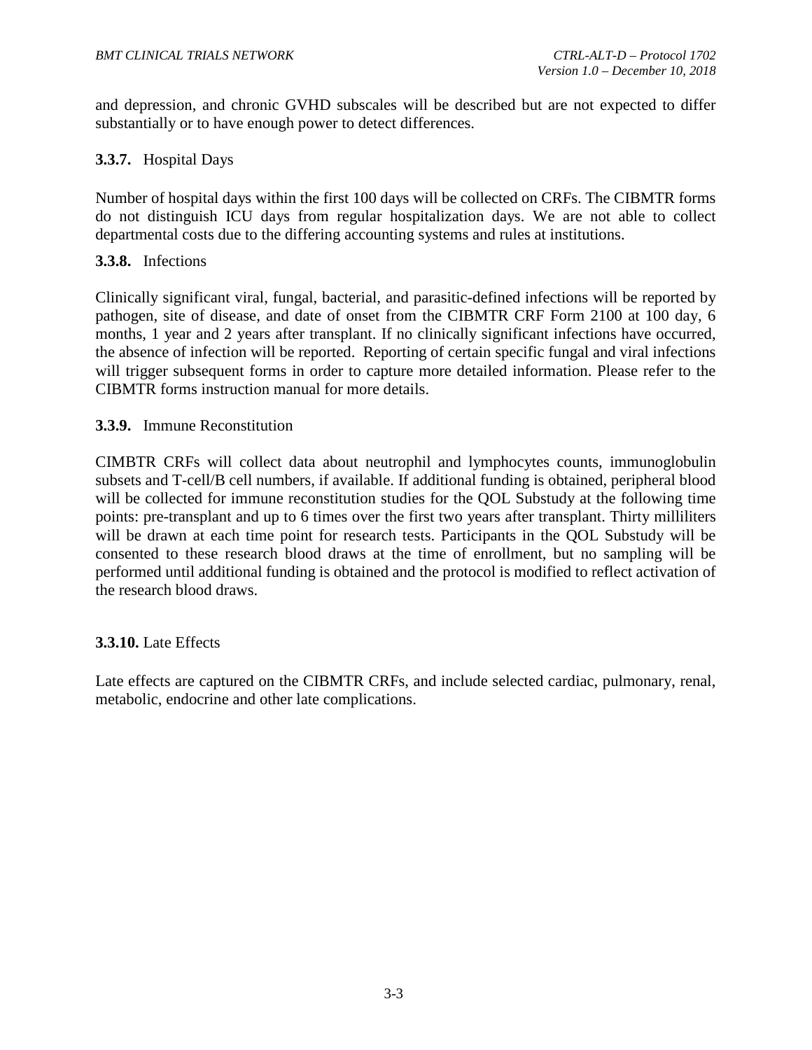and depression, and chronic GVHD subscales will be described but are not expected to differ substantially or to have enough power to detect differences.

### 3.3.7. Hospital Days

Number of hospital days within the first 100 days will be collected on CRFs. The CIBMTR forms do not distinguish ICU days from regular hospitalization days. We are not able to collect departmental costs due to the differing accounting systems and rules at institutions.

### 3.3.8. Infections

Clinically significant viral, fungal, bacterial, and parasitic-defined infections will be reported by pathogen, site of disease, and date of onset from the CIBMTR CRF Form 2100 at 100 day, 6 months, 1 year and 2 years after transplant. If no clinically significant infections have occurred, the absence of infection will be reported. Reporting of certain specific fungal and viral infections will trigger subsequent forms in order to capture more detailed information. Please refer to the CIBMTR forms instruction manual for more details.

### 3.3.9. Immune Reconstitution

CIMBTR CRFs will collect data about neutrophil and lymphocytes counts, immunoglobulin subsets and T-cell/B cell numbers, if available. If additional funding is obtained, peripheral blood will be collected for immune reconstitution studies for the QOL Substudy at the following time points: pre-transplant and up to 6 times over the first two years after transplant. Thirty milliliters will be drawn at each time point for research tests. Participants in the QOL Substudy will be consented to these research blood draws at the time of enrollment, but no sampling will be performed until additional funding is obtained and the protocol is modified to reflect activation of the research blood draws.

### 3.3.10. Late Effects

Late effects are captured on the CIBMTR CRFs, and include selected cardiac, pulmonary, renal, metabolic, endocrine and other late complications.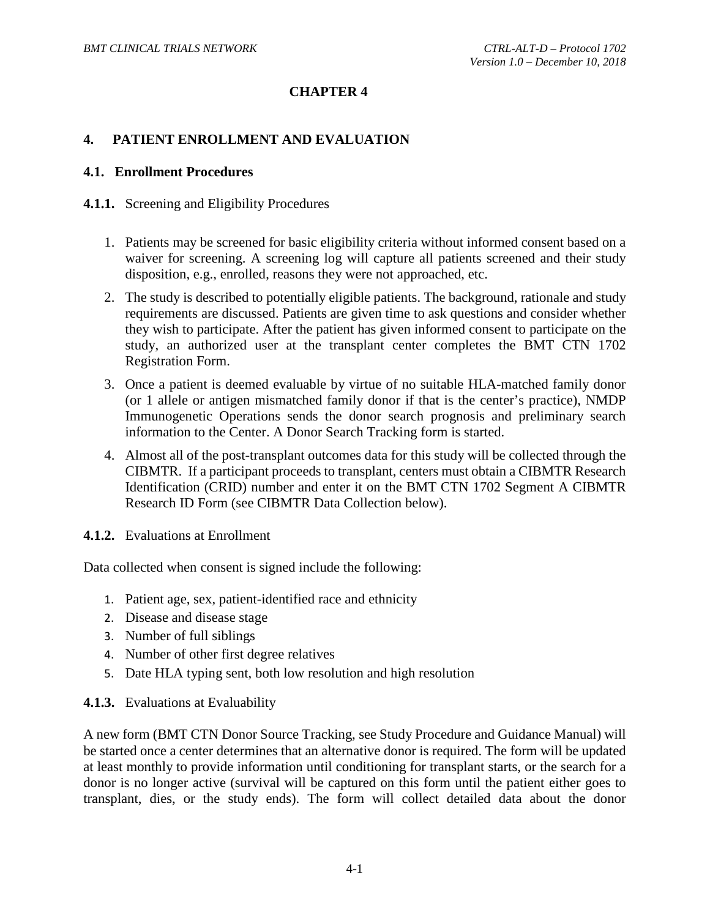# CHAPTER 4

## 4. PATIENT ENROLLMENT AND EVALUATION

### 4.1. Enrollment Procedures

**4.1.1.** Screening and Eligibility Procedures

1. Patients may be screened for basic eligibility criteria without informed consent based on a waiver for screening. A screening log will capture all patients screened and their study disposition, e.g., enrolled, reasons they were not approached, etc.
2. The study is described to potentially eligible patients. The background, rationale and study requirements are discussed. Patients are given time to ask questions and consider whether they wish to participate. After the patient has given informed consent to participate on the study, an authorized user at the transplant center completes the BMT CTN 1702 Registration Form.
3. Once a patient is deemed evaluable by virtue of no suitable HLA-matched family donor (or 1 allele or antigen mismatched family donor if that is the center's practice), NMDP Immunogenetic Operations sends the donor search prognosis and preliminary search information to the Center. A Donor Search Tracking form is started.
4. Almost all of the post-transplant outcomes data for this study will be collected through the CIBMTR. If a participant proceeds to transplant, centers must obtain a CIBMTR Research Identification (CRID) number and enter it on the BMT CTN 1702 Segment A CIBMTR Research ID Form (see CIBMTR Data Collection below).

**4.1.2.** Evaluations at Enrollment

Data collected when consent is signed include the following:

1. Patient age, sex, patient-identified race and ethnicity
2. Disease and disease stage
3. Number of full siblings
4. Number of other first degree relatives
5. Date HLA typing sent, both low resolution and high resolution

**4.1.3.** Evaluations at Evaluability

A new form (BMT CTN Donor Source Tracking, see Study Procedure and Guidance Manual) will be started once a center determines that an alternative donor is required. The form will be updated at least monthly to provide information until conditioning for transplant starts, or the search for a donor is no longer active (survival will be captured on this form until the patient either goes to transplant, dies, or the study ends). The form will collect detailed data about the donor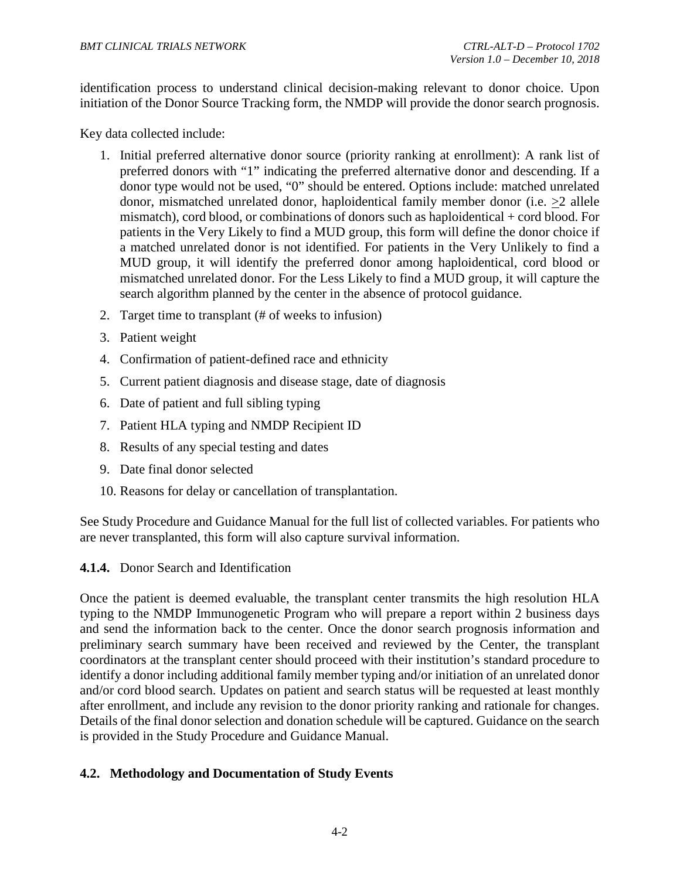identification process to understand clinical decision-making relevant to donor choice. Upon initiation of the Donor Source Tracking form, the NMDP will provide the donor search prognosis.

Key data collected include:

1. Initial preferred alternative donor source (priority ranking at enrollment): A rank list of preferred donors with "1" indicating the preferred alternative donor and descending. If a donor type would not be used, "0" should be entered. Options include: matched unrelated donor, mismatched unrelated donor, haploidentical family member donor (i.e. $\geq$2 allele mismatch), cord blood, or combinations of donors such as haploidentical + cord blood. For patients in the Very Likely to find a MUD group, this form will define the donor choice if a matched unrelated donor is not identified. For patients in the Very Unlikely to find a MUD group, it will identify the preferred donor among haploidentical, cord blood or mismatched unrelated donor. For the Less Likely to find a MUD group, it will capture the search algorithm planned by the center in the absence of protocol guidance.
2. Target time to transplant (# of weeks to infusion)
3. Patient weight
4. Confirmation of patient-defined race and ethnicity
5. Current patient diagnosis and disease stage, date of diagnosis
6. Date of patient and full sibling typing
7. Patient HLA typing and NMDP Recipient ID
8. Results of any special testing and dates
9. Date final donor selected
10. Reasons for delay or cancellation of transplantation.

See Study Procedure and Guidance Manual for the full list of collected variables. For patients who are never transplanted, this form will also capture survival information.

#### 4.1.4. Donor Search and Identification

Once the patient is deemed evaluable, the transplant center transmits the high resolution HLA typing to the NMDP Immunogenetic Program who will prepare a report within 2 business days and send the information back to the center. Once the donor search prognosis information and preliminary search summary have been received and reviewed by the Center, the transplant coordinators at the transplant center should proceed with their institution's standard procedure to identify a donor including additional family member typing and/or initiation of an unrelated donor and/or cord blood search. Updates on patient and search status will be requested at least monthly after enrollment, and include any revision to the donor priority ranking and rationale for changes. Details of the final donor selection and donation schedule will be captured. Guidance on the search is provided in the Study Procedure and Guidance Manual.

### 4.2. Methodology and Documentation of Study Events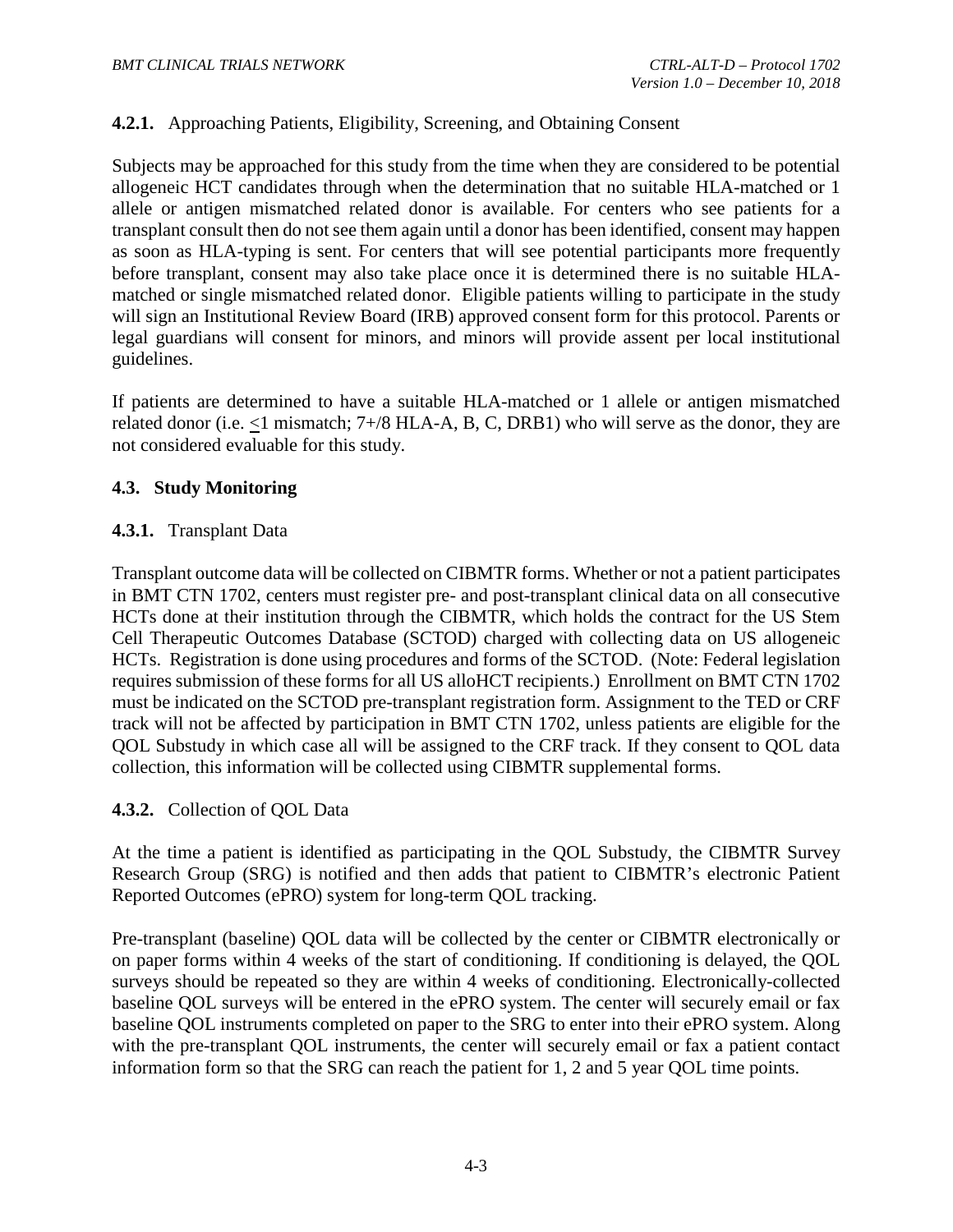#### 4.2.1. Approaching Patients, Eligibility, Screening, and Obtaining Consent

Subjects may be approached for this study from the time when they are considered to be potential allogeneic HCT candidates through when the determination that no suitable HLA-matched or 1 allele or antigen mismatched related donor is available. For centers who see patients for a transplant consult then do not see them again until a donor has been identified, consent may happen as soon as HLA-typing is sent. For centers that will see potential participants more frequently before transplant, consent may also take place once it is determined there is no suitable HLA-matched or single mismatched related donor. Eligible patients willing to participate in the study will sign an Institutional Review Board (IRB) approved consent form for this protocol. Parents or legal guardians will consent for minors, and minors will provide assent per local institutional guidelines.

If patients are determined to have a suitable HLA-matched or 1 allele or antigen mismatched related donor (i.e. $\leq$1 mismatch; 7+/8 HLA-A, B, C, DRB1) who will serve as the donor, they are not considered evaluable for this study.

### 4.3. Study Monitoring

#### 4.3.1. Transplant Data

Transplant outcome data will be collected on CIBMTR forms. Whether or not a patient participates in BMT CTN 1702, centers must register pre- and post-transplant clinical data on all consecutive HCTs done at their institution through the CIBMTR, which holds the contract for the US Stem Cell Therapeutic Outcomes Database (SCTOD) charged with collecting data on US allogeneic HCTs. Registration is done using procedures and forms of the SCTOD. (Note: Federal legislation requires submission of these forms for all US alloHCT recipients.) Enrollment on BMT CTN 1702 must be indicated on the SCTOD pre-transplant registration form. Assignment to the TED or CRF track will not be affected by participation in BMT CTN 1702, unless patients are eligible for the QOL Substudy in which case all will be assigned to the CRF track. If they consent to QOL data collection, this information will be collected using CIBMTR supplemental forms.

#### 4.3.2. Collection of QOL Data

At the time a patient is identified as participating in the QOL Substudy, the CIBMTR Survey Research Group (SRG) is notified and then adds that patient to CIBMTR's electronic Patient Reported Outcomes (ePRO) system for long-term QOL tracking.

Pre-transplant (baseline) QOL data will be collected by the center or CIBMTR electronically or on paper forms within 4 weeks of the start of conditioning. If conditioning is delayed, the QOL surveys should be repeated so they are within 4 weeks of conditioning. Electronically-collected baseline QOL surveys will be entered in the ePRO system. The center will securely email or fax baseline QOL instruments completed on paper to the SRG to enter into their ePRO system. Along with the pre-transplant QOL instruments, the center will securely email or fax a patient contact information form so that the SRG can reach the patient for 1, 2 and 5 year QOL time points.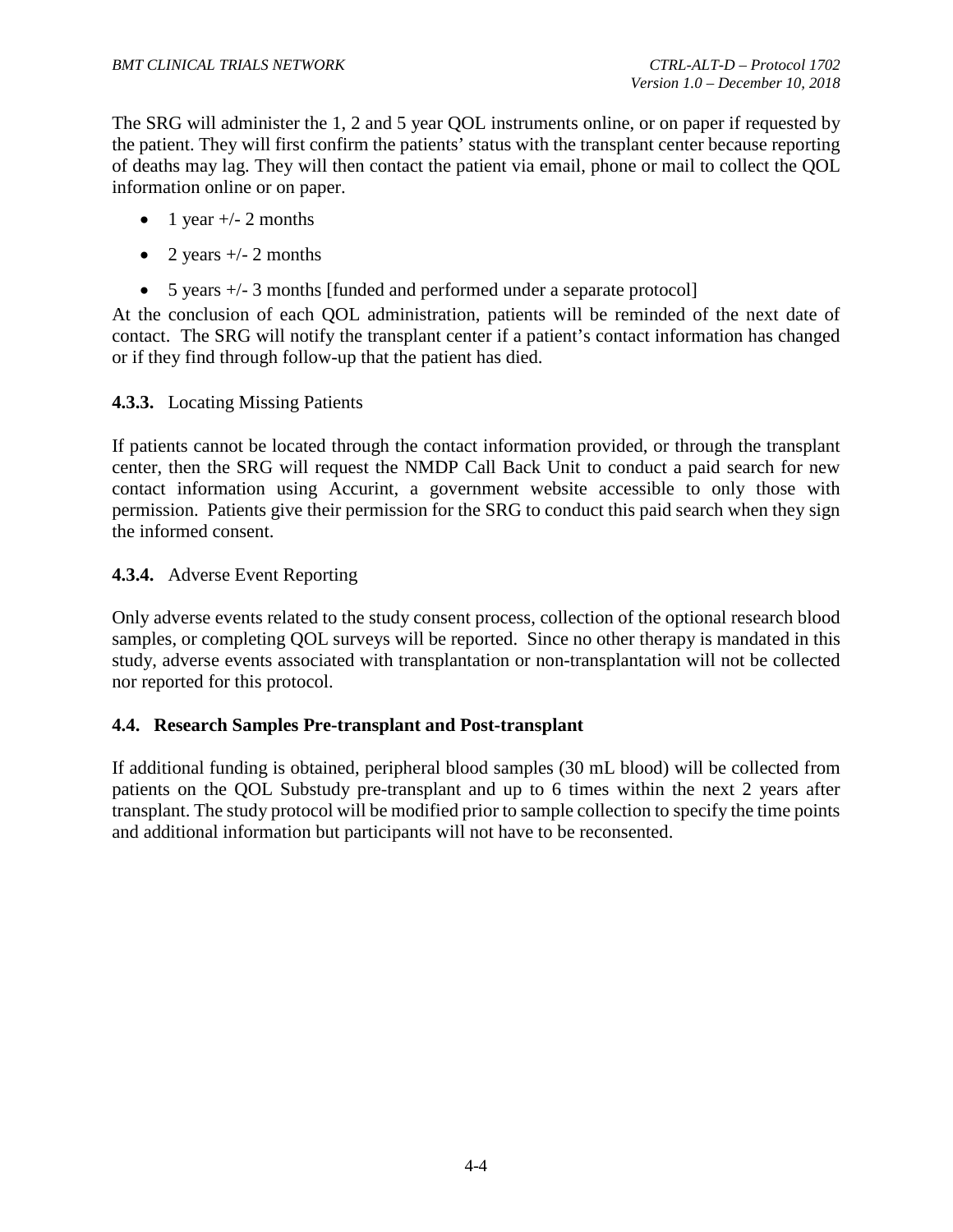The SRG will administer the 1, 2 and 5 year QOL instruments online, or on paper if requested by the patient. They will first confirm the patients' status with the transplant center because reporting of deaths may lag. They will then contact the patient via email, phone or mail to collect the QOL information online or on paper.

- 1 year +/- 2 months
- 2 years +/- 2 months
- 5 years +/- 3 months [funded and performed under a separate protocol]

At the conclusion of each QOL administration, patients will be reminded of the next date of contact. The SRG will notify the transplant center if a patient's contact information has changed or if they find through follow-up that the patient has died.

#### **4.3.3.** Locating Missing Patients

If patients cannot be located through the contact information provided, or through the transplant center, then the SRG will request the NMDP Call Back Unit to conduct a paid search for new contact information using Accurint, a government website accessible to only those with permission. Patients give their permission for the SRG to conduct this paid search when they sign the informed consent.

#### **4.3.4.** Adverse Event Reporting

Only adverse events related to the study consent process, collection of the optional research blood samples, or completing QOL surveys will be reported. Since no other therapy is mandated in this study, adverse events associated with transplantation or non-transplantation will not be collected nor reported for this protocol.

### **4.4. Research Samples Pre-transplant and Post-transplant**

If additional funding is obtained, peripheral blood samples (30 mL blood) will be collected from patients on the QOL Substudy pre-transplant and up to 6 times within the next 2 years after transplant. The study protocol will be modified prior to sample collection to specify the time points and additional information but participants will not have to be reconsented.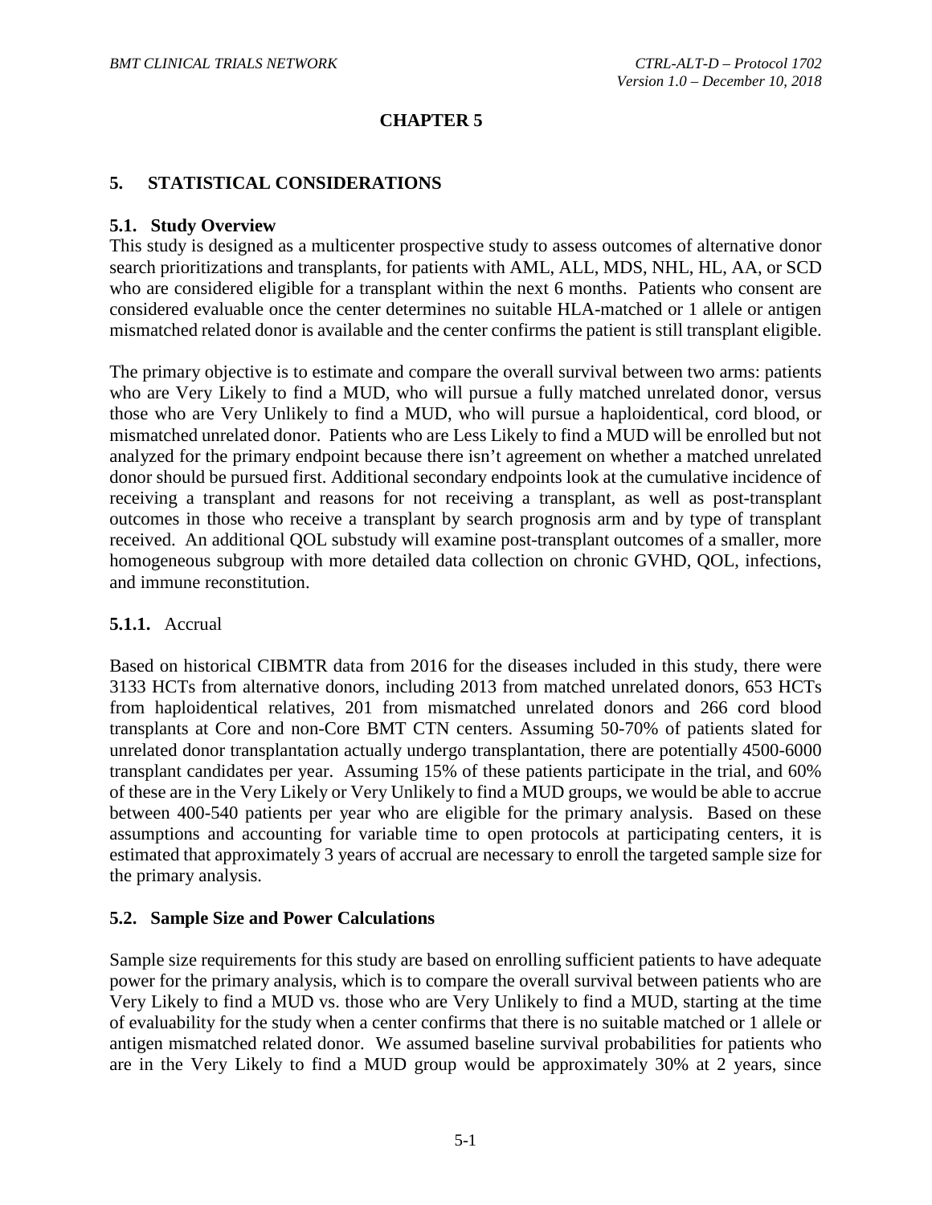# CHAPTER 5

## 5. STATISTICAL CONSIDERATIONS

### 5.1. Study Overview

This study is designed as a multicenter prospective study to assess outcomes of alternative donor search prioritizations and transplants, for patients with AML, ALL, MDS, NHL, HL, AA, or SCD who are considered eligible for a transplant within the next 6 months. Patients who consent are considered evaluable once the center determines no suitable HLA-matched or 1 allele or antigen mismatched related donor is available and the center confirms the patient is still transplant eligible.

The primary objective is to estimate and compare the overall survival between two arms: patients who are Very Likely to find a MUD, who will pursue a fully matched unrelated donor, versus those who are Very Unlikely to find a MUD, who will pursue a haploidentical, cord blood, or mismatched unrelated donor. Patients who are Less Likely to find a MUD will be enrolled but not analyzed for the primary endpoint because there isn't agreement on whether a matched unrelated donor should be pursued first. Additional secondary endpoints look at the cumulative incidence of receiving a transplant and reasons for not receiving a transplant, as well as post-transplant outcomes in those who receive a transplant by search prognosis arm and by type of transplant received. An additional QOL substudy will examine post-transplant outcomes of a smaller, more homogeneous subgroup with more detailed data collection on chronic GVHD, QOL, infections, and immune reconstitution.

#### 5.1.1. Accrual

Based on historical CIBMTR data from 2016 for the diseases included in this study, there were 3133 HCTs from alternative donors, including 2013 from matched unrelated donors, 653 HCTs from haploidentical relatives, 201 from mismatched unrelated donors and 266 cord blood transplants at Core and non-Core BMT CTN centers. Assuming 50-70% of patients slated for unrelated donor transplantation actually undergo transplantation, there are potentially 4500-6000 transplant candidates per year. Assuming 15% of these patients participate in the trial, and 60% of these are in the Very Likely or Very Unlikely to find a MUD groups, we would be able to accrue between 400-540 patients per year who are eligible for the primary analysis. Based on these assumptions and accounting for variable time to open protocols at participating centers, it is estimated that approximately 3 years of accrual are necessary to enroll the targeted sample size for the primary analysis.

### 5.2. Sample Size and Power Calculations

Sample size requirements for this study are based on enrolling sufficient patients to have adequate power for the primary analysis, which is to compare the overall survival between patients who are Very Likely to find a MUD vs. those who are Very Unlikely to find a MUD, starting at the time of evaluability for the study when a center confirms that there is no suitable matched or 1 allele or antigen mismatched related donor. We assumed baseline survival probabilities for patients who are in the Very Likely to find a MUD group would be approximately 30% at 2 years, since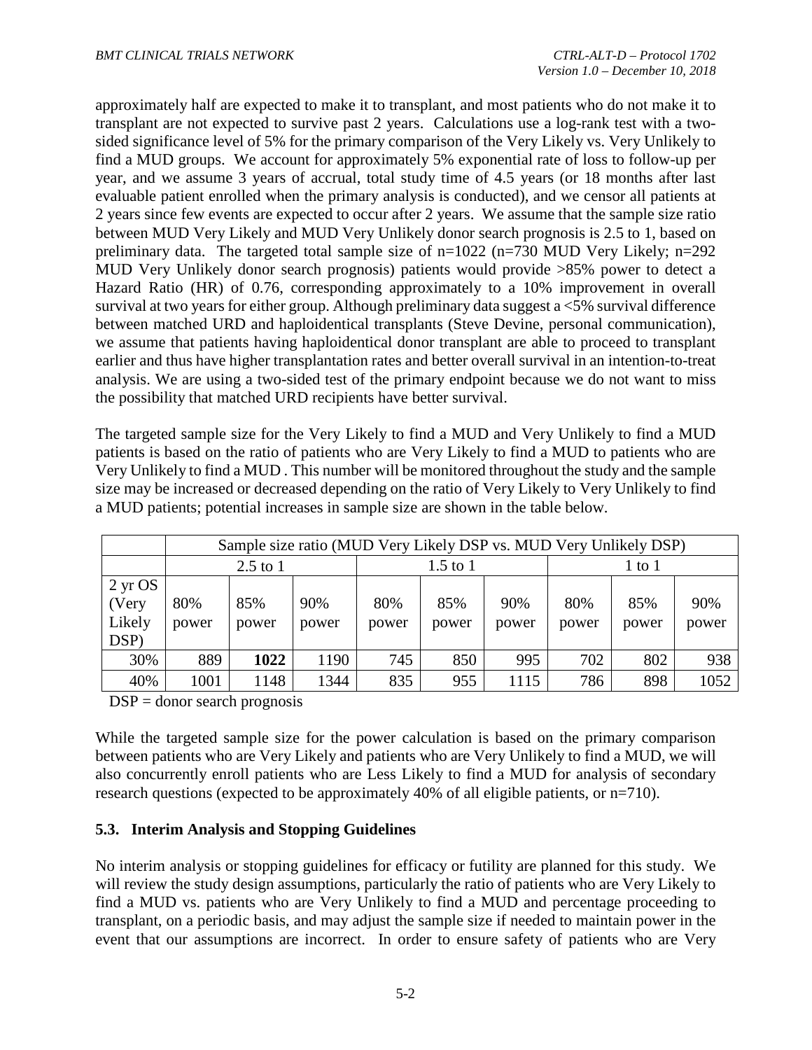approximately half are expected to make it to transplant, and most patients who do not make it to transplant are not expected to survive past 2 years. Calculations use a log-rank test with a two-sided significance level of 5% for the primary comparison of the Very Likely vs. Very Unlikely to find a MUD groups. We account for approximately 5% exponential rate of loss to follow-up per year, and we assume 3 years of accrual, total study time of 4.5 years (or 18 months after last evaluable patient enrolled when the primary analysis is conducted), and we censor all patients at 2 years since few events are expected to occur after 2 years. We assume that the sample size ratio between MUD Very Likely and MUD Very Unlikely donor search prognosis is 2.5 to 1, based on preliminary data. The targeted total sample size of n=1022 (n=730 MUD Very Likely; n=292 MUD Very Unlikely donor search prognosis) patients would provide >85% power to detect a Hazard Ratio (HR) of 0.76, corresponding approximately to a 10% improvement in overall survival at two years for either group. Although preliminary data suggest a <5% survival difference between matched URD and haploidentical transplants (Steve Devine, personal communication), we assume that patients having haploidentical donor transplant are able to proceed to transplant earlier and thus have higher transplantation rates and better overall survival in an intention-to-treat analysis. We are using a two-sided test of the primary endpoint because we do not want to miss the possibility that matched URD recipients have better survival.

The targeted sample size for the Very Likely to find a MUD and Very Unlikely to find a MUD patients is based on the ratio of patients who are Very Likely to find a MUD to patients who are Very Unlikely to find a MUD . This number will be monitored throughout the study and the sample size may be increased or decreased depending on the ratio of Very Likely to Very Unlikely to find a MUD patients; potential increases in sample size are shown in the table below.

| | Sample size ratio (MUD Very Likely DSP vs. MUD Very Unlikely DSP) | | | | | | | | |
|---|---|---|---|---|---|---|---|---|---|
| | 2.5 to 1 | | | 1.5 to 1 | | | 1 to 1 | | |
| 2 yr OS (Very Likely DSP) | 80% power | 85% power | 90% power | 80% power | 85% power | 90% power | 80% power | 85% power | 90% power |
| 30% | 889 | **1022** | 1190 | 745 | 850 | 995 | 702 | 802 | 938 |
| 40% | 1001 | 1148 | 1344 | 835 | 955 | 1115 | 786 | 898 | 1052 |

DSP = donor search prognosis

While the targeted sample size for the power calculation is based on the primary comparison between patients who are Very Likely and patients who are Very Unlikely to find a MUD, we will also concurrently enroll patients who are Less Likely to find a MUD for analysis of secondary research questions (expected to be approximately 40% of all eligible patients, or n=710).

### 5.3. Interim Analysis and Stopping Guidelines

No interim analysis or stopping guidelines for efficacy or futility are planned for this study. We will review the study design assumptions, particularly the ratio of patients who are Very Likely to find a MUD vs. patients who are Very Unlikely to find a MUD and percentage proceeding to transplant, on a periodic basis, and may adjust the sample size if needed to maintain power in the event that our assumptions are incorrect. In order to ensure safety of patients who are Very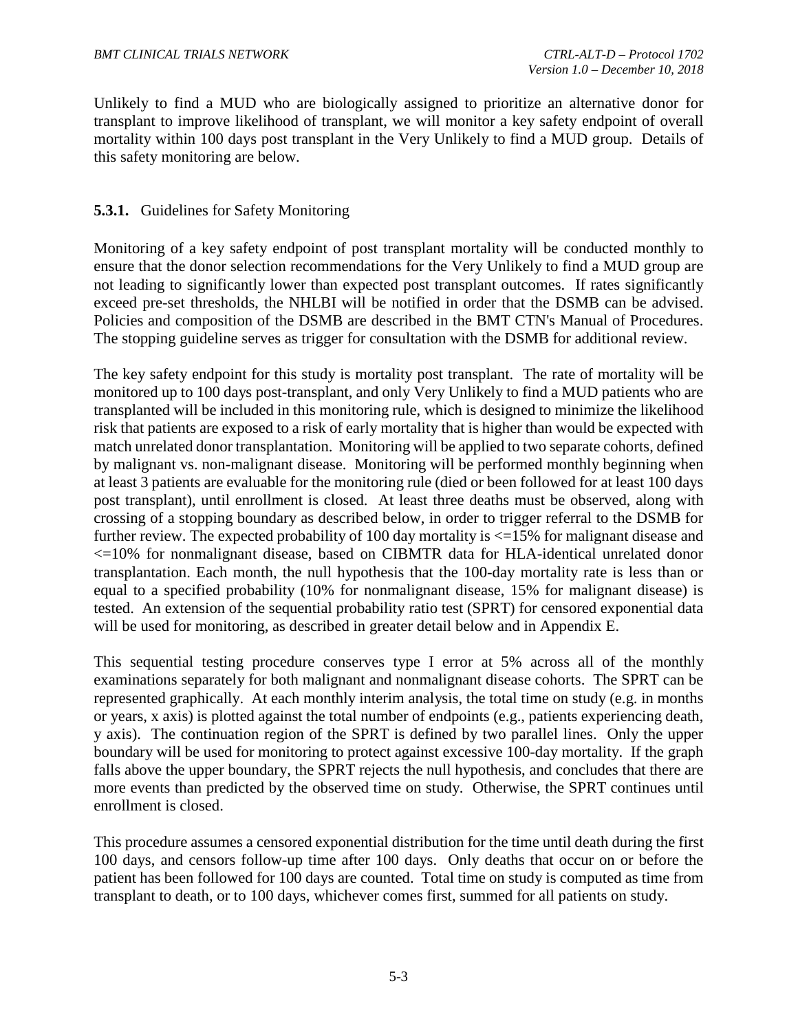Unlikely to find a MUD who are biologically assigned to prioritize an alternative donor for transplant to improve likelihood of transplant, we will monitor a key safety endpoint of overall mortality within 100 days post transplant in the Very Unlikely to find a MUD group. Details of this safety monitoring are below.

### **5.3.1.** Guidelines for Safety Monitoring

Monitoring of a key safety endpoint of post transplant mortality will be conducted monthly to ensure that the donor selection recommendations for the Very Unlikely to find a MUD group are not leading to significantly lower than expected post transplant outcomes. If rates significantly exceed pre-set thresholds, the NHLBI will be notified in order that the DSMB can be advised. Policies and composition of the DSMB are described in the BMT CTN's Manual of Procedures. The stopping guideline serves as trigger for consultation with the DSMB for additional review.

The key safety endpoint for this study is mortality post transplant. The rate of mortality will be monitored up to 100 days post-transplant, and only Very Unlikely to find a MUD patients who are transplanted will be included in this monitoring rule, which is designed to minimize the likelihood risk that patients are exposed to a risk of early mortality that is higher than would be expected with match unrelated donor transplantation. Monitoring will be applied to two separate cohorts, defined by malignant vs. non-malignant disease. Monitoring will be performed monthly beginning when at least 3 patients are evaluable for the monitoring rule (died or been followed for at least 100 days post transplant), until enrollment is closed. At least three deaths must be observed, along with crossing of a stopping boundary as described below, in order to trigger referral to the DSMB for further review. The expected probability of 100 day mortality is <=15% for malignant disease and <=10% for nonmalignant disease, based on CIBMTR data for HLA-identical unrelated donor transplantation. Each month, the null hypothesis that the 100-day mortality rate is less than or equal to a specified probability (10% for nonmalignant disease, 15% for malignant disease) is tested. An extension of the sequential probability ratio test (SPRT) for censored exponential data will be used for monitoring, as described in greater detail below and in Appendix E.

This sequential testing procedure conserves type I error at 5% across all of the monthly examinations separately for both malignant and nonmalignant disease cohorts. The SPRT can be represented graphically. At each monthly interim analysis, the total time on study (e.g. in months or years, x axis) is plotted against the total number of endpoints (e.g., patients experiencing death, y axis). The continuation region of the SPRT is defined by two parallel lines. Only the upper boundary will be used for monitoring to protect against excessive 100-day mortality. If the graph falls above the upper boundary, the SPRT rejects the null hypothesis, and concludes that there are more events than predicted by the observed time on study. Otherwise, the SPRT continues until enrollment is closed.

This procedure assumes a censored exponential distribution for the time until death during the first 100 days, and censors follow-up time after 100 days. Only deaths that occur on or before the patient has been followed for 100 days are counted. Total time on study is computed as time from transplant to death, or to 100 days, whichever comes first, summed for all patients on study.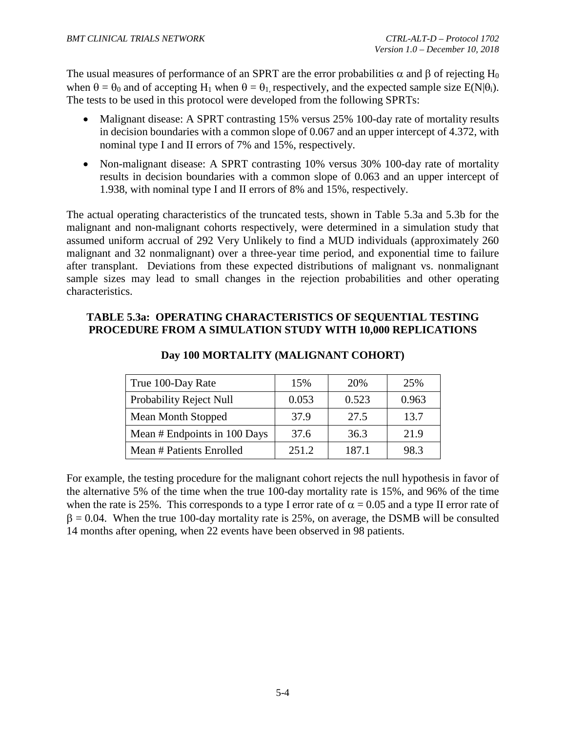The usual measures of performance of an SPRT are the error probabilities $\alpha$ and $\beta$ of rejecting $H_0$ when $\theta = \theta_0$ and of accepting $H_1$ when $\theta = \theta_1$, respectively, and the expected sample size $E(N|\theta_i)$. The tests to be used in this protocol were developed from the following SPRTs:

- Malignant disease: A SPRT contrasting 15% versus 25% 100-day rate of mortality results in decision boundaries with a common slope of 0.067 and an upper intercept of 4.372, with nominal type I and II errors of 7% and 15%, respectively.
- Non-malignant disease: A SPRT contrasting 10% versus 30% 100-day rate of mortality results in decision boundaries with a common slope of 0.063 and an upper intercept of 1.938, with nominal type I and II errors of 8% and 15%, respectively.

The actual operating characteristics of the truncated tests, shown in Table 5.3a and 5.3b for the malignant and non-malignant cohorts respectively, were determined in a simulation study that assumed uniform accrual of 292 Very Unlikely to find a MUD individuals (approximately 260 malignant and 32 nonmalignant) over a three-year time period, and exponential time to failure after transplant. Deviations from these expected distributions of malignant vs. nonmalignant sample sizes may lead to small changes in the rejection probabilities and other operating characteristics.

**TABLE 5.3a: OPERATING CHARACTERISTICS OF SEQUENTIAL TESTING PROCEDURE FROM A SIMULATION STUDY WITH 10,000 REPLICATIONS**

**Day 100 MORTALITY (MALIGNANT COHORT)**

| True 100-Day Rate | 15% | 20% | 25% |
|---|---|---|---|
| Probability Reject Null | 0.053 | 0.523 | 0.963 |
| Mean Month Stopped | 37.9 | 27.5 | 13.7 |
| Mean # Endpoints in 100 Days | 37.6 | 36.3 | 21.9 |
| Mean # Patients Enrolled | 251.2 | 187.1 | 98.3 |

For example, the testing procedure for the malignant cohort rejects the null hypothesis in favor of the alternative 5% of the time when the true 100-day mortality rate is 15%, and 96% of the time when the rate is 25%. This corresponds to a type I error rate of $\alpha = 0.05$ and a type II error rate of $\beta = 0.04$. When the true 100-day mortality rate is 25%, on average, the DSMB will be consulted 14 months after opening, when 22 events have been observed in 98 patients.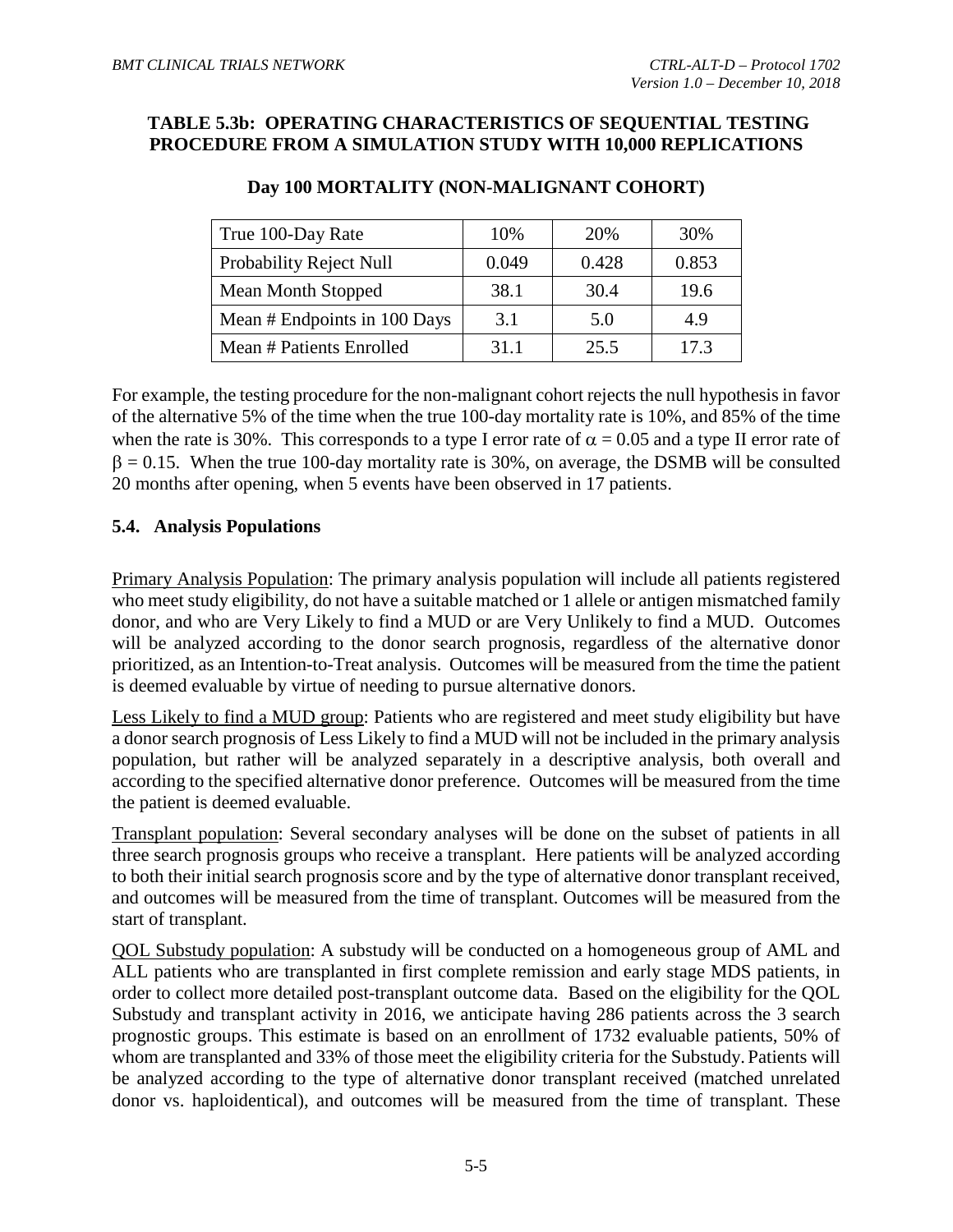**TABLE 5.3b: OPERATING CHARACTERISTICS OF SEQUENTIAL TESTING PROCEDURE FROM A SIMULATION STUDY WITH 10,000 REPLICATIONS**

**Day 100 MORTALITY (NON-MALIGNANT COHORT)**

| True 100-Day Rate | 10% | 20% | 30% |
|---|---|---|---|
| Probability Reject Null | 0.049 | 0.428 | 0.853 |
| Mean Month Stopped | 38.1 | 30.4 | 19.6 |
| Mean # Endpoints in 100 Days | 3.1 | 5.0 | 4.9 |
| Mean # Patients Enrolled | 31.1 | 25.5 | 17.3 |

For example, the testing procedure for the non-malignant cohort rejects the null hypothesis in favor of the alternative 5% of the time when the true 100-day mortality rate is 10%, and 85% of the time when the rate is 30%. This corresponds to a type I error rate of $\alpha = 0.05$ and a type II error rate of $\beta = 0.15$. When the true 100-day mortality rate is 30%, on average, the DSMB will be consulted 20 months after opening, when 5 events have been observed in 17 patients.

## 5.4. Analysis Populations

Primary Analysis Population: The primary analysis population will include all patients registered who meet study eligibility, do not have a suitable matched or 1 allele or antigen mismatched family donor, and who are Very Likely to find a MUD or are Very Unlikely to find a MUD. Outcomes will be analyzed according to the donor search prognosis, regardless of the alternative donor prioritized, as an Intention-to-Treat analysis. Outcomes will be measured from the time the patient is deemed evaluable by virtue of needing to pursue alternative donors.

Less Likely to find a MUD group: Patients who are registered and meet study eligibility but have a donor search prognosis of Less Likely to find a MUD will not be included in the primary analysis population, but rather will be analyzed separately in a descriptive analysis, both overall and according to the specified alternative donor preference. Outcomes will be measured from the time the patient is deemed evaluable.

Transplant population: Several secondary analyses will be done on the subset of patients in all three search prognosis groups who receive a transplant. Here patients will be analyzed according to both their initial search prognosis score and by the type of alternative donor transplant received, and outcomes will be measured from the time of transplant. Outcomes will be measured from the start of transplant.

QOL Substudy population: A substudy will be conducted on a homogeneous group of AML and ALL patients who are transplanted in first complete remission and early stage MDS patients, in order to collect more detailed post-transplant outcome data. Based on the eligibility for the QOL Substudy and transplant activity in 2016, we anticipate having 286 patients across the 3 search prognostic groups. This estimate is based on an enrollment of 1732 evaluable patients, 50% of whom are transplanted and 33% of those meet the eligibility criteria for the Substudy. Patients will be analyzed according to the type of alternative donor transplant received (matched unrelated donor vs. haploidentical), and outcomes will be measured from the time of transplant. These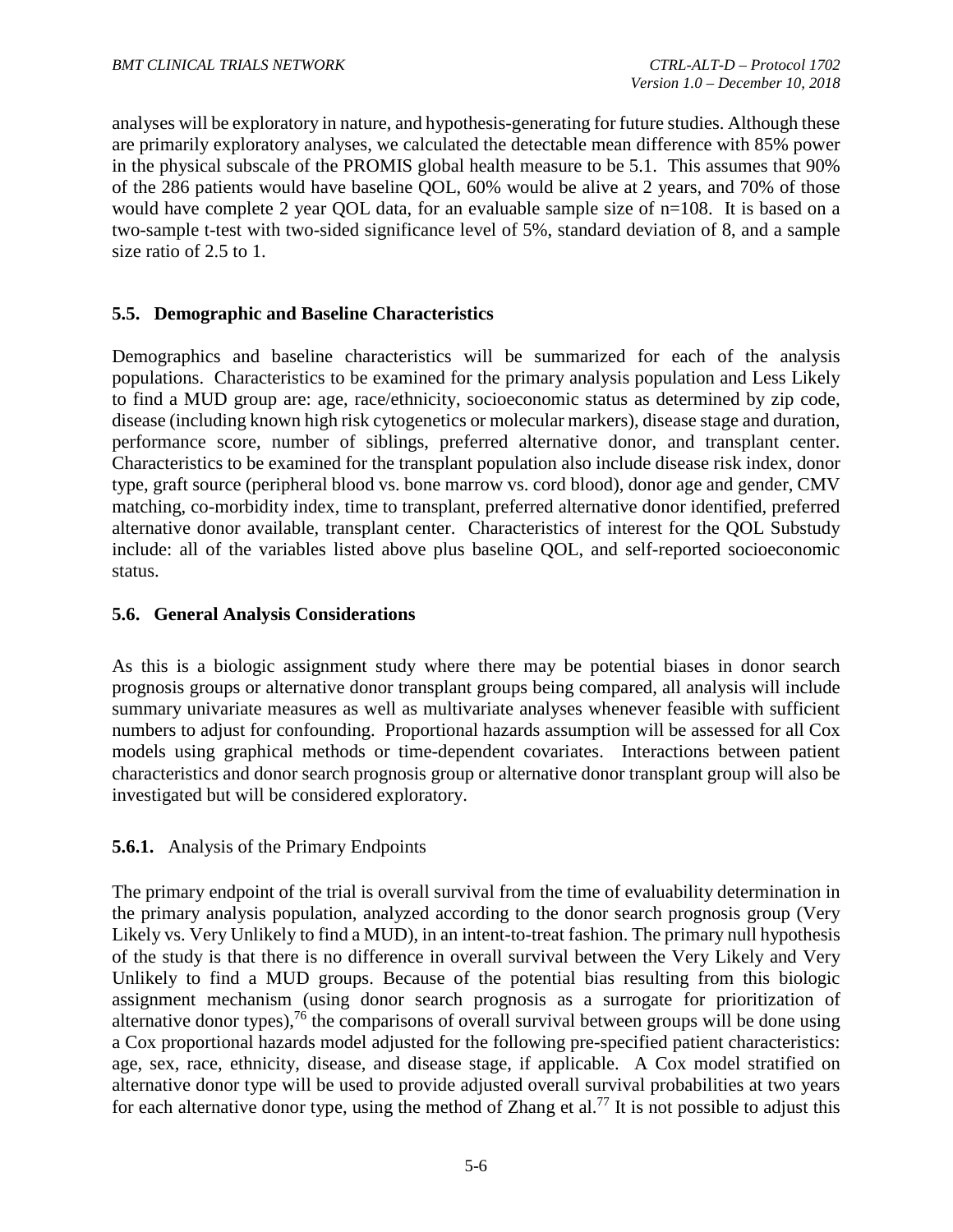analyses will be exploratory in nature, and hypothesis-generating for future studies. Although these are primarily exploratory analyses, we calculated the detectable mean difference with 85% power in the physical subscale of the PROMIS global health measure to be 5.1. This assumes that 90% of the 286 patients would have baseline QOL, 60% would be alive at 2 years, and 70% of those would have complete 2 year QOL data, for an evaluable sample size of n=108. It is based on a two-sample t-test with two-sided significance level of 5%, standard deviation of 8, and a sample size ratio of 2.5 to 1.

## 5.5. Demographic and Baseline Characteristics

Demographics and baseline characteristics will be summarized for each of the analysis populations. Characteristics to be examined for the primary analysis population and Less Likely to find a MUD group are: age, race/ethnicity, socioeconomic status as determined by zip code, disease (including known high risk cytogenetics or molecular markers), disease stage and duration, performance score, number of siblings, preferred alternative donor, and transplant center. Characteristics to be examined for the transplant population also include disease risk index, donor type, graft source (peripheral blood vs. bone marrow vs. cord blood), donor age and gender, CMV matching, co-morbidity index, time to transplant, preferred alternative donor identified, preferred alternative donor available, transplant center. Characteristics of interest for the QOL Substudy include: all of the variables listed above plus baseline QOL, and self-reported socioeconomic status.

## 5.6. General Analysis Considerations

As this is a biologic assignment study where there may be potential biases in donor search prognosis groups or alternative donor transplant groups being compared, all analysis will include summary univariate measures as well as multivariate analyses whenever feasible with sufficient numbers to adjust for confounding. Proportional hazards assumption will be assessed for all Cox models using graphical methods or time-dependent covariates. Interactions between patient characteristics and donor search prognosis group or alternative donor transplant group will also be investigated but will be considered exploratory.

### 5.6.1. Analysis of the Primary Endpoints

The primary endpoint of the trial is overall survival from the time of evaluability determination in the primary analysis population, analyzed according to the donor search prognosis group (Very Likely vs. Very Unlikely to find a MUD), in an intent-to-treat fashion. The primary null hypothesis of the study is that there is no difference in overall survival between the Very Likely and Very Unlikely to find a MUD groups. Because of the potential bias resulting from this biologic assignment mechanism (using donor search prognosis as a surrogate for prioritization of alternative donor types),[76] the comparisons of overall survival between groups will be done using a Cox proportional hazards model adjusted for the following pre-specified patient characteristics: age, sex, race, ethnicity, disease, and disease stage, if applicable. A Cox model stratified on alternative donor type will be used to provide adjusted overall survival probabilities at two years for each alternative donor type, using the method of Zhang et al.[77] It is not possible to adjust this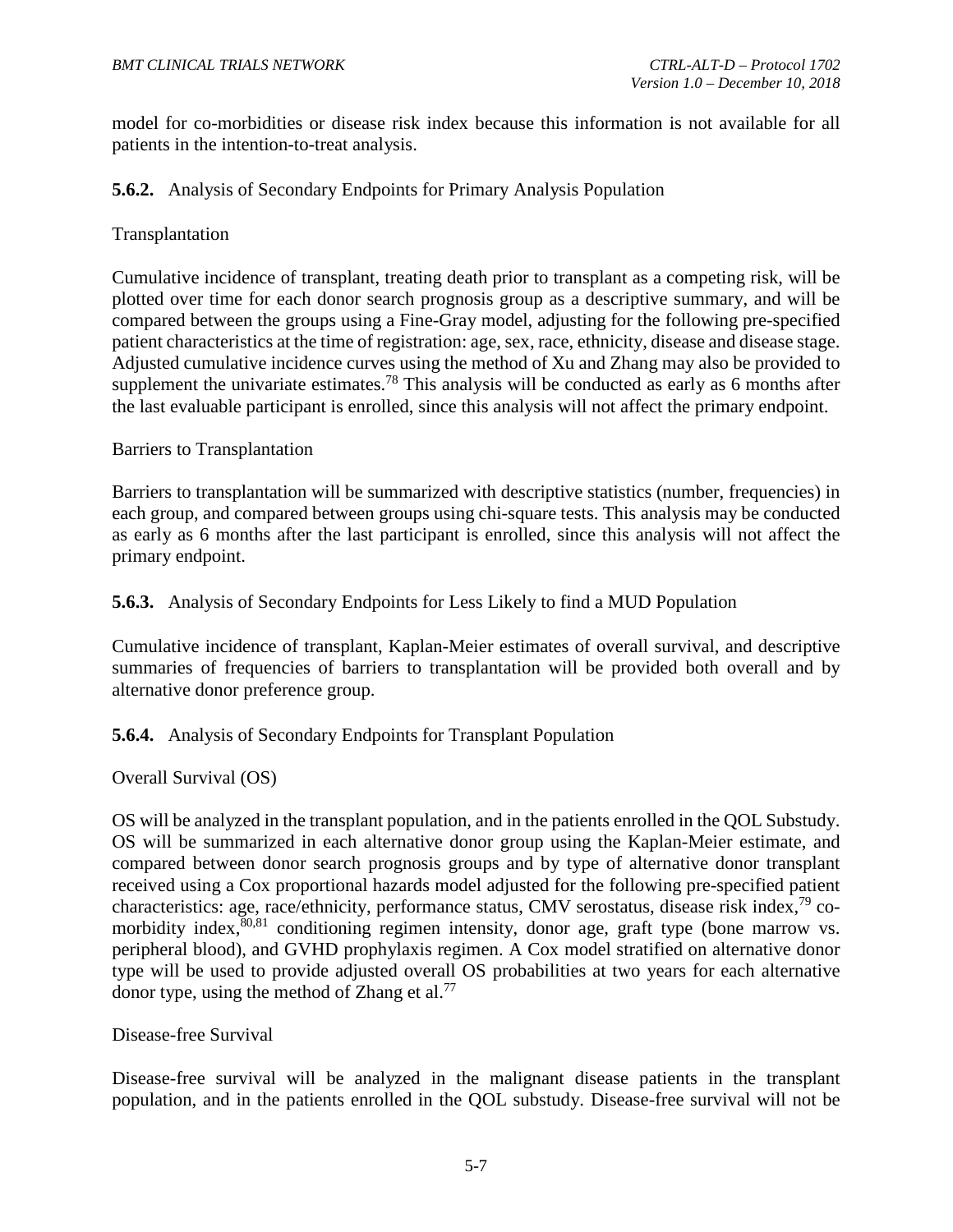model for co-morbidities or disease risk index because this information is not available for all patients in the intention-to-treat analysis.

### 5.6.2. Analysis of Secondary Endpoints for Primary Analysis Population

Transplantation

Cumulative incidence of transplant, treating death prior to transplant as a competing risk, will be plotted over time for each donor search prognosis group as a descriptive summary, and will be compared between the groups using a Fine-Gray model, adjusting for the following pre-specified patient characteristics at the time of registration: age, sex, race, ethnicity, disease and disease stage. Adjusted cumulative incidence curves using the method of Xu and Zhang may also be provided to supplement the univariate estimates.[78] This analysis will be conducted as early as 6 months after the last evaluable participant is enrolled, since this analysis will not affect the primary endpoint.

Barriers to Transplantation

Barriers to transplantation will be summarized with descriptive statistics (number, frequencies) in each group, and compared between groups using chi-square tests. This analysis may be conducted as early as 6 months after the last participant is enrolled, since this analysis will not affect the primary endpoint.

### 5.6.3. Analysis of Secondary Endpoints for Less Likely to find a MUD Population

Cumulative incidence of transplant, Kaplan-Meier estimates of overall survival, and descriptive summaries of frequencies of barriers to transplantation will be provided both overall and by alternative donor preference group.

### 5.6.4. Analysis of Secondary Endpoints for Transplant Population

Overall Survival (OS)

OS will be analyzed in the transplant population, and in the patients enrolled in the QOL Substudy. OS will be summarized in each alternative donor group using the Kaplan-Meier estimate, and compared between donor search prognosis groups and by type of alternative donor transplant received using a Cox proportional hazards model adjusted for the following pre-specified patient characteristics: age, race/ethnicity, performance status, CMV serostatus, disease risk index,[79] co-morbidity index,[80,81] conditioning regimen intensity, donor age, graft type (bone marrow vs. peripheral blood), and GVHD prophylaxis regimen. A Cox model stratified on alternative donor type will be used to provide adjusted overall OS probabilities at two years for each alternative donor type, using the method of Zhang et al.[77]

Disease-free Survival

Disease-free survival will be analyzed in the malignant disease patients in the transplant population, and in the patients enrolled in the QOL substudy. Disease-free survival will not be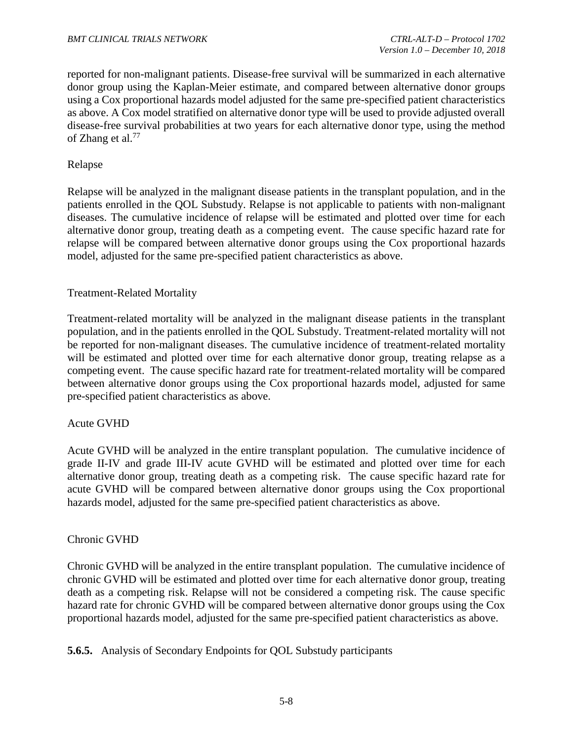reported for non-malignant patients. Disease-free survival will be summarized in each alternative donor group using the Kaplan-Meier estimate, and compared between alternative donor groups using a Cox proportional hazards model adjusted for the same pre-specified patient characteristics as above. A Cox model stratified on alternative donor type will be used to provide adjusted overall disease-free survival probabilities at two years for each alternative donor type, using the method of Zhang et al.[77]

Relapse

Relapse will be analyzed in the malignant disease patients in the transplant population, and in the patients enrolled in the QOL Substudy. Relapse is not applicable to patients with non-malignant diseases. The cumulative incidence of relapse will be estimated and plotted over time for each alternative donor group, treating death as a competing event. The cause specific hazard rate for relapse will be compared between alternative donor groups using the Cox proportional hazards model, adjusted for the same pre-specified patient characteristics as above.

Treatment-Related Mortality

Treatment-related mortality will be analyzed in the malignant disease patients in the transplant population, and in the patients enrolled in the QOL Substudy. Treatment-related mortality will not be reported for non-malignant diseases. The cumulative incidence of treatment-related mortality will be estimated and plotted over time for each alternative donor group, treating relapse as a competing event. The cause specific hazard rate for treatment-related mortality will be compared between alternative donor groups using the Cox proportional hazards model, adjusted for same pre-specified patient characteristics as above.

Acute GVHD

Acute GVHD will be analyzed in the entire transplant population. The cumulative incidence of grade II-IV and grade III-IV acute GVHD will be estimated and plotted over time for each alternative donor group, treating death as a competing risk. The cause specific hazard rate for acute GVHD will be compared between alternative donor groups using the Cox proportional hazards model, adjusted for the same pre-specified patient characteristics as above.

Chronic GVHD

Chronic GVHD will be analyzed in the entire transplant population. The cumulative incidence of chronic GVHD will be estimated and plotted over time for each alternative donor group, treating death as a competing risk. Relapse will not be considered a competing risk. The cause specific hazard rate for chronic GVHD will be compared between alternative donor groups using the Cox proportional hazards model, adjusted for the same pre-specified patient characteristics as above.

**5.6.5.** Analysis of Secondary Endpoints for QOL Substudy participants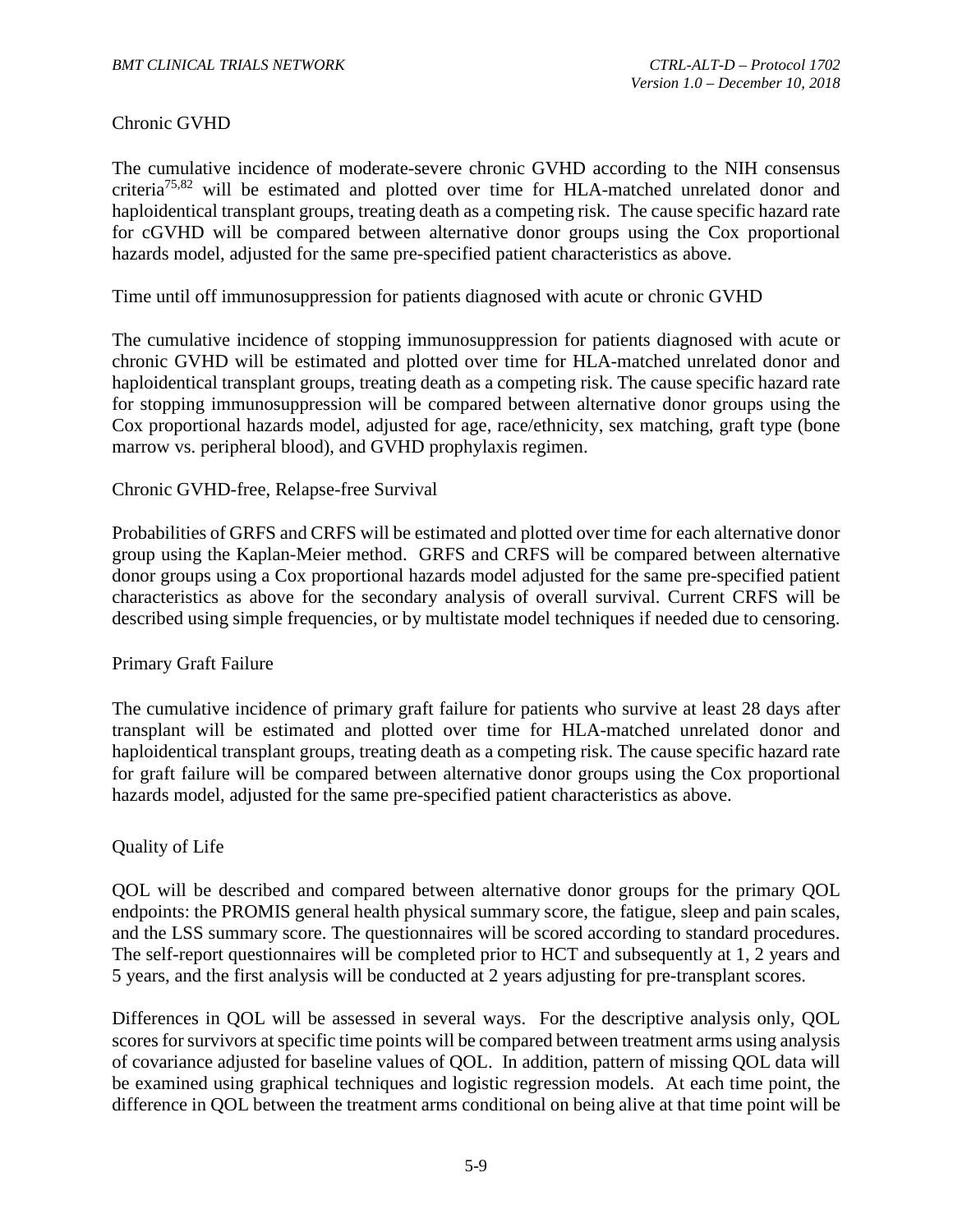Chronic GVHD

The cumulative incidence of moderate-severe chronic GVHD according to the NIH consensus criteria[75,82] will be estimated and plotted over time for HLA-matched unrelated donor and haploidentical transplant groups, treating death as a competing risk. The cause specific hazard rate for cGVHD will be compared between alternative donor groups using the Cox proportional hazards model, adjusted for the same pre-specified patient characteristics as above.

Time until off immunosuppression for patients diagnosed with acute or chronic GVHD

The cumulative incidence of stopping immunosuppression for patients diagnosed with acute or chronic GVHD will be estimated and plotted over time for HLA-matched unrelated donor and haploidentical transplant groups, treating death as a competing risk. The cause specific hazard rate for stopping immunosuppression will be compared between alternative donor groups using the Cox proportional hazards model, adjusted for age, race/ethnicity, sex matching, graft type (bone marrow vs. peripheral blood), and GVHD prophylaxis regimen.

Chronic GVHD-free, Relapse-free Survival

Probabilities of GRFS and CRFS will be estimated and plotted over time for each alternative donor group using the Kaplan-Meier method. GRFS and CRFS will be compared between alternative donor groups using a Cox proportional hazards model adjusted for the same pre-specified patient characteristics as above for the secondary analysis of overall survival. Current CRFS will be described using simple frequencies, or by multistate model techniques if needed due to censoring.

Primary Graft Failure

The cumulative incidence of primary graft failure for patients who survive at least 28 days after transplant will be estimated and plotted over time for HLA-matched unrelated donor and haploidentical transplant groups, treating death as a competing risk. The cause specific hazard rate for graft failure will be compared between alternative donor groups using the Cox proportional hazards model, adjusted for the same pre-specified patient characteristics as above.

Quality of Life

QOL will be described and compared between alternative donor groups for the primary QOL endpoints: the PROMIS general health physical summary score, the fatigue, sleep and pain scales, and the LSS summary score. The questionnaires will be scored according to standard procedures. The self-report questionnaires will be completed prior to HCT and subsequently at 1, 2 years and 5 years, and the first analysis will be conducted at 2 years adjusting for pre-transplant scores.

Differences in QOL will be assessed in several ways. For the descriptive analysis only, QOL scores for survivors at specific time points will be compared between treatment arms using analysis of covariance adjusted for baseline values of QOL. In addition, pattern of missing QOL data will be examined using graphical techniques and logistic regression models. At each time point, the difference in QOL between the treatment arms conditional on being alive at that time point will be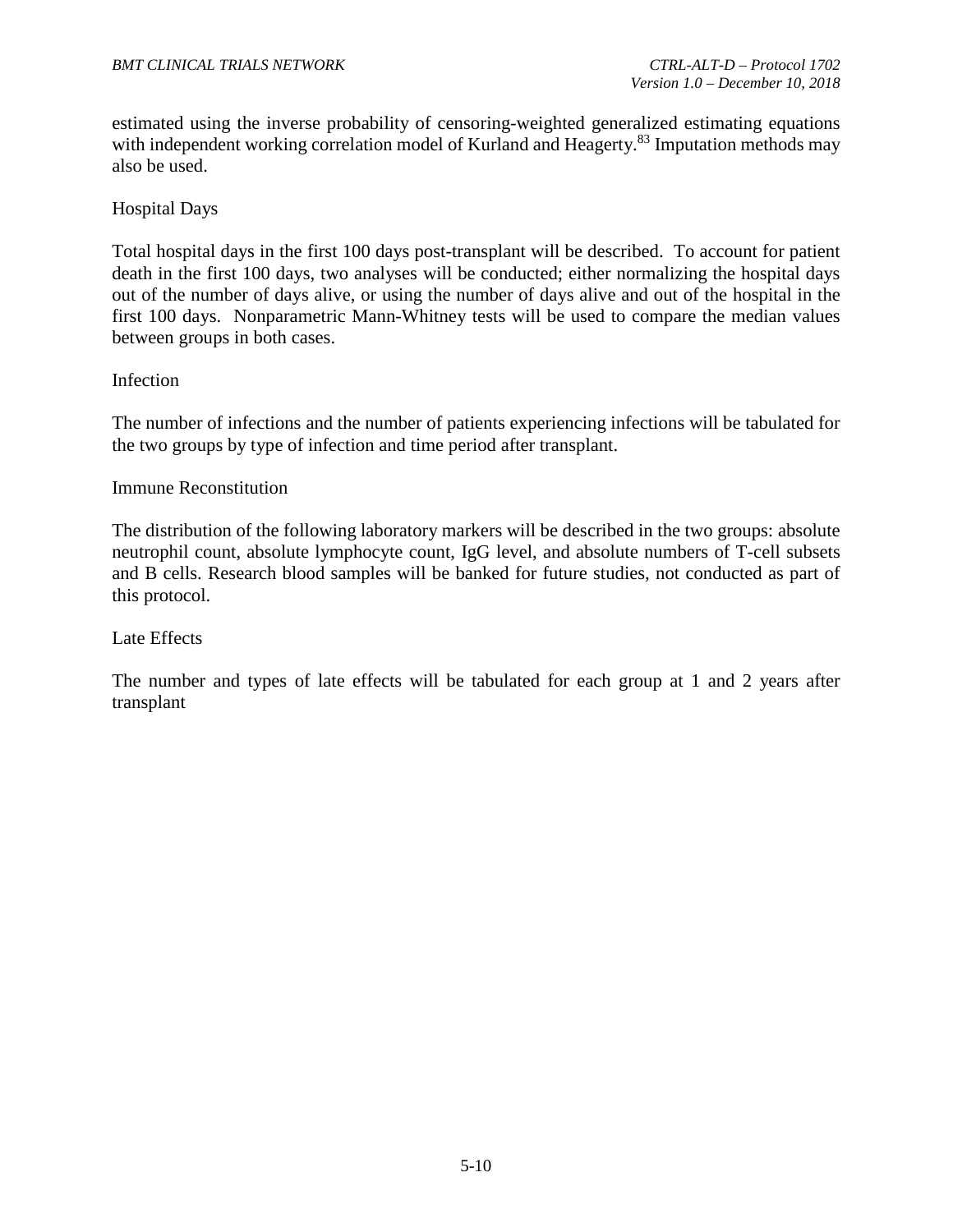estimated using the inverse probability of censoring-weighted generalized estimating equations with independent working correlation model of Kurland and Heagerty.[83] Imputation methods may also be used.

Hospital Days

Total hospital days in the first 100 days post-transplant will be described. To account for patient death in the first 100 days, two analyses will be conducted; either normalizing the hospital days out of the number of days alive, or using the number of days alive and out of the hospital in the first 100 days. Nonparametric Mann-Whitney tests will be used to compare the median values between groups in both cases.

Infection

The number of infections and the number of patients experiencing infections will be tabulated for the two groups by type of infection and time period after transplant.

Immune Reconstitution

The distribution of the following laboratory markers will be described in the two groups: absolute neutrophil count, absolute lymphocyte count, IgG level, and absolute numbers of T-cell subsets and B cells. Research blood samples will be banked for future studies, not conducted as part of this protocol.

Late Effects

The number and types of late effects will be tabulated for each group at 1 and 2 years after transplant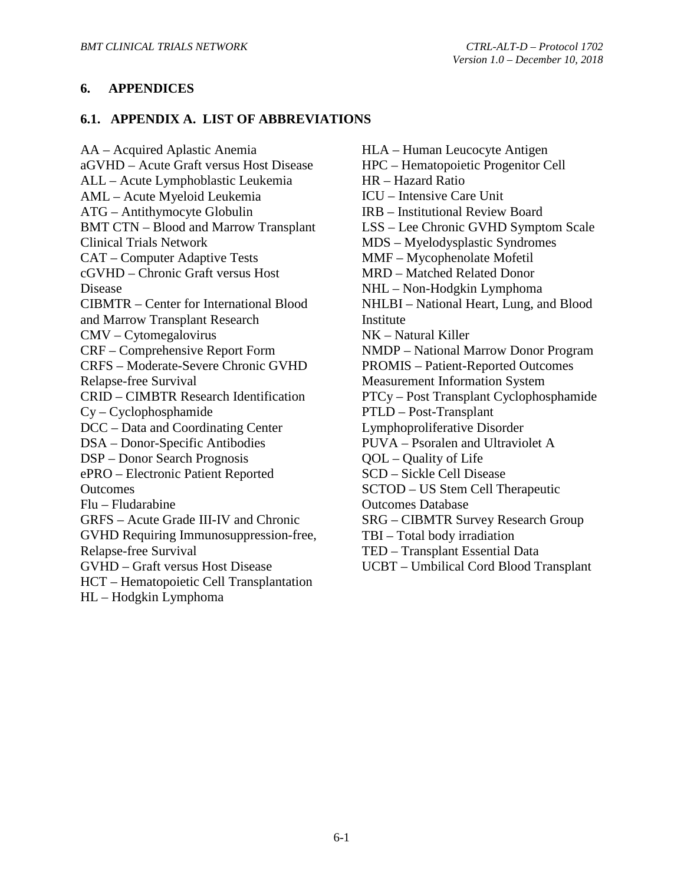# 6. APPENDICES

## 6.1. APPENDIX A. LIST OF ABBREVIATIONS

AA – Acquired Aplastic Anemia
aGVHD – Acute Graft versus Host Disease
ALL – Acute Lymphoblastic Leukemia
AML – Acute Myeloid Leukemia
ATG – Antithymocyte Globulin
BMT CTN – Blood and Marrow Transplant Clinical Trials Network
CAT – Computer Adaptive Tests
cGVHD – Chronic Graft versus Host Disease
CIBMTR – Center for International Blood and Marrow Transplant Research
CMV – Cytomegalovirus
CRF – Comprehensive Report Form
CRFS – Moderate-Severe Chronic GVHD Relapse-free Survival
CRID – CIMBTR Research Identification
Cy – Cyclophosphamide
DCC – Data and Coordinating Center
DSA – Donor-Specific Antibodies
DSP – Donor Search Prognosis
ePRO – Electronic Patient Reported Outcomes
Flu – Fludarabine
GRFS – Acute Grade III-IV and Chronic GVHD Requiring Immunosuppression-free, Relapse-free Survival
GVHD – Graft versus Host Disease
HCT – Hematopoietic Cell Transplantation
HL – Hodgkin Lymphoma
HLA – Human Leucocyte Antigen
HPC – Hematopoietic Progenitor Cell
HR – Hazard Ratio
ICU – Intensive Care Unit
IRB – Institutional Review Board
LSS – Lee Chronic GVHD Symptom Scale
MDS – Myelodysplastic Syndromes
MMF – Mycophenolate Mofetil
MRD – Matched Related Donor
NHL – Non-Hodgkin Lymphoma
NHLBI – National Heart, Lung, and Blood Institute
NK – Natural Killer
NMDP – National Marrow Donor Program
PROMIS – Patient-Reported Outcomes Measurement Information System
PTCy – Post Transplant Cyclophosphamide
PTLD – Post-Transplant Lymphoproliferative Disorder
PUVA – Psoralen and Ultraviolet A
QOL – Quality of Life
SCD – Sickle Cell Disease
SCTOD – US Stem Cell Therapeutic Outcomes Database
SRG – CIBMTR Survey Research Group
TBI – Total body irradiation
TED – Transplant Essential Data
UCBT – Umbilical Cord Blood Transplant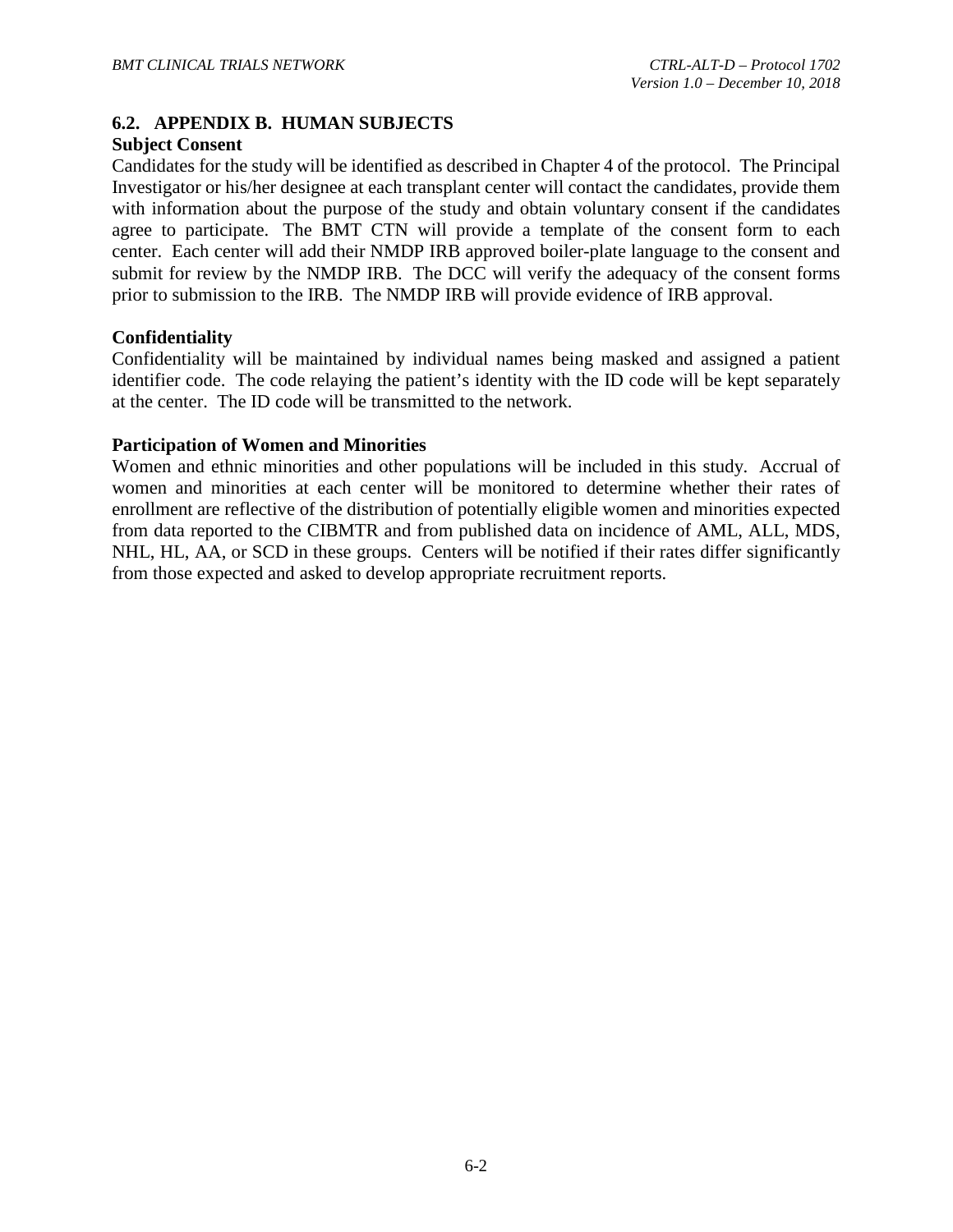## 6.2. APPENDIX B. HUMAN SUBJECTS

### Subject Consent

Candidates for the study will be identified as described in Chapter 4 of the protocol. The Principal Investigator or his/her designee at each transplant center will contact the candidates, provide them with information about the purpose of the study and obtain voluntary consent if the candidates agree to participate. The BMT CTN will provide a template of the consent form to each center. Each center will add their NMDP IRB approved boiler-plate language to the consent and submit for review by the NMDP IRB. The DCC will verify the adequacy of the consent forms prior to submission to the IRB. The NMDP IRB will provide evidence of IRB approval.

### Confidentiality

Confidentiality will be maintained by individual names being masked and assigned a patient identifier code. The code relaying the patient's identity with the ID code will be kept separately at the center. The ID code will be transmitted to the network.

### Participation of Women and Minorities

Women and ethnic minorities and other populations will be included in this study. Accrual of women and minorities at each center will be monitored to determine whether their rates of enrollment are reflective of the distribution of potentially eligible women and minorities expected from data reported to the CIBMTR and from published data on incidence of AML, ALL, MDS, NHL, HL, AA, or SCD in these groups. Centers will be notified if their rates differ significantly from those expected and asked to develop appropriate recruitment reports.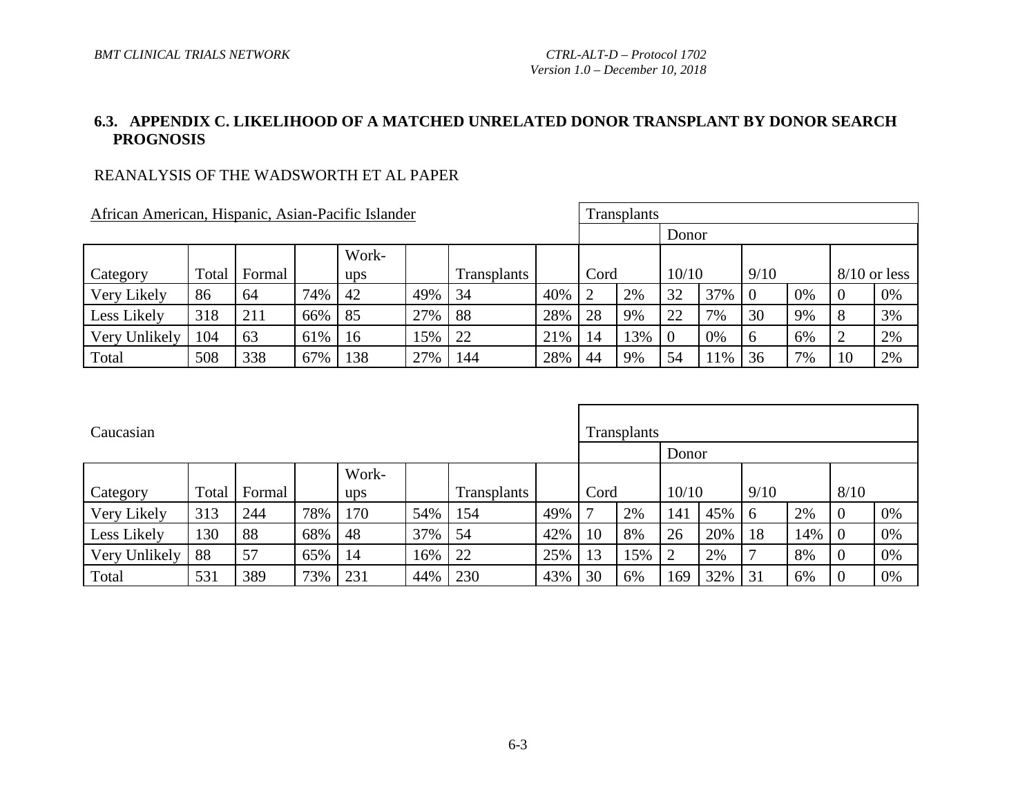## 6.3. APPENDIX C. LIKELIHOOD OF A MATCHED UNRELATED DONOR TRANSPLANT BY DONOR SEARCH PROGNOSIS

REANALYSIS OF THE WADSWORTH ET AL PAPER

African American, Hispanic, Asian-Pacific Islander

| | | | | | | | | Transplants | | | | | | | |
|---|---|---|---|---|---|---|---|---|---|---|---|---|---|---|---|
| | | | | | | | | | | Donor | | | | | |
| Category | Total | Formal | | Work-ups | | Transplants | | Cord | | 10/10 | | 9/10 | | 8/10 or less | |
| Very Likely | 86 | 64 | 74% | 42 | 49% | 34 | 40% | 2 | 2% | 32 | 37% | 0 | 0% | 0 | 0% |
| Less Likely | 318 | 211 | 66% | 85 | 27% | 88 | 28% | 28 | 9% | 22 | 7% | 30 | 9% | 8 | 3% |
| Very Unlikely | 104 | 63 | 61% | 16 | 15% | 22 | 21% | 14 | 13% | 0 | 0% | 6 | 6% | 2 | 2% |
| Total | 508 | 338 | 67% | 138 | 27% | 144 | 28% | 44 | 9% | 54 | 11% | 36 | 7% | 10 | 2% |

Caucasian

| | | | | | | | | Transplants | | | | | | | |
|---|---|---|---|---|---|---|---|---|---|---|---|---|---|---|---|
| | | | | | | | | | | Donor | | | | | |
| Category | Total | Formal | | Work-ups | | Transplants | | Cord | | 10/10 | | 9/10 | | 8/10 | |
| Very Likely | 313 | 244 | 78% | 170 | 54% | 154 | 49% | 7 | 2% | 141 | 45% | 6 | 2% | 0 | 0% |
| Less Likely | 130 | 88 | 68% | 48 | 37% | 54 | 42% | 10 | 8% | 26 | 20% | 18 | 14% | 0 | 0% |
| Very Unlikely | 88 | 57 | 65% | 14 | 16% | 22 | 25% | 13 | 15% | 2 | 2% | 7 | 8% | 0 | 0% |
| Total | 531 | 389 | 73% | 231 | 44% | 230 | 43% | 30 | 6% | 169 | 32% | 31 | 6% | 0 | 0% |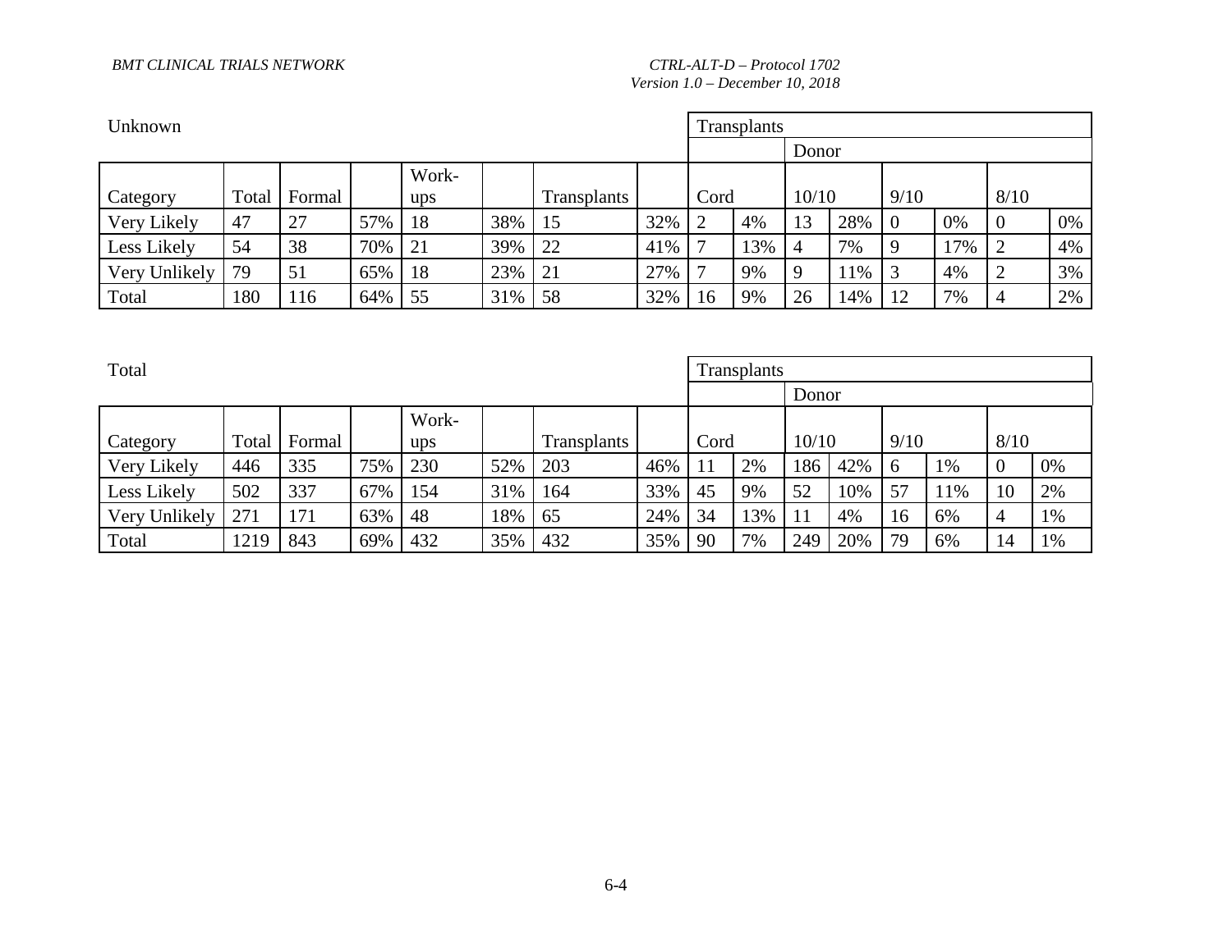Unknown

| | | | | | | | | Transplants | | | | | | | |
|---|---|---|---|---|---|---|---|---|---|---|---|---|---|---|---|
| | | | | | | | | | | Donor | | | | | |
| Category | Total | Formal | | Work-ups | | Transplants | | Cord | | 10/10 | | 9/10 | | 8/10 | |
| Very Likely | 47 | 27 | 57% | 18 | 38% | 15 | 32% | 2 | 4% | 13 | 28% | 0 | 0% | 0 | 0% |
| Less Likely | 54 | 38 | 70% | 21 | 39% | 22 | 41% | 7 | 13% | 4 | 7% | 9 | 17% | 2 | 4% |
| Very Unlikely | 79 | 51 | 65% | 18 | 23% | 21 | 27% | 7 | 9% | 9 | 11% | 3 | 4% | 2 | 3% |
| Total | 180 | 116 | 64% | 55 | 31% | 58 | 32% | 16 | 9% | 26 | 14% | 12 | 7% | 4 | 2% |

Total

| | | | | | | | | Transplants | | | | | | | |
|---|---|---|---|---|---|---|---|---|---|---|---|---|---|---|---|
| | | | | | | | | | | Donor | | | | | |
| Category | Total | Formal | | Work-ups | | Transplants | | Cord | | 10/10 | | 9/10 | | 8/10 | |
| Very Likely | 446 | 335 | 75% | 230 | 52% | 203 | 46% | 11 | 2% | 186 | 42% | 6 | 1% | 0 | 0% |
| Less Likely | 502 | 337 | 67% | 154 | 31% | 164 | 33% | 45 | 9% | 52 | 10% | 57 | 11% | 10 | 2% |
| Very Unlikely | 271 | 171 | 63% | 48 | 18% | 65 | 24% | 34 | 13% | 11 | 4% | 16 | 6% | 4 | 1% |
| Total | 1219 | 843 | 69% | 432 | 35% | 432 | 35% | 90 | 7% | 249 | 20% | 79 | 6% | 14 | 1% |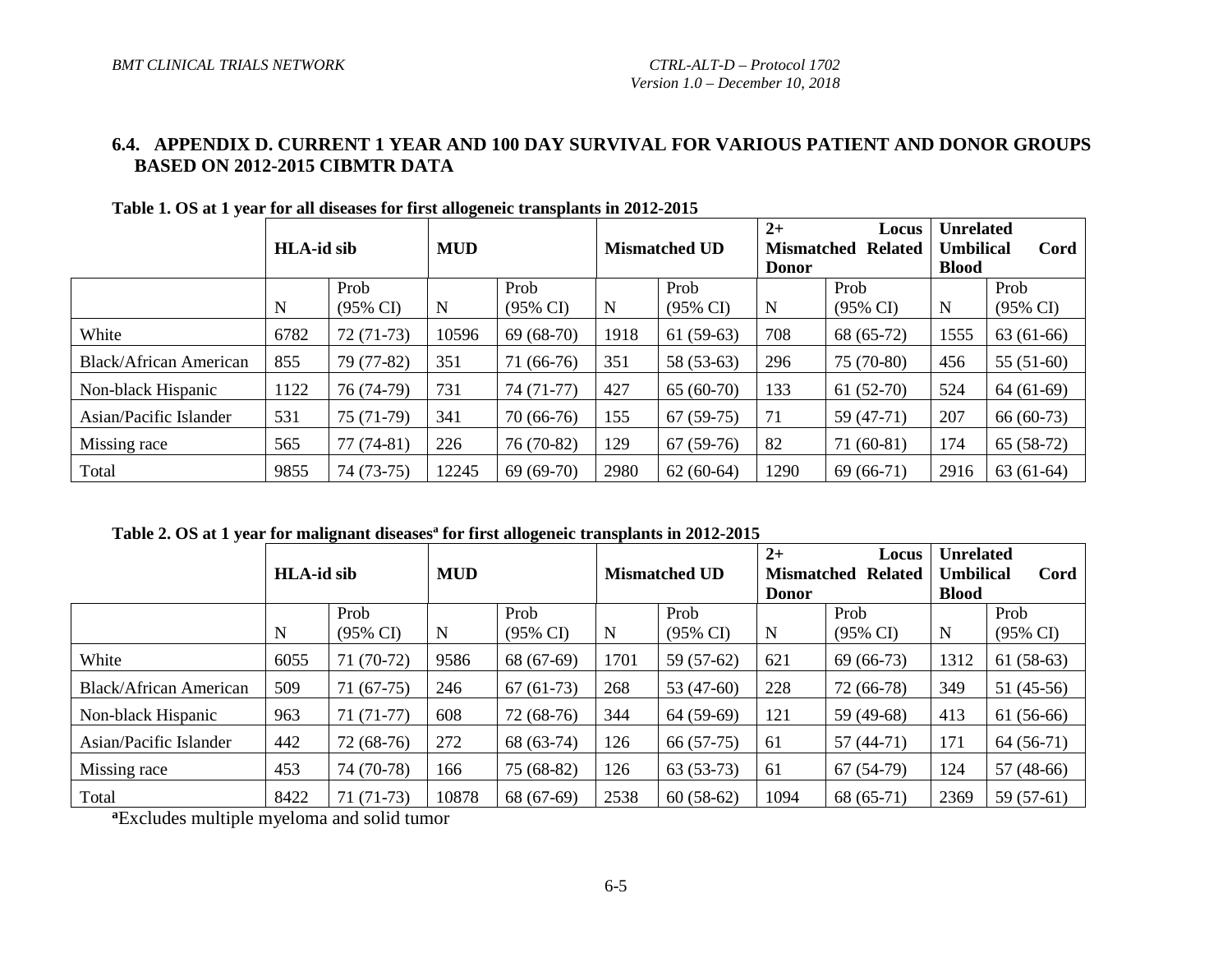## 6.4. APPENDIX D. CURRENT 1 YEAR AND 100 DAY SURVIVAL FOR VARIOUS PATIENT AND DONOR GROUPS BASED ON 2012-2015 CIBMTR DATA

**Table 1. OS at 1 year for all diseases for first allogeneic transplants in 2012-2015**

| | HLA-id sib | | MUD | | Mismatched UD | | 2+ Locus Mismatched Related Donor | | Unrelated Umbilical Cord Blood | |
|---|---|---|---|---|---|---|---|---|---|---|
| | N | Prob (95% CI) | N | Prob (95% CI) | N | Prob (95% CI) | N | Prob (95% CI) | N | Prob (95% CI) |
| White | 6782 | 72 (71-73) | 10596 | 69 (68-70) | 1918 | 61 (59-63) | 708 | 68 (65-72) | 1555 | 63 (61-66) |
| Black/African American | 855 | 79 (77-82) | 351 | 71 (66-76) | 351 | 58 (53-63) | 296 | 75 (70-80) | 456 | 55 (51-60) |
| Non-black Hispanic | 1122 | 76 (74-79) | 731 | 74 (71-77) | 427 | 65 (60-70) | 133 | 61 (52-70) | 524 | 64 (61-69) |
| Asian/Pacific Islander | 531 | 75 (71-79) | 341 | 70 (66-76) | 155 | 67 (59-75) | 71 | 59 (47-71) | 207 | 66 (60-73) |
| Missing race | 565 | 77 (74-81) | 226 | 76 (70-82) | 129 | 67 (59-76) | 82 | 71 (60-81) | 174 | 65 (58-72) |
| Total | 9855 | 74 (73-75) | 12245 | 69 (69-70) | 2980 | 62 (60-64) | 1290 | 69 (66-71) | 2916 | 63 (61-64) |

**Table 2. OS at 1 year for malignant diseases[a] for first allogeneic transplants in 2012-2015**

| | HLA-id sib | | MUD | | Mismatched UD | | 2+ Locus Mismatched Related Donor | | Unrelated Umbilical Cord Blood | |
|---|---|---|---|---|---|---|---|---|---|---|
| | N | Prob (95% CI) | N | Prob (95% CI) | N | Prob (95% CI) | N | Prob (95% CI) | N | Prob (95% CI) |
| White | 6055 | 71 (70-72) | 9586 | 68 (67-69) | 1701 | 59 (57-62) | 621 | 69 (66-73) | 1312 | 61 (58-63) |
| Black/African American | 509 | 71 (67-75) | 246 | 67 (61-73) | 268 | 53 (47-60) | 228 | 72 (66-78) | 349 | 51 (45-56) |
| Non-black Hispanic | 963 | 71 (71-77) | 608 | 72 (68-76) | 344 | 64 (59-69) | 121 | 59 (49-68) | 413 | 61 (56-66) |
| Asian/Pacific Islander | 442 | 72 (68-76) | 272 | 68 (63-74) | 126 | 66 (57-75) | 61 | 57 (44-71) | 171 | 64 (56-71) |
| Missing race | 453 | 74 (70-78) | 166 | 75 (68-82) | 126 | 63 (53-73) | 61 | 67 (54-79) | 124 | 57 (48-66) |
| Total | 8422 | 71 (71-73) | 10878 | 68 (67-69) | 2538 | 60 (58-62) | 1094 | 68 (65-71) | 2369 | 59 (57-61) |

[a]Excludes multiple myeloma and solid tumor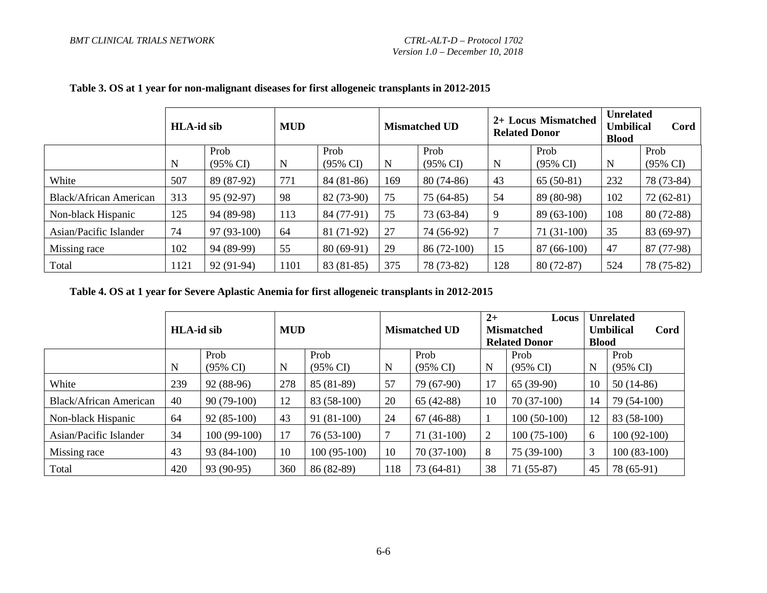**Table 3. OS at 1 year for non-malignant diseases for first allogeneic transplants in 2012-2015**

| | **HLA-id sib** | | **MUD** | | **Mismatched UD** | | **2+ Locus Mismatched Related Donor** | | **Unrelated Umbilical Cord Blood** | |
|---|---|---|---|---|---|---|---|---|---|---|
| | N | Prob (95% CI) | N | Prob (95% CI) | N | Prob (95% CI) | N | Prob (95% CI) | N | Prob (95% CI) |
| White | 507 | 89 (87-92) | 771 | 84 (81-86) | 169 | 80 (74-86) | 43 | 65 (50-81) | 232 | 78 (73-84) |
| Black/African American | 313 | 95 (92-97) | 98 | 82 (73-90) | 75 | 75 (64-85) | 54 | 89 (80-98) | 102 | 72 (62-81) |
| Non-black Hispanic | 125 | 94 (89-98) | 113 | 84 (77-91) | 75 | 73 (63-84) | 9 | 89 (63-100) | 108 | 80 (72-88) |
| Asian/Pacific Islander | 74 | 97 (93-100) | 64 | 81 (71-92) | 27 | 74 (56-92) | 7 | 71 (31-100) | 35 | 83 (69-97) |
| Missing race | 102 | 94 (89-99) | 55 | 80 (69-91) | 29 | 86 (72-100) | 15 | 87 (66-100) | 47 | 87 (77-98) |
| Total | 1121 | 92 (91-94) | 1101 | 83 (81-85) | 375 | 78 (73-82) | 128 | 80 (72-87) | 524 | 78 (75-82) |

**Table 4. OS at 1 year for Severe Aplastic Anemia for first allogeneic transplants in 2012-2015**

| | **HLA-id sib** | | **MUD** | | **Mismatched UD** | | **2+ Locus Mismatched Related Donor** | | **Unrelated Umbilical Cord Blood** | |
|---|---|---|---|---|---|---|---|---|---|---|
| | N | Prob (95% CI) | N | Prob (95% CI) | N | Prob (95% CI) | N | Prob (95% CI) | N | Prob (95% CI) |
| White | 239 | 92 (88-96) | 278 | 85 (81-89) | 57 | 79 (67-90) | 17 | 65 (39-90) | 10 | 50 (14-86) |
| Black/African American | 40 | 90 (79-100) | 12 | 83 (58-100) | 20 | 65 (42-88) | 10 | 70 (37-100) | 14 | 79 (54-100) |
| Non-black Hispanic | 64 | 92 (85-100) | 43 | 91 (81-100) | 24 | 67 (46-88) | 1 | 100 (50-100) | 12 | 83 (58-100) |
| Asian/Pacific Islander | 34 | 100 (99-100) | 17 | 76 (53-100) | 7 | 71 (31-100) | 2 | 100 (75-100) | 6 | 100 (92-100) |
| Missing race | 43 | 93 (84-100) | 10 | 100 (95-100) | 10 | 70 (37-100) | 8 | 75 (39-100) | 3 | 100 (83-100) |
| Total | 420 | 93 (90-95) | 360 | 86 (82-89) | 118 | 73 (64-81) | 38 | 71 (55-87) | 45 | 78 (65-91) |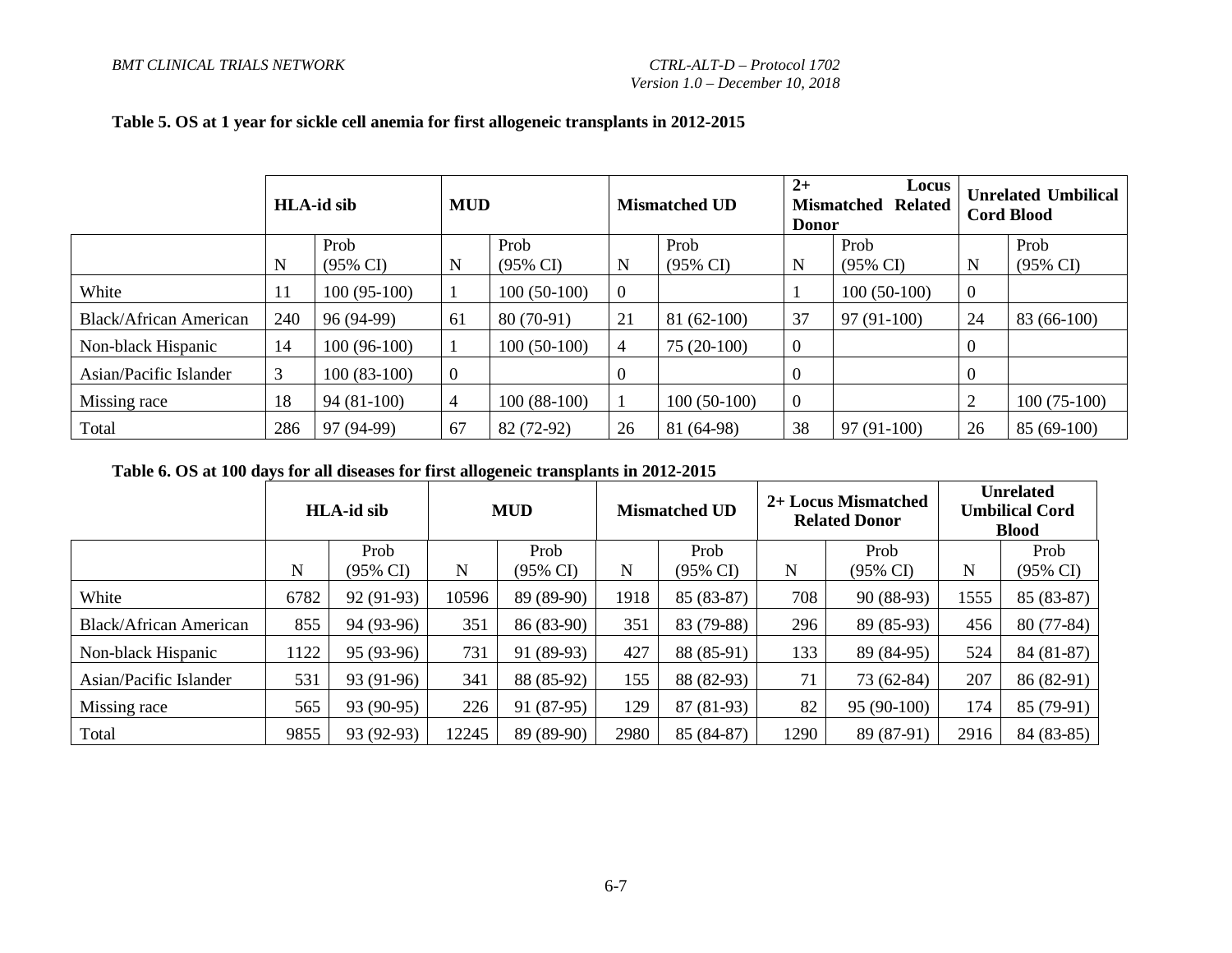**Table 5. OS at 1 year for sickle cell anemia for first allogeneic transplants in 2012-2015**

| | HLA-id sib | | MUD | | Mismatched UD | | 2+ Locus Mismatched Related Donor | | Unrelated Umbilical Cord Blood | |
|---|---|---|---|---|---|---|---|---|---|---|
| | N | Prob (95% CI) | N | Prob (95% CI) | N | Prob (95% CI) | N | Prob (95% CI) | N | Prob (95% CI) |
| White | 11 | 100 (95-100) | 1 | 100 (50-100) | 0 | | 1 | 100 (50-100) | 0 | |
| Black/African American | 240 | 96 (94-99) | 61 | 80 (70-91) | 21 | 81 (62-100) | 37 | 97 (91-100) | 24 | 83 (66-100) |
| Non-black Hispanic | 14 | 100 (96-100) | 1 | 100 (50-100) | 4 | 75 (20-100) | 0 | | 0 | |
| Asian/Pacific Islander | 3 | 100 (83-100) | 0 | | 0 | | 0 | | 0 | |
| Missing race | 18 | 94 (81-100) | 4 | 100 (88-100) | 1 | 100 (50-100) | 0 | | 2 | 100 (75-100) |
| Total | 286 | 97 (94-99) | 67 | 82 (72-92) | 26 | 81 (64-98) | 38 | 97 (91-100) | 26 | 85 (69-100) |

**Table 6. OS at 100 days for all diseases for first allogeneic transplants in 2012-2015**

| | HLA-id sib | | MUD | | Mismatched UD | | 2+ Locus Mismatched Related Donor | | Unrelated Umbilical Cord Blood | |
|---|---|---|---|---|---|---|---|---|---|---|
| | N | Prob (95% CI) | N | Prob (95% CI) | N | Prob (95% CI) | N | Prob (95% CI) | N | Prob (95% CI) |
| White | 6782 | 92 (91-93) | 10596 | 89 (89-90) | 1918 | 85 (83-87) | 708 | 90 (88-93) | 1555 | 85 (83-87) |
| Black/African American | 855 | 94 (93-96) | 351 | 86 (83-90) | 351 | 83 (79-88) | 296 | 89 (85-93) | 456 | 80 (77-84) |
| Non-black Hispanic | 1122 | 95 (93-96) | 731 | 91 (89-93) | 427 | 88 (85-91) | 133 | 89 (84-95) | 524 | 84 (81-87) |
| Asian/Pacific Islander | 531 | 93 (91-96) | 341 | 88 (85-92) | 155 | 88 (82-93) | 71 | 73 (62-84) | 207 | 86 (82-91) |
| Missing race | 565 | 93 (90-95) | 226 | 91 (87-95) | 129 | 87 (81-93) | 82 | 95 (90-100) | 174 | 85 (79-91) |
| Total | 9855 | 93 (92-93) | 12245 | 89 (89-90) | 2980 | 85 (84-87) | 1290 | 89 (87-91) | 2916 | 84 (83-85) |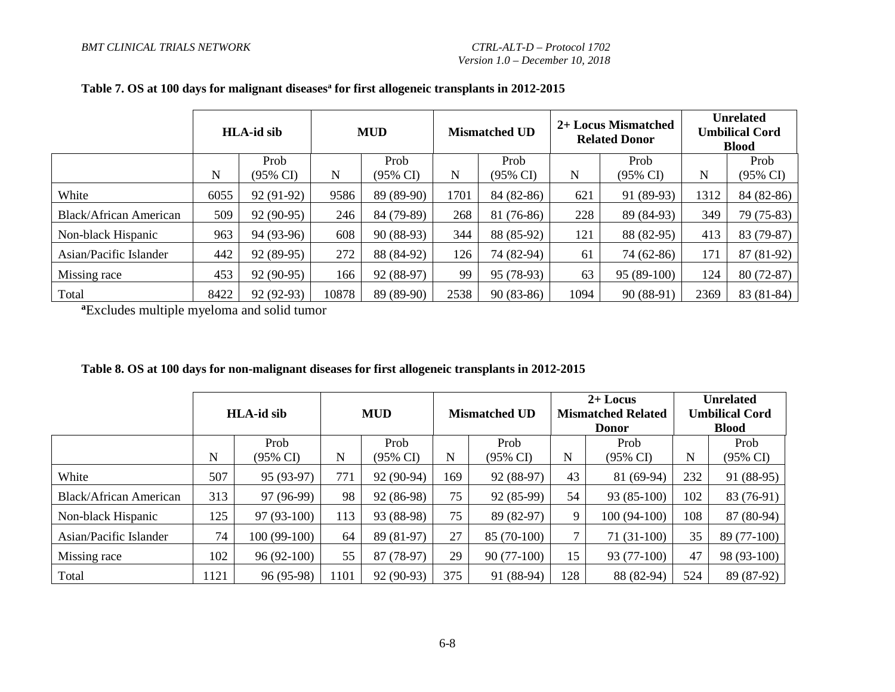**Table 7. OS at 100 days for malignant diseases[a] for first allogeneic transplants in 2012-2015**

| | HLA-id sib | | MUD | | Mismatched UD | | 2+ Locus Mismatched Related Donor | | Unrelated Umbilical Cord Blood | |
|---|---|---|---|---|---|---|---|---|---|---|
| | N | Prob (95% CI) | N | Prob (95% CI) | N | Prob (95% CI) | N | Prob (95% CI) | N | Prob (95% CI) |
| White | 6055 | 92 (91-92) | 9586 | 89 (89-90) | 1701 | 84 (82-86) | 621 | 91 (89-93) | 1312 | 84 (82-86) |
| Black/African American | 509 | 92 (90-95) | 246 | 84 (79-89) | 268 | 81 (76-86) | 228 | 89 (84-93) | 349 | 79 (75-83) |
| Non-black Hispanic | 963 | 94 (93-96) | 608 | 90 (88-93) | 344 | 88 (85-92) | 121 | 88 (82-95) | 413 | 83 (79-87) |
| Asian/Pacific Islander | 442 | 92 (89-95) | 272 | 88 (84-92) | 126 | 74 (82-94) | 61 | 74 (62-86) | 171 | 87 (81-92) |
| Missing race | 453 | 92 (90-95) | 166 | 92 (88-97) | 99 | 95 (78-93) | 63 | 95 (89-100) | 124 | 80 (72-87) |
| Total | 8422 | 92 (92-93) | 10878 | 89 (89-90) | 2538 | 90 (83-86) | 1094 | 90 (88-91) | 2369 | 83 (81-84) |

[a]Excludes multiple myeloma and solid tumor

**Table 8. OS at 100 days for non-malignant diseases for first allogeneic transplants in 2012-2015**

| | HLA-id sib | | MUD | | Mismatched UD | | 2+ Locus Mismatched Related Donor | | Unrelated Umbilical Cord Blood | |
|---|---|---|---|---|---|---|---|---|---|---|
| | N | Prob (95% CI) | N | Prob (95% CI) | N | Prob (95% CI) | N | Prob (95% CI) | N | Prob (95% CI) |
| White | 507 | 95 (93-97) | 771 | 92 (90-94) | 169 | 92 (88-97) | 43 | 81 (69-94) | 232 | 91 (88-95) |
| Black/African American | 313 | 97 (96-99) | 98 | 92 (86-98) | 75 | 92 (85-99) | 54 | 93 (85-100) | 102 | 83 (76-91) |
| Non-black Hispanic | 125 | 97 (93-100) | 113 | 93 (88-98) | 75 | 89 (82-97) | 9 | 100 (94-100) | 108 | 87 (80-94) |
| Asian/Pacific Islander | 74 | 100 (99-100) | 64 | 89 (81-97) | 27 | 85 (70-100) | 7 | 71 (31-100) | 35 | 89 (77-100) |
| Missing race | 102 | 96 (92-100) | 55 | 87 (78-97) | 29 | 90 (77-100) | 15 | 93 (77-100) | 47 | 98 (93-100) |
| Total | 1121 | 96 (95-98) | 1101 | 92 (90-93) | 375 | 91 (88-94) | 128 | 88 (82-94) | 524 | 89 (87-92) |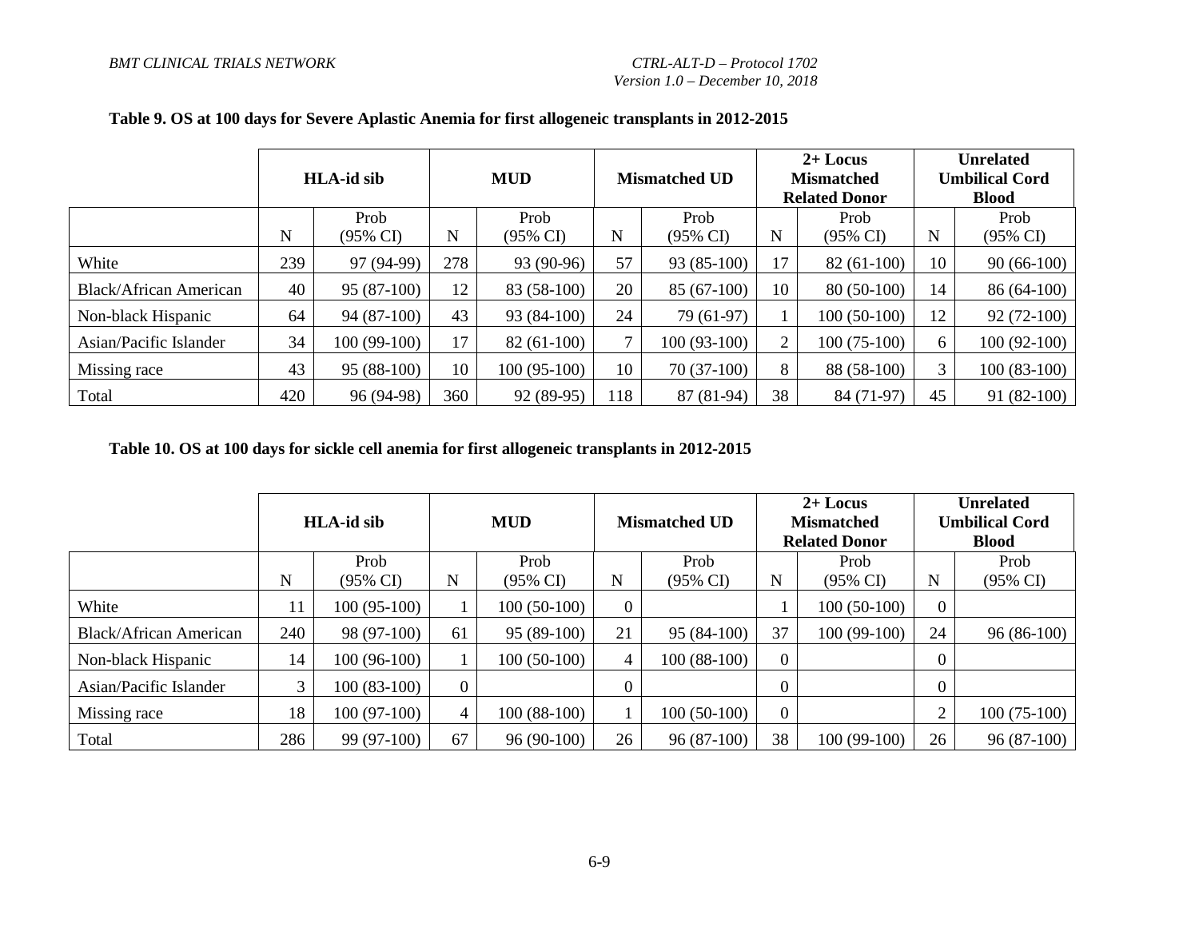**Table 9. OS at 100 days for Severe Aplastic Anemia for first allogeneic transplants in 2012-2015**

| | HLA-id sib | | MUD | | Mismatched UD | | 2+ Locus Mismatched Related Donor | | Unrelated Umbilical Cord Blood | |
|---|---|---|---|---|---|---|---|---|---|---|
| | N | Prob (95% CI) | N | Prob (95% CI) | N | Prob (95% CI) | N | Prob (95% CI) | N | Prob (95% CI) |
| White | 239 | 97 (94-99) | 278 | 93 (90-96) | 57 | 93 (85-100) | 17 | 82 (61-100) | 10 | 90 (66-100) |
| Black/African American | 40 | 95 (87-100) | 12 | 83 (58-100) | 20 | 85 (67-100) | 10 | 80 (50-100) | 14 | 86 (64-100) |
| Non-black Hispanic | 64 | 94 (87-100) | 43 | 93 (84-100) | 24 | 79 (61-97) | 1 | 100 (50-100) | 12 | 92 (72-100) |
| Asian/Pacific Islander | 34 | 100 (99-100) | 17 | 82 (61-100) | 7 | 100 (93-100) | 2 | 100 (75-100) | 6 | 100 (92-100) |
| Missing race | 43 | 95 (88-100) | 10 | 100 (95-100) | 10 | 70 (37-100) | 8 | 88 (58-100) | 3 | 100 (83-100) |
| Total | 420 | 96 (94-98) | 360 | 92 (89-95) | 118 | 87 (81-94) | 38 | 84 (71-97) | 45 | 91 (82-100) |

**Table 10. OS at 100 days for sickle cell anemia for first allogeneic transplants in 2012-2015**

| | HLA-id sib | | MUD | | Mismatched UD | | 2+ Locus Mismatched Related Donor | | Unrelated Umbilical Cord Blood | |
|---|---|---|---|---|---|---|---|---|---|---|
| | N | Prob (95% CI) | N | Prob (95% CI) | N | Prob (95% CI) | N | Prob (95% CI) | N | Prob (95% CI) |
| White | 11 | 100 (95-100) | 1 | 100 (50-100) | 0 | | 1 | 100 (50-100) | 0 | |
| Black/African American | 240 | 98 (97-100) | 61 | 95 (89-100) | 21 | 95 (84-100) | 37 | 100 (99-100) | 24 | 96 (86-100) |
| Non-black Hispanic | 14 | 100 (96-100) | 1 | 100 (50-100) | 4 | 100 (88-100) | 0 | | 0 | |
| Asian/Pacific Islander | 3 | 100 (83-100) | 0 | | 0 | | 0 | | 0 | |
| Missing race | 18 | 100 (97-100) | 4 | 100 (88-100) | 1 | 100 (50-100) | 0 | | 2 | 100 (75-100) |
| Total | 286 | 99 (97-100) | 67 | 96 (90-100) | 26 | 96 (87-100) | 38 | 100 (99-100) | 26 | 96 (87-100) |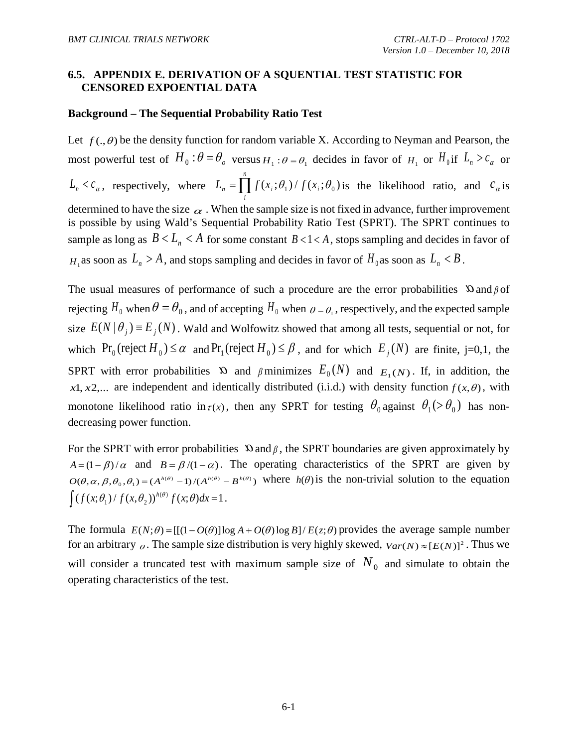## 6.5. APPENDIX E. DERIVATION OF A SQUENTIAL TEST STATISTIC FOR CENSORED EXPOENTIAL DATA

**Background – The Sequential Probability Ratio Test**

Let $f(.,\theta)$ be the density function for random variable X. According to Neyman and Pearson, the most powerful test of $H_0:\theta=\theta_o$ versus $H_1:\theta=\theta_1$ decides in favor of $H_1$ or $H_0$ if $L_n > c_\alpha$ or $L_n < c_\alpha$, respectively, where $L_n = \prod_i^n f(x_i;\theta_1)/f(x_i;\theta_0)$ is the likelihood ratio, and $c_\alpha$ is determined to have the size $\alpha$. When the sample size is not fixed in advance, further improvement is possible by using Wald's Sequential Probability Ratio Test (SPRT). The SPRT continues to sample as long as $B < L_n < A$ for some constant $B < 1 < A$, stops sampling and decides in favor of $H_1$ as soon as $L_n > A$, and stops sampling and decides in favor of $H_0$ as soon as $L_n < B$.

The usual measures of performance of such a procedure are the error probabilities $\alpha$ and $\beta$ of rejecting $H_0$ when $\theta=\theta_0$, and of accepting $H_0$ when $\theta=\theta_1$, respectively, and the expected sample size $E(N\,|\,\theta_j) \equiv E_j(N)$. Wald and Wolfowitz showed that among all tests, sequential or not, for which $\Pr_0(\text{reject } H_0) \le \alpha$ and $\Pr_1(\text{reject } H_0) \le \beta$, and for which $E_j(N)$ are finite, j=0,1, the SPRT with error probabilities $\alpha$ and $\beta$ minimizes $E_0(N)$ and $E_1(N)$. If, in addition, the $x1, x2,...$ are independent and identically distributed (i.i.d.) with density function $f(x,\theta)$, with monotone likelihood ratio in $\tau(x)$, then any SPRT for testing $\theta_0$ against $\theta_1(>\theta_0)$ has non-decreasing power function.

For the SPRT with error probabilities $\alpha$ and $\beta$, the SPRT boundaries are given approximately by $A=(1-\beta)/\alpha$ and $B=\beta/(1-\alpha)$. The operating characteristics of the SPRT are given by $O(\theta,\alpha,\beta,\theta_0,\theta_1)=(A^{h(\theta)}-1)/(A^{h(\theta)}-B^{h(\theta)})$ where $h(\theta)$ is the non-trivial solution to the equation $\int (f(x;\theta_1)/f(x,\theta_2))^{h(\theta)} f(x;\theta)dx = 1$.

The formula $E(N;\theta)=[[(1-O(\theta)]\log A + O(\theta)\log B]/E(z;\theta)$ provides the average sample number for an arbitrary $\theta$. The sample size distribution is very highly skewed, $Var(N)\approx[E(N)]^2$. Thus we will consider a truncated test with maximum sample size of $N_0$ and simulate to obtain the operating characteristics of the test.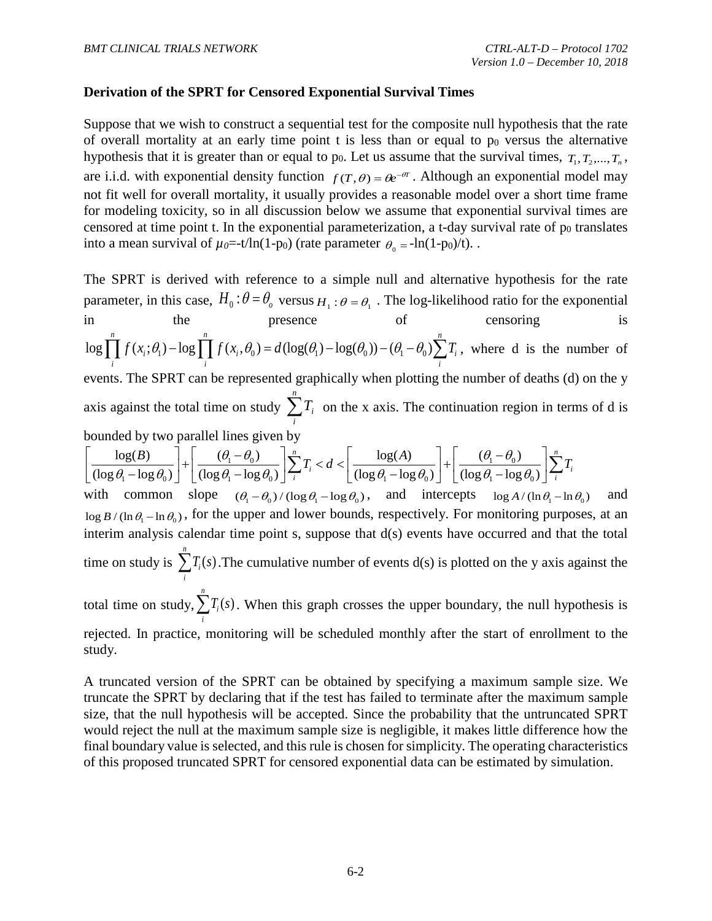**Derivation of the SPRT for Censored Exponential Survival Times**

Suppose that we wish to construct a sequential test for the composite null hypothesis that the rate of overall mortality at an early time point t is less than or equal to $p_0$ versus the alternative hypothesis that it is greater than or equal to $p_0$. Let us assume that the survival times, $T_1, T_2, ..., T_n$, are i.i.d. with exponential density function $f(T,\theta) = \theta e^{-\theta T}$. Although an exponential model may not fit well for overall mortality, it usually provides a reasonable model over a short time frame for modeling toxicity, so in all discussion below we assume that exponential survival times are censored at time point t. In the exponential parameterization, a t-day survival rate of $p_0$ translates into a mean survival of $\mu_0$=-t/ln(1-$p_0$) (rate parameter $\theta_0$ = -ln(1-$p_0$)/t). .

The SPRT is derived with reference to a simple null and alternative hypothesis for the rate parameter, in this case, $H_0 : \theta = \theta_o$ versus $H_1 : \theta = \theta_1$ . The log-likelihood ratio for the exponential in the presence of censoring is $\log \prod_i^n f(x_i;\theta_1) - \log \prod_i^n f(x_i,\theta_0) = d(\log(\theta_1) - \log(\theta_0)) - (\theta_1 - \theta_0)\sum_i^n T_i$, where d is the number of events. The SPRT can be represented graphically when plotting the number of deaths (d) on the y axis against the total time on study $\sum_i^n T_i$ on the x axis. The continuation region in terms of d is bounded by two parallel lines given by

$$\left[\frac{\log(B)}{(\log\theta_1 - \log\theta_0)}\right] + \left[\frac{(\theta_1 - \theta_0)}{(\log\theta_1 - \log\theta_0)}\right]\sum_i^n T_i < d < \left[\frac{\log(A)}{(\log\theta_1 - \log\theta_0)}\right] + \left[\frac{(\theta_1 - \theta_0)}{(\log\theta_1 - \log\theta_0)}\right]\sum_i^n T_i$$

with common slope $(\theta_1 - \theta_0)/(\log\theta_1 - \log\theta_0)$, and intercepts $\log A/(\ln\theta_1 - \ln\theta_0)$ and $\log B/(\ln\theta_1 - \ln\theta_0)$, for the upper and lower bounds, respectively. For monitoring purposes, at an interim analysis calendar time point s, suppose that d(s) events have occurred and that the total time on study is $\sum_i^n T_i(s)$.The cumulative number of events d(s) is plotted on the y axis against the total time on study, $\sum_i^n T_i(s)$. When this graph crosses the upper boundary, the null hypothesis is rejected. In practice, monitoring will be scheduled monthly after the start of enrollment to the study.

A truncated version of the SPRT can be obtained by specifying a maximum sample size. We truncate the SPRT by declaring that if the test has failed to terminate after the maximum sample size, that the null hypothesis will be accepted. Since the probability that the untruncated SPRT would reject the null at the maximum sample size is negligible, it makes little difference how the final boundary value is selected, and this rule is chosen for simplicity. The operating characteristics of this proposed truncated SPRT for censored exponential data can be estimated by simulation.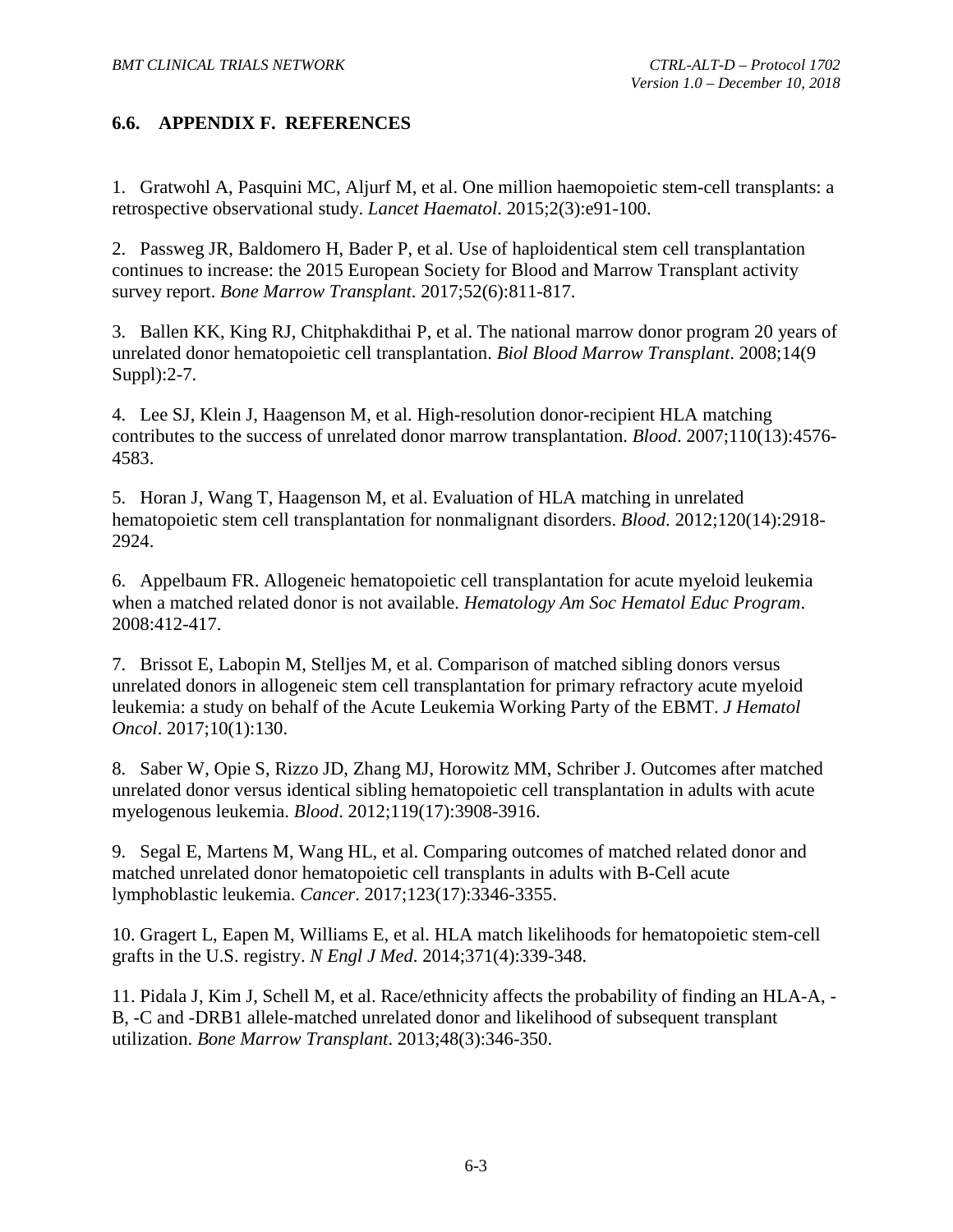## 6.6. APPENDIX F. REFERENCES

1. Gratwohl A, Pasquini MC, Aljurf M, et al. One million haemopoietic stem-cell transplants: a retrospective observational study. *Lancet Haematol*. 2015;2(3):e91-100.

2. Passweg JR, Baldomero H, Bader P, et al. Use of haploidentical stem cell transplantation continues to increase: the 2015 European Society for Blood and Marrow Transplant activity survey report. *Bone Marrow Transplant*. 2017;52(6):811-817.

3. Ballen KK, King RJ, Chitphakdithai P, et al. The national marrow donor program 20 years of unrelated donor hematopoietic cell transplantation. *Biol Blood Marrow Transplant*. 2008;14(9 Suppl):2-7.

4. Lee SJ, Klein J, Haagenson M, et al. High-resolution donor-recipient HLA matching contributes to the success of unrelated donor marrow transplantation. *Blood*. 2007;110(13):4576-4583.

5. Horan J, Wang T, Haagenson M, et al. Evaluation of HLA matching in unrelated hematopoietic stem cell transplantation for nonmalignant disorders. *Blood*. 2012;120(14):2918-2924.

6. Appelbaum FR. Allogeneic hematopoietic cell transplantation for acute myeloid leukemia when a matched related donor is not available. *Hematology Am Soc Hematol Educ Program*. 2008:412-417.

7. Brissot E, Labopin M, Stelljes M, et al. Comparison of matched sibling donors versus unrelated donors in allogeneic stem cell transplantation for primary refractory acute myeloid leukemia: a study on behalf of the Acute Leukemia Working Party of the EBMT. *J Hematol Oncol*. 2017;10(1):130.

8. Saber W, Opie S, Rizzo JD, Zhang MJ, Horowitz MM, Schriber J. Outcomes after matched unrelated donor versus identical sibling hematopoietic cell transplantation in adults with acute myelogenous leukemia. *Blood*. 2012;119(17):3908-3916.

9. Segal E, Martens M, Wang HL, et al. Comparing outcomes of matched related donor and matched unrelated donor hematopoietic cell transplants in adults with B-Cell acute lymphoblastic leukemia. *Cancer*. 2017;123(17):3346-3355.

10. Gragert L, Eapen M, Williams E, et al. HLA match likelihoods for hematopoietic stem-cell grafts in the U.S. registry. *N Engl J Med*. 2014;371(4):339-348.

11. Pidala J, Kim J, Schell M, et al. Race/ethnicity affects the probability of finding an HLA-A, -B, -C and -DRB1 allele-matched unrelated donor and likelihood of subsequent transplant utilization. *Bone Marrow Transplant*. 2013;48(3):346-350.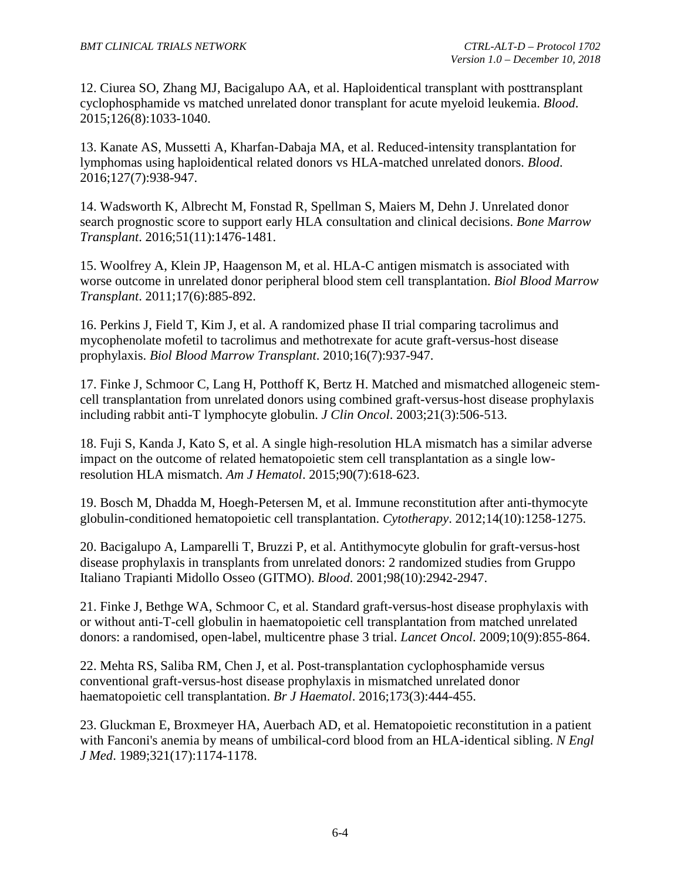12. Ciurea SO, Zhang MJ, Bacigalupo AA, et al. Haploidentical transplant with posttransplant cyclophosphamide vs matched unrelated donor transplant for acute myeloid leukemia. *Blood*. 2015;126(8):1033-1040.

13. Kanate AS, Mussetti A, Kharfan-Dabaja MA, et al. Reduced-intensity transplantation for lymphomas using haploidentical related donors vs HLA-matched unrelated donors. *Blood*. 2016;127(7):938-947.

14. Wadsworth K, Albrecht M, Fonstad R, Spellman S, Maiers M, Dehn J. Unrelated donor search prognostic score to support early HLA consultation and clinical decisions. *Bone Marrow Transplant*. 2016;51(11):1476-1481.

15. Woolfrey A, Klein JP, Haagenson M, et al. HLA-C antigen mismatch is associated with worse outcome in unrelated donor peripheral blood stem cell transplantation. *Biol Blood Marrow Transplant*. 2011;17(6):885-892.

16. Perkins J, Field T, Kim J, et al. A randomized phase II trial comparing tacrolimus and mycophenolate mofetil to tacrolimus and methotrexate for acute graft-versus-host disease prophylaxis. *Biol Blood Marrow Transplant*. 2010;16(7):937-947.

17. Finke J, Schmoor C, Lang H, Potthoff K, Bertz H. Matched and mismatched allogeneic stem-cell transplantation from unrelated donors using combined graft-versus-host disease prophylaxis including rabbit anti-T lymphocyte globulin. *J Clin Oncol*. 2003;21(3):506-513.

18. Fuji S, Kanda J, Kato S, et al. A single high-resolution HLA mismatch has a similar adverse impact on the outcome of related hematopoietic stem cell transplantation as a single low-resolution HLA mismatch. *Am J Hematol*. 2015;90(7):618-623.

19. Bosch M, Dhadda M, Hoegh-Petersen M, et al. Immune reconstitution after anti-thymocyte globulin-conditioned hematopoietic cell transplantation. *Cytotherapy*. 2012;14(10):1258-1275.

20. Bacigalupo A, Lamparelli T, Bruzzi P, et al. Antithymocyte globulin for graft-versus-host disease prophylaxis in transplants from unrelated donors: 2 randomized studies from Gruppo Italiano Trapianti Midollo Osseo (GITMO). *Blood*. 2001;98(10):2942-2947.

21. Finke J, Bethge WA, Schmoor C, et al. Standard graft-versus-host disease prophylaxis with or without anti-T-cell globulin in haematopoietic cell transplantation from matched unrelated donors: a randomised, open-label, multicentre phase 3 trial. *Lancet Oncol*. 2009;10(9):855-864.

22. Mehta RS, Saliba RM, Chen J, et al. Post-transplantation cyclophosphamide versus conventional graft-versus-host disease prophylaxis in mismatched unrelated donor haematopoietic cell transplantation. *Br J Haematol*. 2016;173(3):444-455.

23. Gluckman E, Broxmeyer HA, Auerbach AD, et al. Hematopoietic reconstitution in a patient with Fanconi's anemia by means of umbilical-cord blood from an HLA-identical sibling. *N Engl J Med*. 1989;321(17):1174-1178.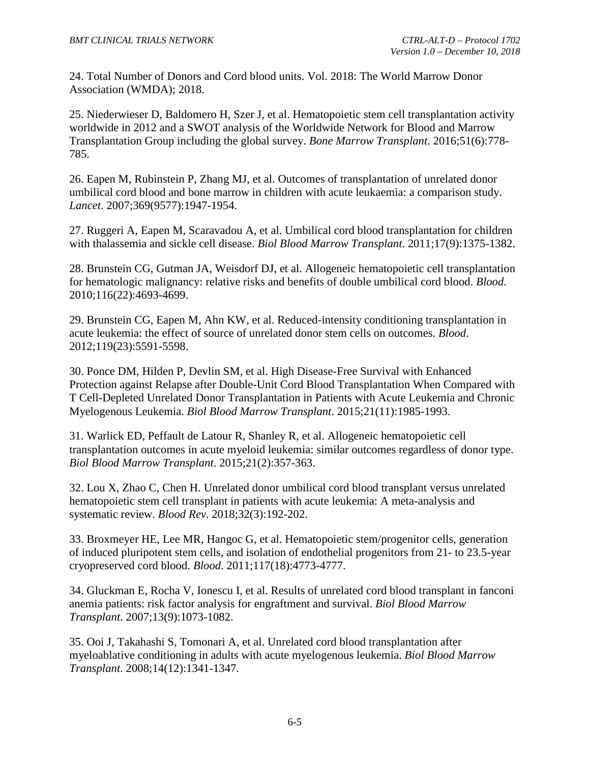24. Total Number of Donors and Cord blood units. Vol. 2018: The World Marrow Donor Association (WMDA); 2018.

25. Niederwieser D, Baldomero H, Szer J, et al. Hematopoietic stem cell transplantation activity worldwide in 2012 and a SWOT analysis of the Worldwide Network for Blood and Marrow Transplantation Group including the global survey. *Bone Marrow Transplant*. 2016;51(6):778-785.

26. Eapen M, Rubinstein P, Zhang MJ, et al. Outcomes of transplantation of unrelated donor umbilical cord blood and bone marrow in children with acute leukaemia: a comparison study. *Lancet*. 2007;369(9577):1947-1954.

27. Ruggeri A, Eapen M, Scaravadou A, et al. Umbilical cord blood transplantation for children with thalassemia and sickle cell disease. *Biol Blood Marrow Transplant*. 2011;17(9):1375-1382.

28. Brunstein CG, Gutman JA, Weisdorf DJ, et al. Allogeneic hematopoietic cell transplantation for hematologic malignancy: relative risks and benefits of double umbilical cord blood. *Blood*. 2010;116(22):4693-4699.

29. Brunstein CG, Eapen M, Ahn KW, et al. Reduced-intensity conditioning transplantation in acute leukemia: the effect of source of unrelated donor stem cells on outcomes. *Blood*. 2012;119(23):5591-5598.

30. Ponce DM, Hilden P, Devlin SM, et al. High Disease-Free Survival with Enhanced Protection against Relapse after Double-Unit Cord Blood Transplantation When Compared with T Cell-Depleted Unrelated Donor Transplantation in Patients with Acute Leukemia and Chronic Myelogenous Leukemia. *Biol Blood Marrow Transplant*. 2015;21(11):1985-1993.

31. Warlick ED, Peffault de Latour R, Shanley R, et al. Allogeneic hematopoietic cell transplantation outcomes in acute myeloid leukemia: similar outcomes regardless of donor type. *Biol Blood Marrow Transplant*. 2015;21(2):357-363.

32. Lou X, Zhao C, Chen H. Unrelated donor umbilical cord blood transplant versus unrelated hematopoietic stem cell transplant in patients with acute leukemia: A meta-analysis and systematic review. *Blood Rev*. 2018;32(3):192-202.

33. Broxmeyer HE, Lee MR, Hangoc G, et al. Hematopoietic stem/progenitor cells, generation of induced pluripotent stem cells, and isolation of endothelial progenitors from 21- to 23.5-year cryopreserved cord blood. *Blood*. 2011;117(18):4773-4777.

34. Gluckman E, Rocha V, Ionescu I, et al. Results of unrelated cord blood transplant in fanconi anemia patients: risk factor analysis for engraftment and survival. *Biol Blood Marrow Transplant*. 2007;13(9):1073-1082.

35. Ooi J, Takahashi S, Tomonari A, et al. Unrelated cord blood transplantation after myeloablative conditioning in adults with acute myelogenous leukemia. *Biol Blood Marrow Transplant*. 2008;14(12):1341-1347.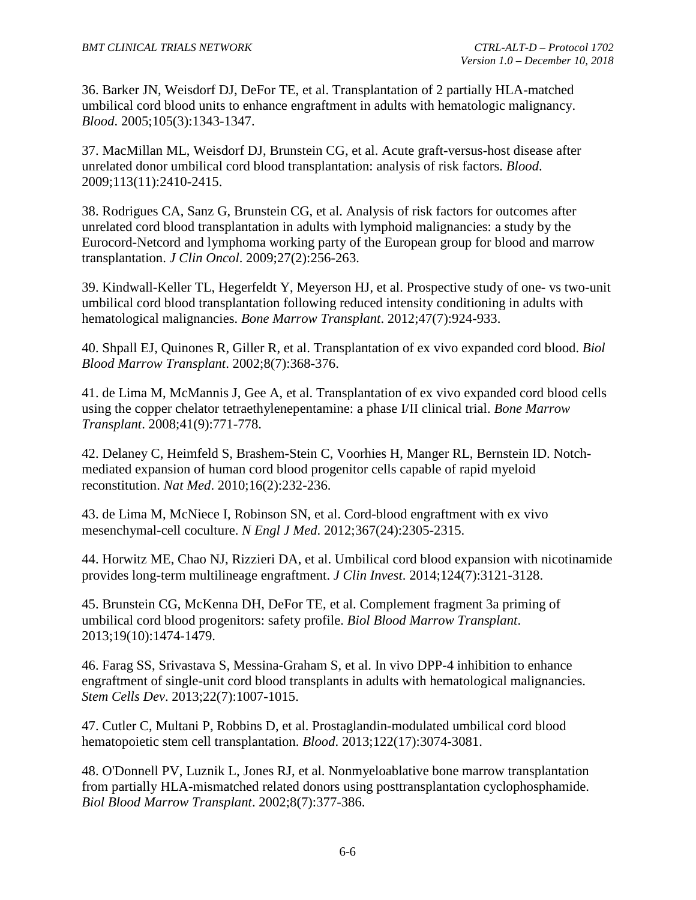36. Barker JN, Weisdorf DJ, DeFor TE, et al. Transplantation of 2 partially HLA-matched umbilical cord blood units to enhance engraftment in adults with hematologic malignancy. *Blood*. 2005;105(3):1343-1347.

37. MacMillan ML, Weisdorf DJ, Brunstein CG, et al. Acute graft-versus-host disease after unrelated donor umbilical cord blood transplantation: analysis of risk factors. *Blood*. 2009;113(11):2410-2415.

38. Rodrigues CA, Sanz G, Brunstein CG, et al. Analysis of risk factors for outcomes after unrelated cord blood transplantation in adults with lymphoid malignancies: a study by the Eurocord-Netcord and lymphoma working party of the European group for blood and marrow transplantation. *J Clin Oncol*. 2009;27(2):256-263.

39. Kindwall-Keller TL, Hegerfeldt Y, Meyerson HJ, et al. Prospective study of one- vs two-unit umbilical cord blood transplantation following reduced intensity conditioning in adults with hematological malignancies. *Bone Marrow Transplant*. 2012;47(7):924-933.

40. Shpall EJ, Quinones R, Giller R, et al. Transplantation of ex vivo expanded cord blood. *Biol Blood Marrow Transplant*. 2002;8(7):368-376.

41. de Lima M, McMannis J, Gee A, et al. Transplantation of ex vivo expanded cord blood cells using the copper chelator tetraethylenepentamine: a phase I/II clinical trial. *Bone Marrow Transplant*. 2008;41(9):771-778.

42. Delaney C, Heimfeld S, Brashem-Stein C, Voorhies H, Manger RL, Bernstein ID. Notch-mediated expansion of human cord blood progenitor cells capable of rapid myeloid reconstitution. *Nat Med*. 2010;16(2):232-236.

43. de Lima M, McNiece I, Robinson SN, et al. Cord-blood engraftment with ex vivo mesenchymal-cell coculture. *N Engl J Med*. 2012;367(24):2305-2315.

44. Horwitz ME, Chao NJ, Rizzieri DA, et al. Umbilical cord blood expansion with nicotinamide provides long-term multilineage engraftment. *J Clin Invest*. 2014;124(7):3121-3128.

45. Brunstein CG, McKenna DH, DeFor TE, et al. Complement fragment 3a priming of umbilical cord blood progenitors: safety profile. *Biol Blood Marrow Transplant*. 2013;19(10):1474-1479.

46. Farag SS, Srivastava S, Messina-Graham S, et al. In vivo DPP-4 inhibition to enhance engraftment of single-unit cord blood transplants in adults with hematological malignancies. *Stem Cells Dev*. 2013;22(7):1007-1015.

47. Cutler C, Multani P, Robbins D, et al. Prostaglandin-modulated umbilical cord blood hematopoietic stem cell transplantation. *Blood*. 2013;122(17):3074-3081.

48. O'Donnell PV, Luznik L, Jones RJ, et al. Nonmyeloablative bone marrow transplantation from partially HLA-mismatched related donors using posttransplantation cyclophosphamide. *Biol Blood Marrow Transplant*. 2002;8(7):377-386.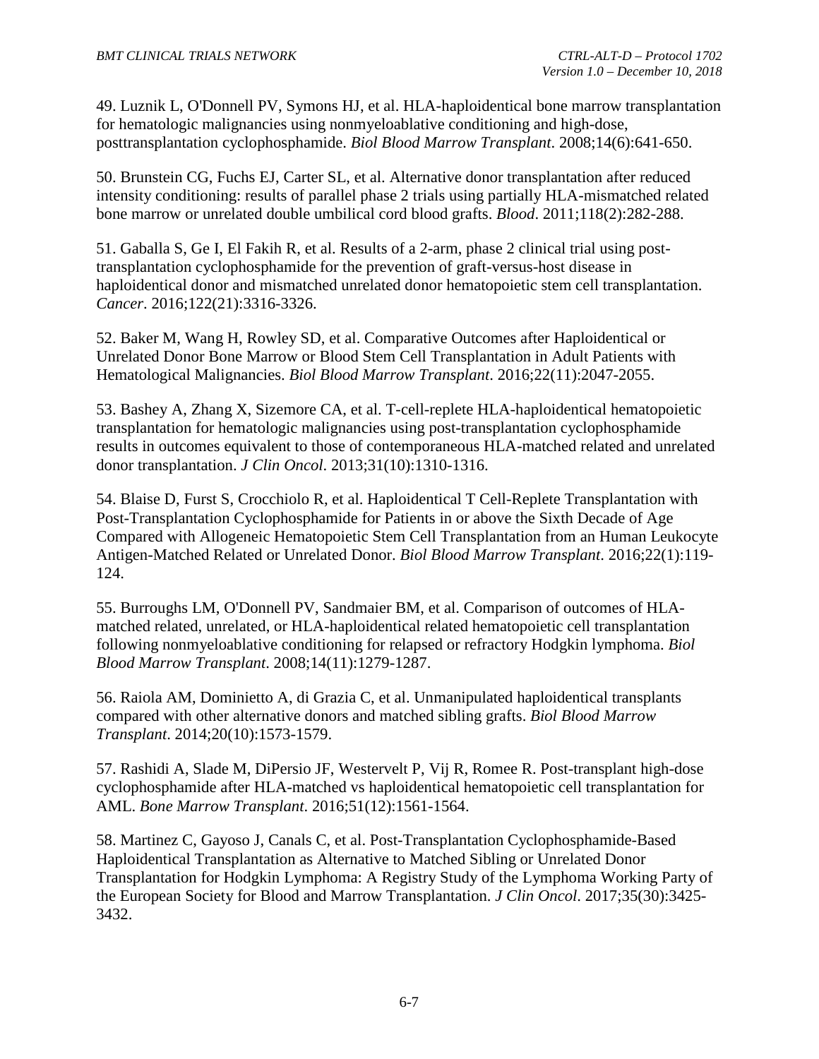49. Luznik L, O'Donnell PV, Symons HJ, et al. HLA-haploidentical bone marrow transplantation for hematologic malignancies using nonmyeloablative conditioning and high-dose, posttransplantation cyclophosphamide. *Biol Blood Marrow Transplant*. 2008;14(6):641-650.

50. Brunstein CG, Fuchs EJ, Carter SL, et al. Alternative donor transplantation after reduced intensity conditioning: results of parallel phase 2 trials using partially HLA-mismatched related bone marrow or unrelated double umbilical cord blood grafts. *Blood*. 2011;118(2):282-288.

51. Gaballa S, Ge I, El Fakih R, et al. Results of a 2-arm, phase 2 clinical trial using post-transplantation cyclophosphamide for the prevention of graft-versus-host disease in haploidentical donor and mismatched unrelated donor hematopoietic stem cell transplantation. *Cancer*. 2016;122(21):3316-3326.

52. Baker M, Wang H, Rowley SD, et al. Comparative Outcomes after Haploidentical or Unrelated Donor Bone Marrow or Blood Stem Cell Transplantation in Adult Patients with Hematological Malignancies. *Biol Blood Marrow Transplant*. 2016;22(11):2047-2055.

53. Bashey A, Zhang X, Sizemore CA, et al. T-cell-replete HLA-haploidentical hematopoietic transplantation for hematologic malignancies using post-transplantation cyclophosphamide results in outcomes equivalent to those of contemporaneous HLA-matched related and unrelated donor transplantation. *J Clin Oncol*. 2013;31(10):1310-1316.

54. Blaise D, Furst S, Crocchiolo R, et al. Haploidentical T Cell-Replete Transplantation with Post-Transplantation Cyclophosphamide for Patients in or above the Sixth Decade of Age Compared with Allogeneic Hematopoietic Stem Cell Transplantation from an Human Leukocyte Antigen-Matched Related or Unrelated Donor. *Biol Blood Marrow Transplant*. 2016;22(1):119-124.

55. Burroughs LM, O'Donnell PV, Sandmaier BM, et al. Comparison of outcomes of HLA-matched related, unrelated, or HLA-haploidentical related hematopoietic cell transplantation following nonmyeloablative conditioning for relapsed or refractory Hodgkin lymphoma. *Biol Blood Marrow Transplant*. 2008;14(11):1279-1287.

56. Raiola AM, Dominietto A, di Grazia C, et al. Unmanipulated haploidentical transplants compared with other alternative donors and matched sibling grafts. *Biol Blood Marrow Transplant*. 2014;20(10):1573-1579.

57. Rashidi A, Slade M, DiPersio JF, Westervelt P, Vij R, Romee R. Post-transplant high-dose cyclophosphamide after HLA-matched vs haploidentical hematopoietic cell transplantation for AML. *Bone Marrow Transplant*. 2016;51(12):1561-1564.

58. Martinez C, Gayoso J, Canals C, et al. Post-Transplantation Cyclophosphamide-Based Haploidentical Transplantation as Alternative to Matched Sibling or Unrelated Donor Transplantation for Hodgkin Lymphoma: A Registry Study of the Lymphoma Working Party of the European Society for Blood and Marrow Transplantation. *J Clin Oncol*. 2017;35(30):3425-3432.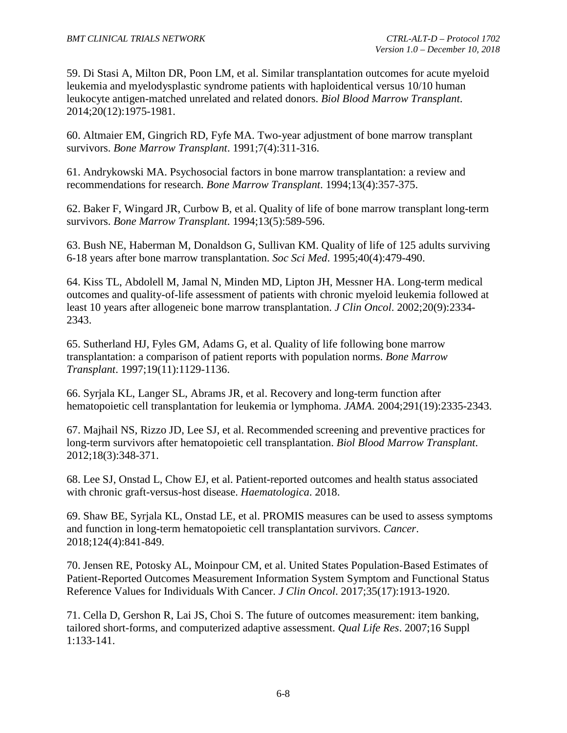59. Di Stasi A, Milton DR, Poon LM, et al. Similar transplantation outcomes for acute myeloid leukemia and myelodysplastic syndrome patients with haploidentical versus 10/10 human leukocyte antigen-matched unrelated and related donors. *Biol Blood Marrow Transplant*. 2014;20(12):1975-1981.

60. Altmaier EM, Gingrich RD, Fyfe MA. Two-year adjustment of bone marrow transplant survivors. *Bone Marrow Transplant*. 1991;7(4):311-316.

61. Andrykowski MA. Psychosocial factors in bone marrow transplantation: a review and recommendations for research. *Bone Marrow Transplant*. 1994;13(4):357-375.

62. Baker F, Wingard JR, Curbow B, et al. Quality of life of bone marrow transplant long-term survivors. *Bone Marrow Transplant*. 1994;13(5):589-596.

63. Bush NE, Haberman M, Donaldson G, Sullivan KM. Quality of life of 125 adults surviving 6-18 years after bone marrow transplantation. *Soc Sci Med*. 1995;40(4):479-490.

64. Kiss TL, Abdolell M, Jamal N, Minden MD, Lipton JH, Messner HA. Long-term medical outcomes and quality-of-life assessment of patients with chronic myeloid leukemia followed at least 10 years after allogeneic bone marrow transplantation. *J Clin Oncol*. 2002;20(9):2334-2343.

65. Sutherland HJ, Fyles GM, Adams G, et al. Quality of life following bone marrow transplantation: a comparison of patient reports with population norms. *Bone Marrow Transplant*. 1997;19(11):1129-1136.

66. Syrjala KL, Langer SL, Abrams JR, et al. Recovery and long-term function after hematopoietic cell transplantation for leukemia or lymphoma. *JAMA*. 2004;291(19):2335-2343.

67. Majhail NS, Rizzo JD, Lee SJ, et al. Recommended screening and preventive practices for long-term survivors after hematopoietic cell transplantation. *Biol Blood Marrow Transplant*. 2012;18(3):348-371.

68. Lee SJ, Onstad L, Chow EJ, et al. Patient-reported outcomes and health status associated with chronic graft-versus-host disease. *Haematologica*. 2018.

69. Shaw BE, Syrjala KL, Onstad LE, et al. PROMIS measures can be used to assess symptoms and function in long-term hematopoietic cell transplantation survivors. *Cancer*. 2018;124(4):841-849.

70. Jensen RE, Potosky AL, Moinpour CM, et al. United States Population-Based Estimates of Patient-Reported Outcomes Measurement Information System Symptom and Functional Status Reference Values for Individuals With Cancer. *J Clin Oncol*. 2017;35(17):1913-1920.

71. Cella D, Gershon R, Lai JS, Choi S. The future of outcomes measurement: item banking, tailored short-forms, and computerized adaptive assessment. *Qual Life Res*. 2007;16 Suppl 1:133-141.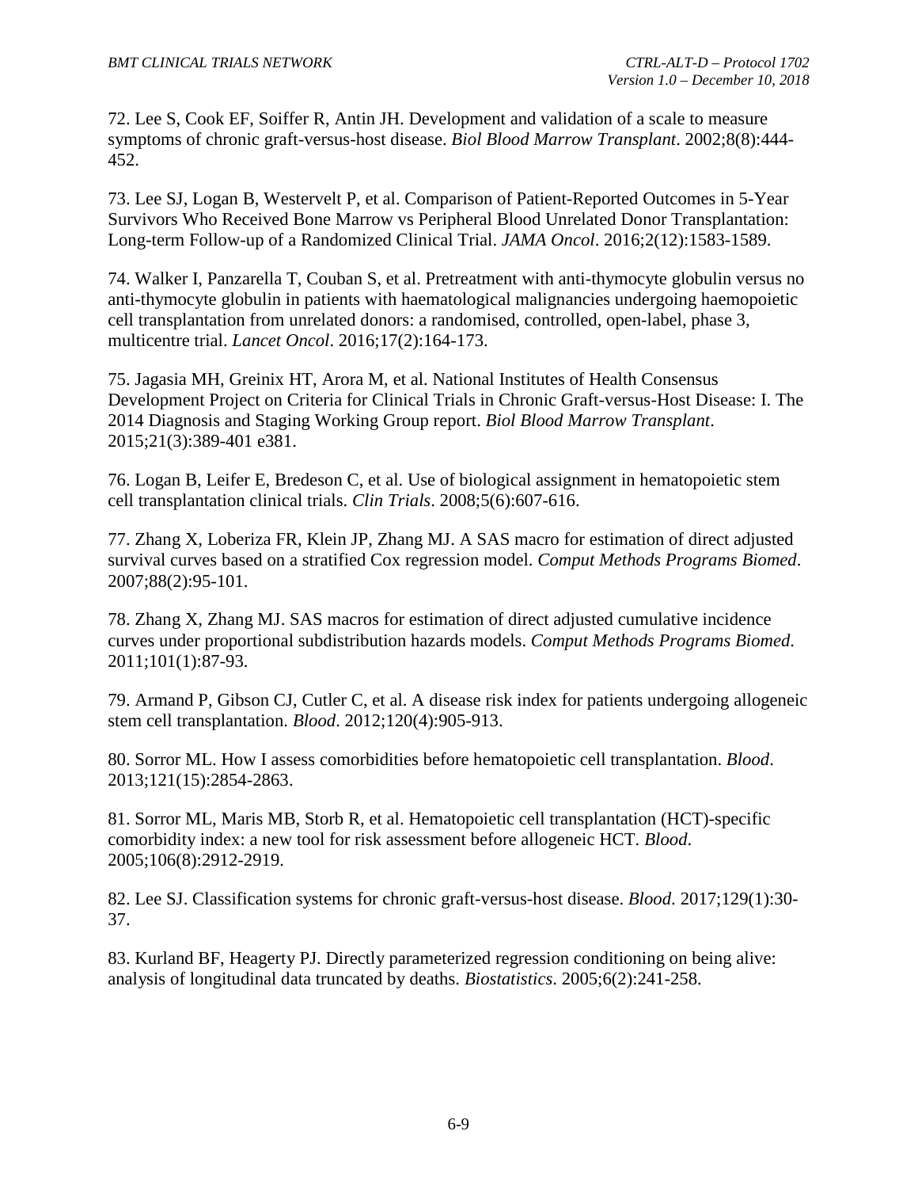72. Lee S, Cook EF, Soiffer R, Antin JH. Development and validation of a scale to measure symptoms of chronic graft-versus-host disease. *Biol Blood Marrow Transplant*. 2002;8(8):444-452.

73. Lee SJ, Logan B, Westervelt P, et al. Comparison of Patient-Reported Outcomes in 5-Year Survivors Who Received Bone Marrow vs Peripheral Blood Unrelated Donor Transplantation: Long-term Follow-up of a Randomized Clinical Trial. *JAMA Oncol*. 2016;2(12):1583-1589.

74. Walker I, Panzarella T, Couban S, et al. Pretreatment with anti-thymocyte globulin versus no anti-thymocyte globulin in patients with haematological malignancies undergoing haemopoietic cell transplantation from unrelated donors: a randomised, controlled, open-label, phase 3, multicentre trial. *Lancet Oncol*. 2016;17(2):164-173.

75. Jagasia MH, Greinix HT, Arora M, et al. National Institutes of Health Consensus Development Project on Criteria for Clinical Trials in Chronic Graft-versus-Host Disease: I. The 2014 Diagnosis and Staging Working Group report. *Biol Blood Marrow Transplant*. 2015;21(3):389-401 e381.

76. Logan B, Leifer E, Bredeson C, et al. Use of biological assignment in hematopoietic stem cell transplantation clinical trials. *Clin Trials*. 2008;5(6):607-616.

77. Zhang X, Loberiza FR, Klein JP, Zhang MJ. A SAS macro for estimation of direct adjusted survival curves based on a stratified Cox regression model. *Comput Methods Programs Biomed*. 2007;88(2):95-101.

78. Zhang X, Zhang MJ. SAS macros for estimation of direct adjusted cumulative incidence curves under proportional subdistribution hazards models. *Comput Methods Programs Biomed*. 2011;101(1):87-93.

79. Armand P, Gibson CJ, Cutler C, et al. A disease risk index for patients undergoing allogeneic stem cell transplantation. *Blood*. 2012;120(4):905-913.

80. Sorror ML. How I assess comorbidities before hematopoietic cell transplantation. *Blood*. 2013;121(15):2854-2863.

81. Sorror ML, Maris MB, Storb R, et al. Hematopoietic cell transplantation (HCT)-specific comorbidity index: a new tool for risk assessment before allogeneic HCT. *Blood*. 2005;106(8):2912-2919.

82. Lee SJ. Classification systems for chronic graft-versus-host disease. *Blood*. 2017;129(1):30-37.

83. Kurland BF, Heagerty PJ. Directly parameterized regression conditioning on being alive: analysis of longitudinal data truncated by deaths. *Biostatistics*. 2005;6(2):241-258.